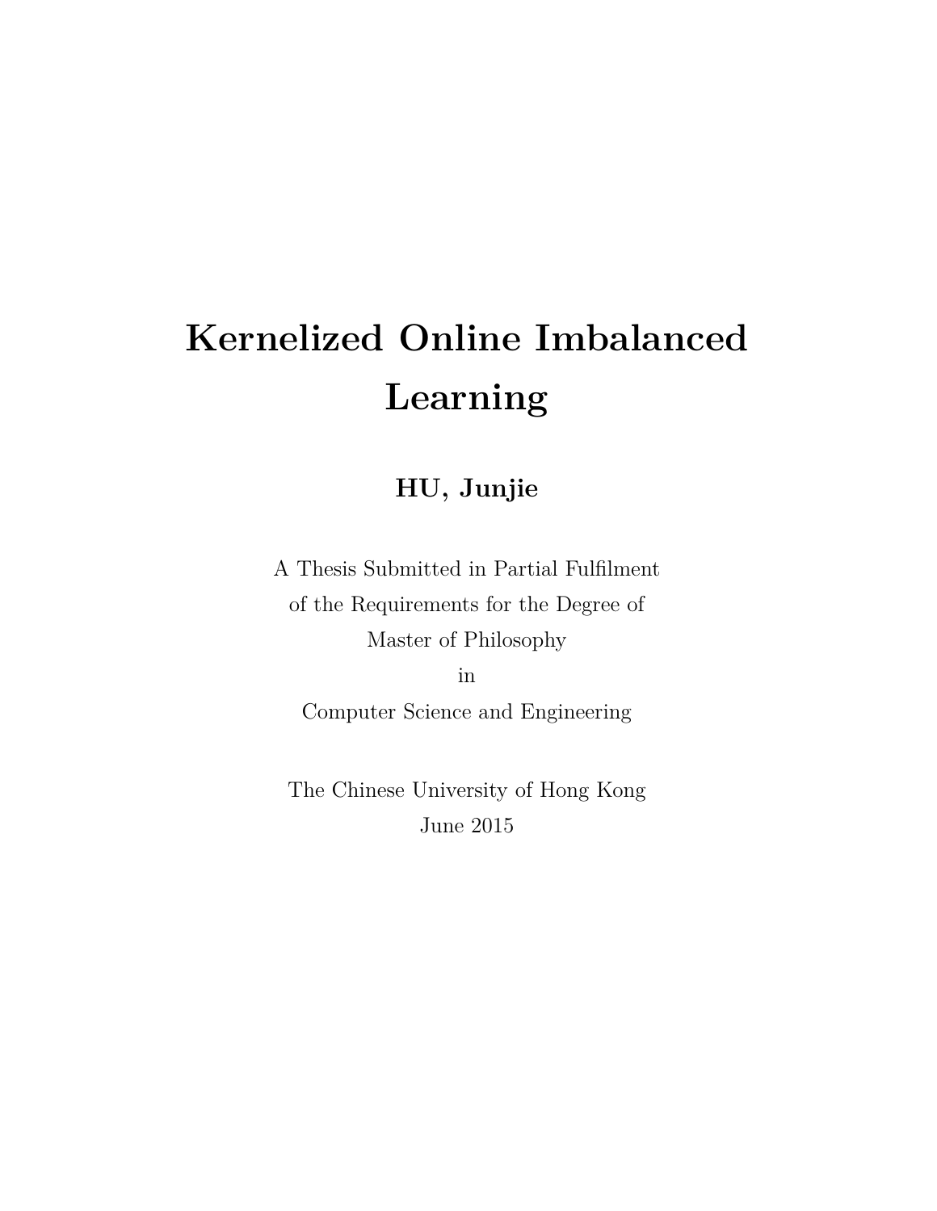# Kernelized Online Imbalanced Learning

**HU, Junjie**

A Thesis Submitted in Partial Fulfilment
of the Requirements for the Degree of
Master of Philosophy
in
Computer Science and Engineering

The Chinese University of Hong Kong
June 2015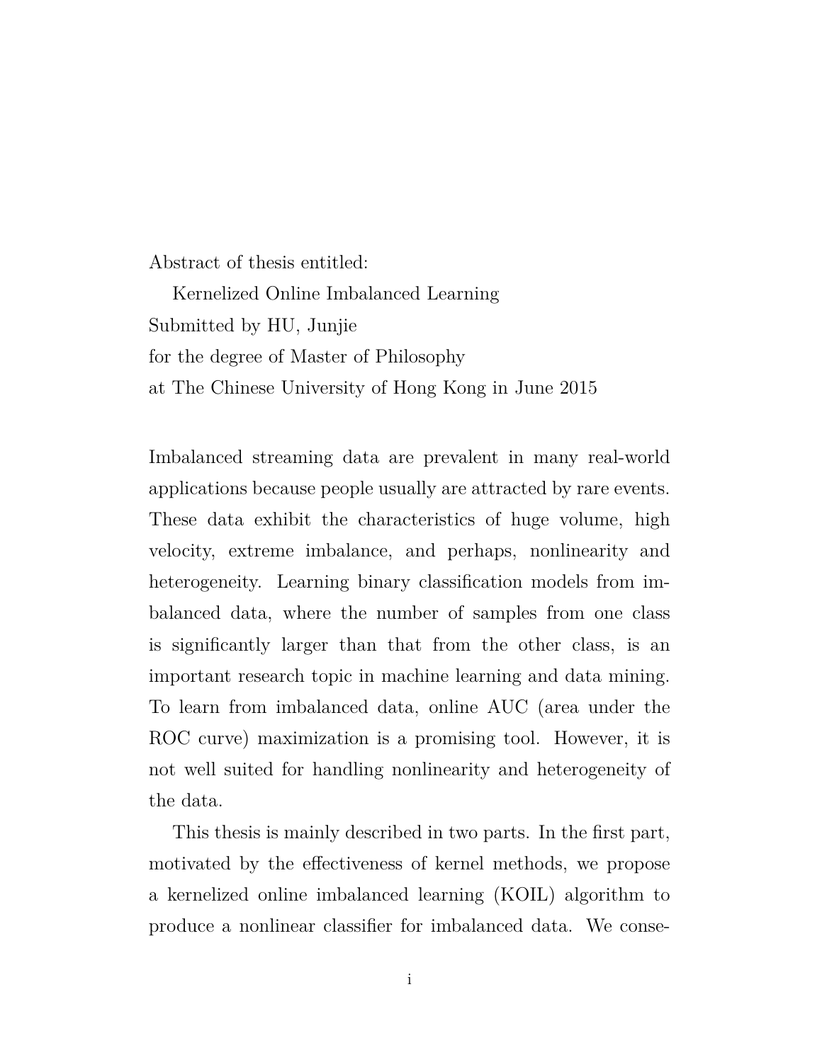Abstract of thesis entitled:

Kernelized Online Imbalanced Learning

Submitted by HU, Junjie

for the degree of Master of Philosophy

at The Chinese University of Hong Kong in June 2015

Imbalanced streaming data are prevalent in many real-world applications because people usually are attracted by rare events. These data exhibit the characteristics of huge volume, high velocity, extreme imbalance, and perhaps, nonlinearity and heterogeneity. Learning binary classification models from imbalanced data, where the number of samples from one class is significantly larger than that from the other class, is an important research topic in machine learning and data mining. To learn from imbalanced data, online AUC (area under the ROC curve) maximization is a promising tool. However, it is not well suited for handling nonlinearity and heterogeneity of the data.

This thesis is mainly described in two parts. In the first part, motivated by the effectiveness of kernel methods, we propose a kernelized online imbalanced learning (KOIL) algorithm to produce a nonlinear classifier for imbalanced data. We conse-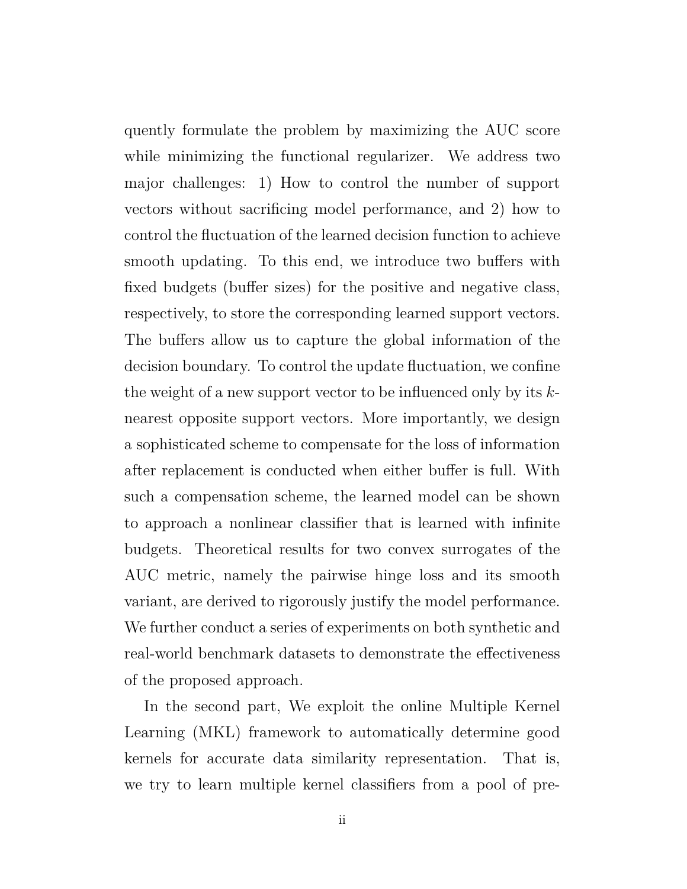quently formulate the problem by maximizing the AUC score while minimizing the functional regularizer. We address two major challenges: 1) How to control the number of support vectors without sacrificing model performance, and 2) how to control the fluctuation of the learned decision function to achieve smooth updating. To this end, we introduce two buffers with fixed budgets (buffer sizes) for the positive and negative class, respectively, to store the corresponding learned support vectors. The buffers allow us to capture the global information of the decision boundary. To control the update fluctuation, we confine the weight of a new support vector to be influenced only by its $k$-nearest opposite support vectors. More importantly, we design a sophisticated scheme to compensate for the loss of information after replacement is conducted when either buffer is full. With such a compensation scheme, the learned model can be shown to approach a nonlinear classifier that is learned with infinite budgets. Theoretical results for two convex surrogates of the AUC metric, namely the pairwise hinge loss and its smooth variant, are derived to rigorously justify the model performance. We further conduct a series of experiments on both synthetic and real-world benchmark datasets to demonstrate the effectiveness of the proposed approach.

In the second part, We exploit the online Multiple Kernel Learning (MKL) framework to automatically determine good kernels for accurate data similarity representation. That is, we try to learn multiple kernel classifiers from a pool of pre-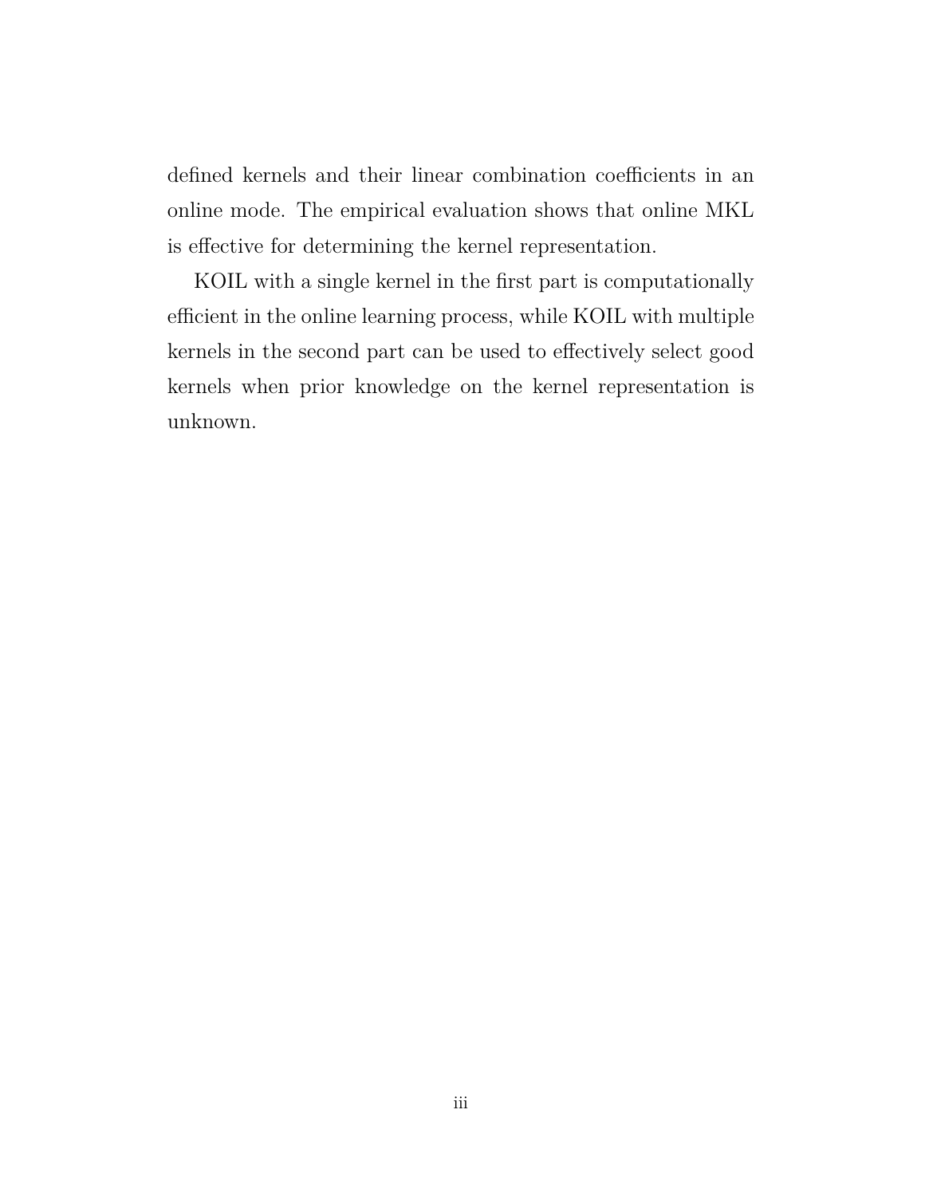defined kernels and their linear combination coefficients in an online mode. The empirical evaluation shows that online MKL is effective for determining the kernel representation.

KOIL with a single kernel in the first part is computationally efficient in the online learning process, while KOIL with multiple kernels in the second part can be used to effectively select good kernels when prior knowledge on the kernel representation is unknown.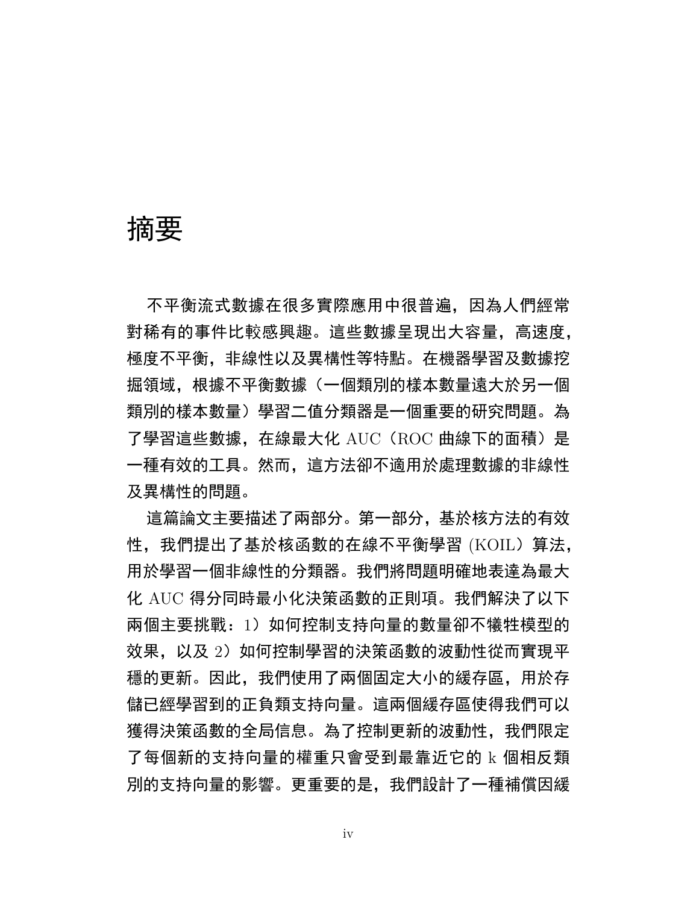# 摘要

不平衡流式數據在很多實際應用中很普遍，因為人們經常對稀有的事件比較感興趣。這些數據呈現出大容量，高速度，極度不平衡，非線性以及異構性等特點。在機器學習及數據挖掘領域，根據不平衡數據（一個類別的樣本數量遠大於另一個類別的樣本數量）學習二值分類器是一個重要的研究問題。為了學習這些數據，在線最大化 AUC（ROC 曲線下的面積）是一種有效的工具。然而，這方法卻不適用於處理數據的非線性及異構性的問題。

這篇論文主要描述了兩部分。第一部分，基於核方法的有效性，我們提出了基於核函數的在線不平衡學習 (KOIL）算法，用於學習一個非線性的分類器。我們將問題明確地表達為最大化 AUC 得分同時最小化決策函數的正則項。我們解決了以下兩個主要挑戰：1）如何控制支持向量的數量卻不犧牲模型的效果，以及 2）如何控制學習的決策函數的波動性從而實現平穩的更新。因此，我們使用了兩個固定大小的緩存區，用於存儲已經學習到的正負類支持向量。這兩個緩存區使得我們可以獲得決策函數的全局信息。為了控制更新的波動性，我們限定了每個新的支持向量的權重只會受到最靠近它的 k 個相反類別的支持向量的影響。更重要的是，我們設計了一種補償因緩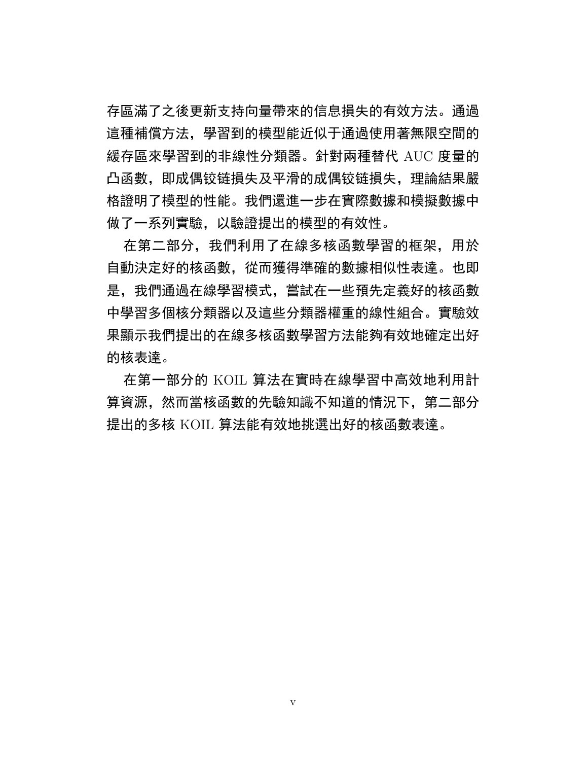存區滿了之後更新支持向量帶來的信息損失的有效方法。通過這種補償方法，學習到的模型能近似于通過使用著無限空間的緩存區來學習到的非線性分類器。針對兩種替代 AUC 度量的凸函數，即成偶铰链損失及平滑的成偶铰链損失，理論結果嚴格證明了模型的性能。我們還進一步在實際數據和模擬數據中做了一系列實驗，以驗證提出的模型的有效性。

在第二部分，我們利用了在線多核函數學習的框架，用於自動決定好的核函數，從而獲得準確的數據相似性表達。也即是，我們通過在線學習模式，嘗試在一些預先定義好的核函數中學習多個核分類器以及這些分類器權重的線性組合。實驗效果顯示我們提出的在線多核函數學習方法能夠有效地確定出好的核表達。

在第一部分的 KOIL 算法在實時在線學習中高效地利用計算資源，然而當核函數的先驗知識不知道的情況下，第二部分提出的多核 KOIL 算法能有效地挑選出好的核函數表達。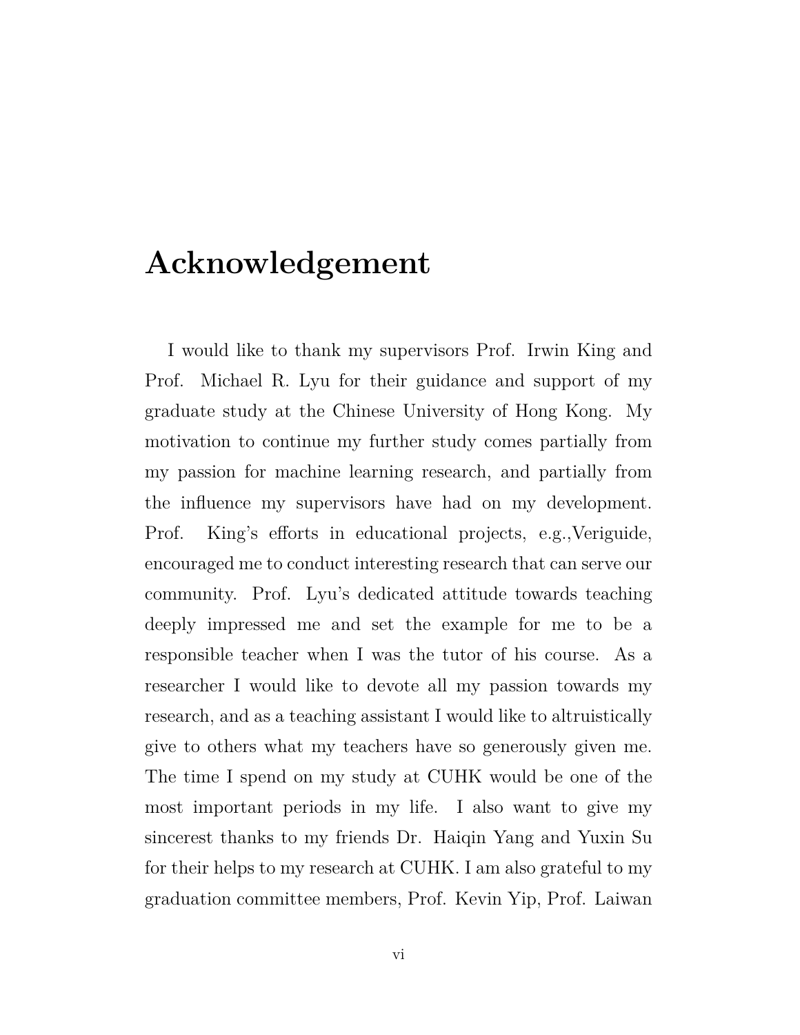# Acknowledgement

I would like to thank my supervisors Prof. Irwin King and Prof. Michael R. Lyu for their guidance and support of my graduate study at the Chinese University of Hong Kong. My motivation to continue my further study comes partially from my passion for machine learning research, and partially from the influence my supervisors have had on my development. Prof. King's efforts in educational projects, e.g.,Veriguide, encouraged me to conduct interesting research that can serve our community. Prof. Lyu's dedicated attitude towards teaching deeply impressed me and set the example for me to be a responsible teacher when I was the tutor of his course. As a researcher I would like to devote all my passion towards my research, and as a teaching assistant I would like to altruistically give to others what my teachers have so generously given me. The time I spend on my study at CUHK would be one of the most important periods in my life. I also want to give my sincerest thanks to my friends Dr. Haiqin Yang and Yuxin Su for their helps to my research at CUHK. I am also grateful to my graduation committee members, Prof. Kevin Yip, Prof. Laiwan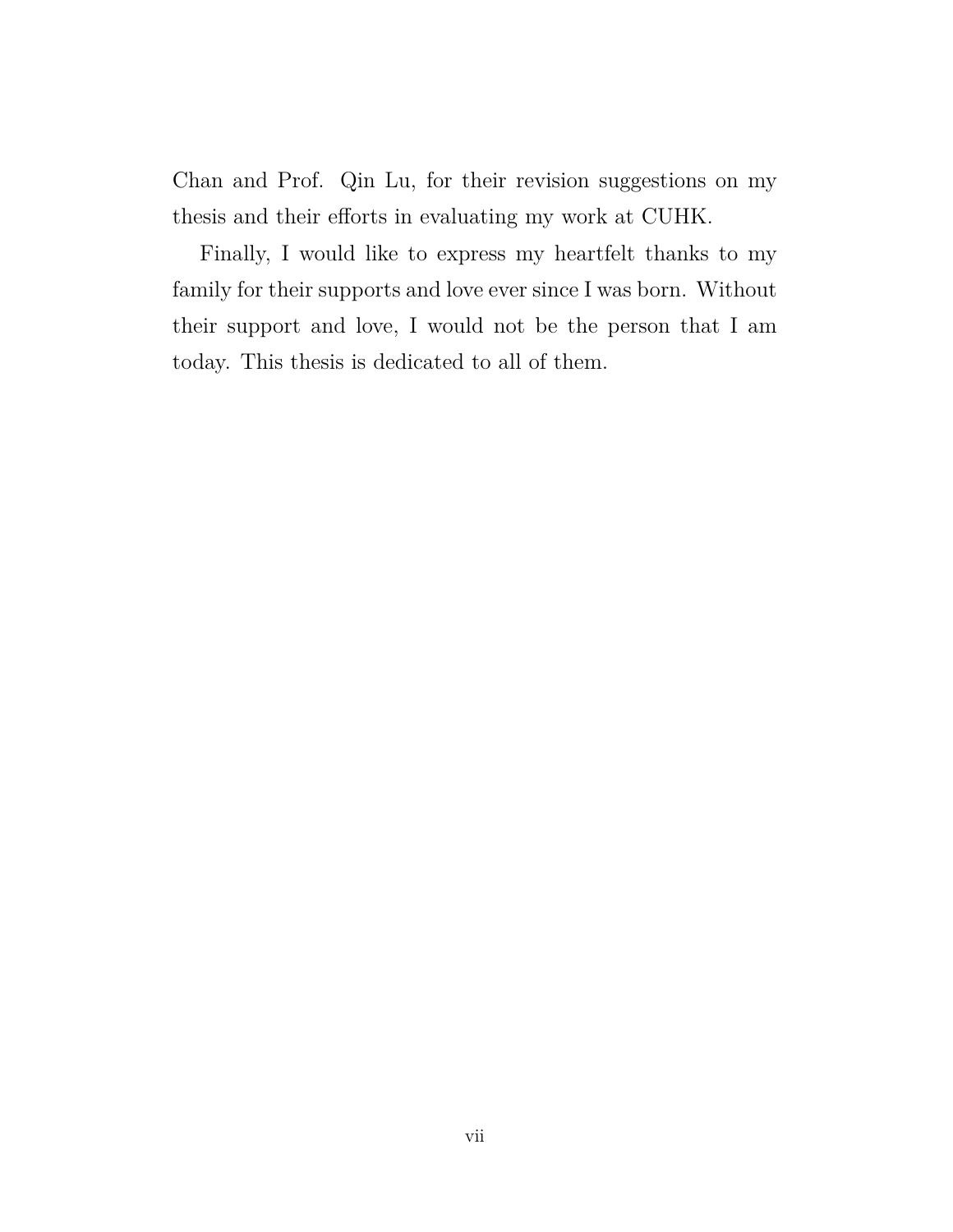Chan and Prof. Qin Lu, for their revision suggestions on my thesis and their efforts in evaluating my work at CUHK.

Finally, I would like to express my heartfelt thanks to my family for their supports and love ever since I was born. Without their support and love, I would not be the person that I am today. This thesis is dedicated to all of them.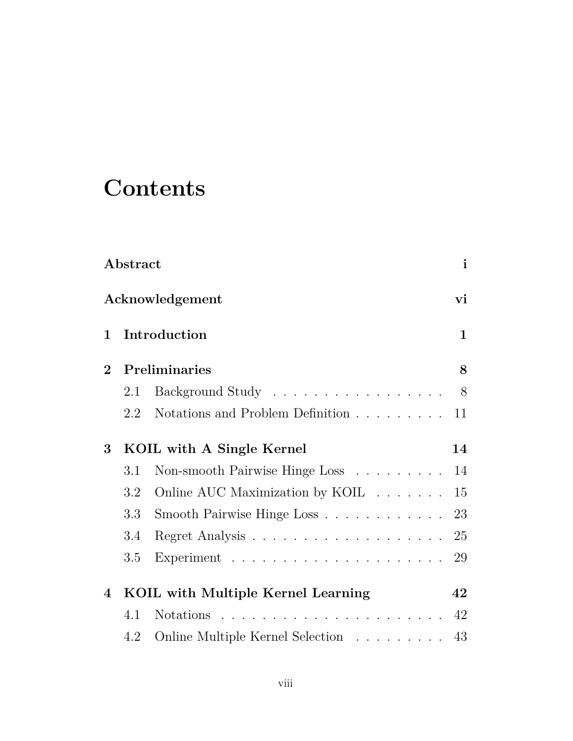# Contents

| | | |
|---|---|---|
| **Abstract** | | **i** |
| **Acknowledgement** | | **vi** |
| **1** | **Introduction** | **1** |
| **2** | **Preliminaries** | **8** |
| | 2.1 Background Study | 8 |
| | 2.2 Notations and Problem Definition | 11 |
| **3** | **KOIL with A Single Kernel** | **14** |
| | 3.1 Non-smooth Pairwise Hinge Loss | 14 |
| | 3.2 Online AUC Maximization by KOIL | 15 |
| | 3.3 Smooth Pairwise Hinge Loss | 23 |
| | 3.4 Regret Analysis | 25 |
| | 3.5 Experiment | 29 |
| **4** | **KOIL with Multiple Kernel Learning** | **42** |
| | 4.1 Notations | 42 |
| | 4.2 Online Multiple Kernel Selection | 43 |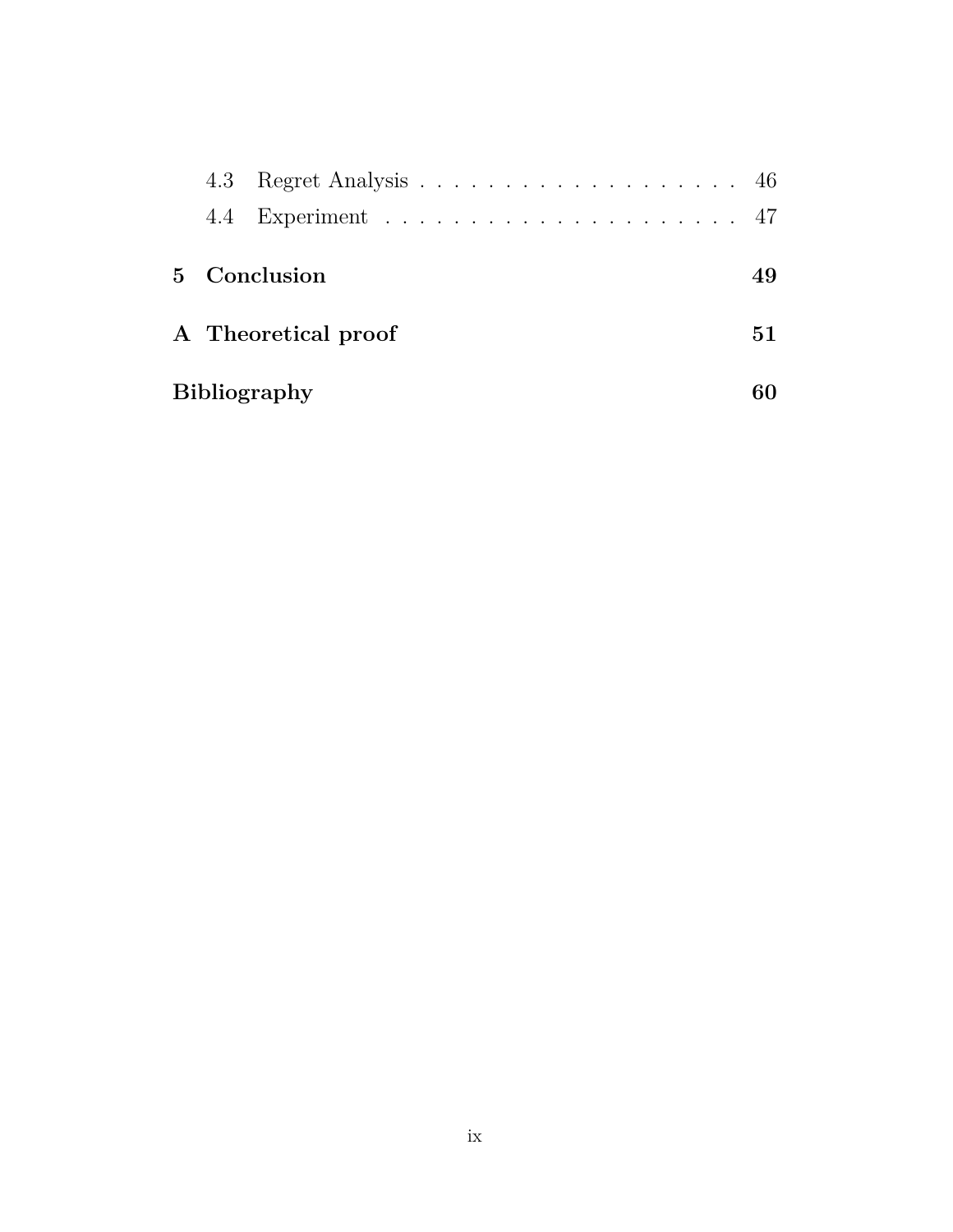4.3 Regret Analysis . . . . . . . . . . . . . . . . . . . . 46

4.4 Experiment . . . . . . . . . . . . . . . . . . . . . 47

**5 Conclusion** **49**

**A Theoretical proof** **51**

**Bibliography** **60**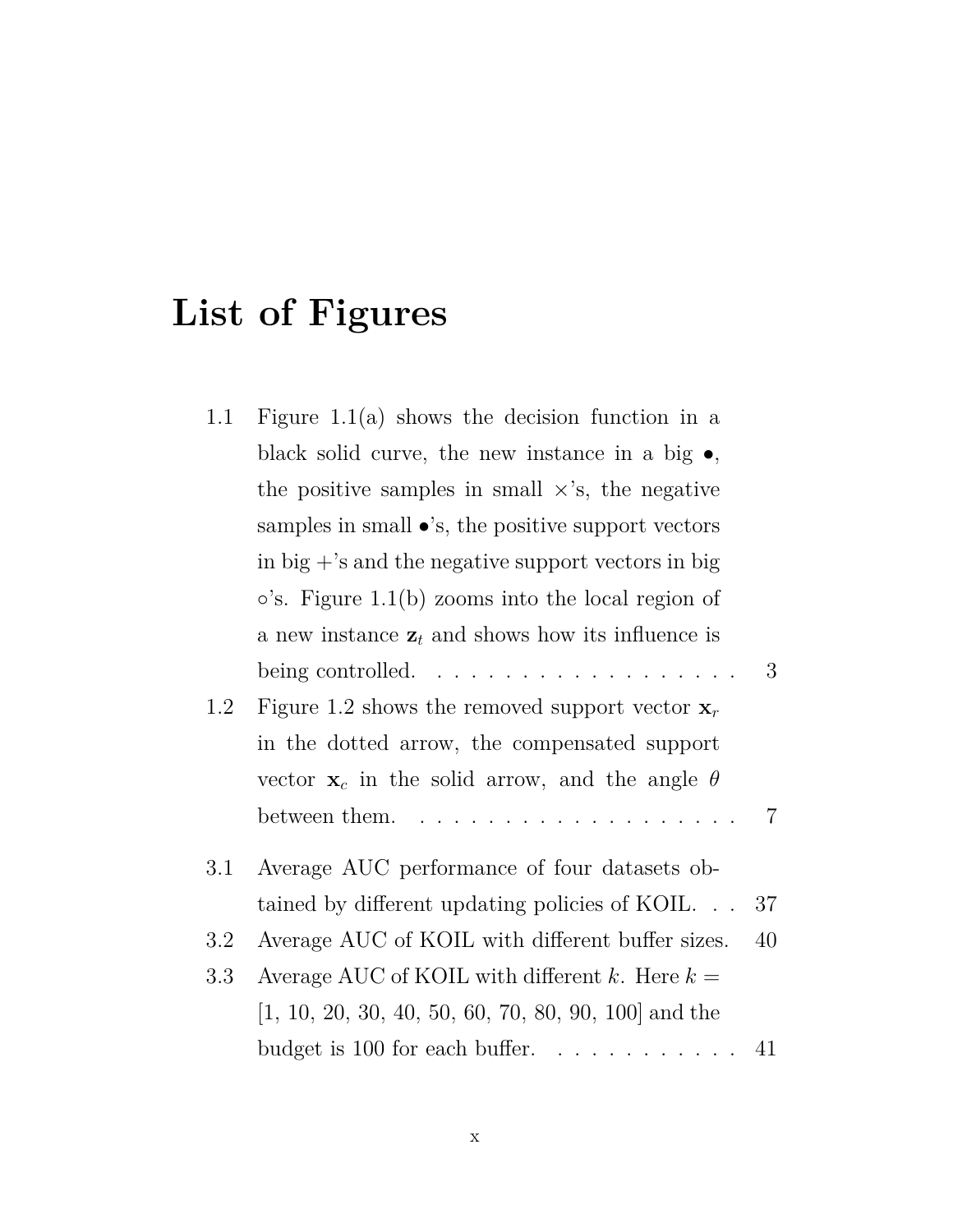# List of Figures

1.1 Figure 1.1(a) shows the decision function in a black solid curve, the new instance in a big $\bullet$, the positive samples in small $\times$'s, the negative samples in small $\bullet$'s, the positive support vectors in big $+$'s and the negative support vectors in big $\circ$'s. Figure 1.1(b) zooms into the local region of a new instance $\mathbf{z}_t$ and shows how its influence is being controlled. . . . . . . . . . . . . . . . . . . 3

1.2 Figure 1.2 shows the removed support vector $\mathbf{x}_r$ in the dotted arrow, the compensated support vector $\mathbf{x}_c$ in the solid arrow, and the angle $\theta$ between them. . . . . . . . . . . . . . . . . . . . 7

3.1 Average AUC performance of four datasets obtained by different updating policies of KOIL. . . 37

3.2 Average AUC of KOIL with different buffer sizes. 40

3.3 Average AUC of KOIL with different $k$. Here $k =$ [1, 10, 20, 30, 40, 50, 60, 70, 80, 90, 100] and the budget is 100 for each buffer. . . . . . . . . . . . 41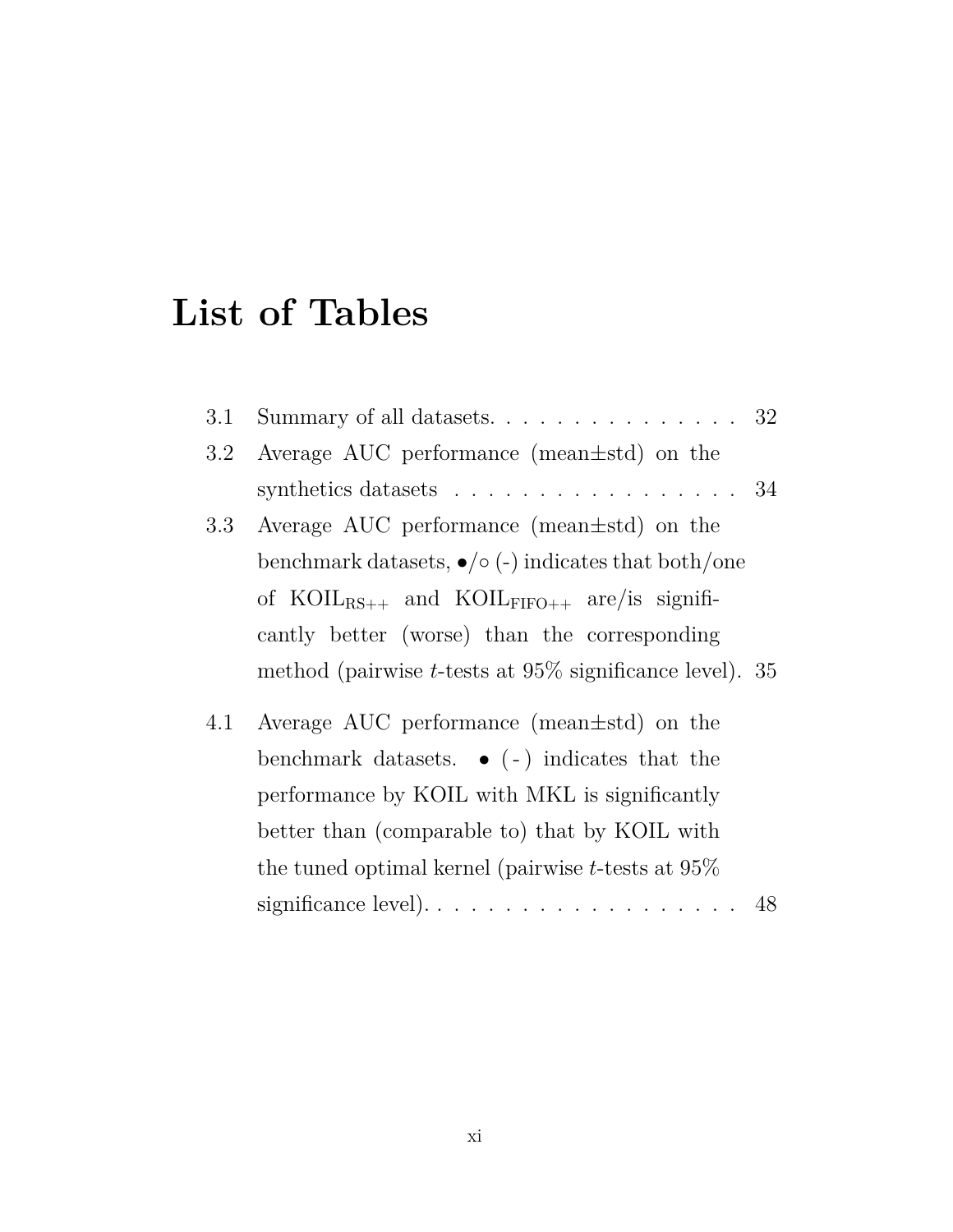# List of Tables

3.1 Summary of all datasets. . . . . . . . . . . . . . . . 32

3.2 Average AUC performance (mean$\pm$std) on the synthetics datasets . . . . . . . . . . . . . . . . . . 34

3.3 Average AUC performance (mean$\pm$std) on the benchmark datasets, $\bullet$/$\circ$ (-) indicates that both/one of $\text{KOIL}_{\text{RS++}}$ and $\text{KOIL}_{\text{FIFO++}}$ are/is significantly better (worse) than the corresponding method (pairwise $t$-tests at 95% significance level). 35

4.1 Average AUC performance (mean$\pm$std) on the benchmark datasets. $\bullet$ (-) indicates that the performance by KOIL with MKL is significantly better than (comparable to) that by KOIL with the tuned optimal kernel (pairwise $t$-tests at 95% significance level). . . . . . . . . . . . . . . . . . . 48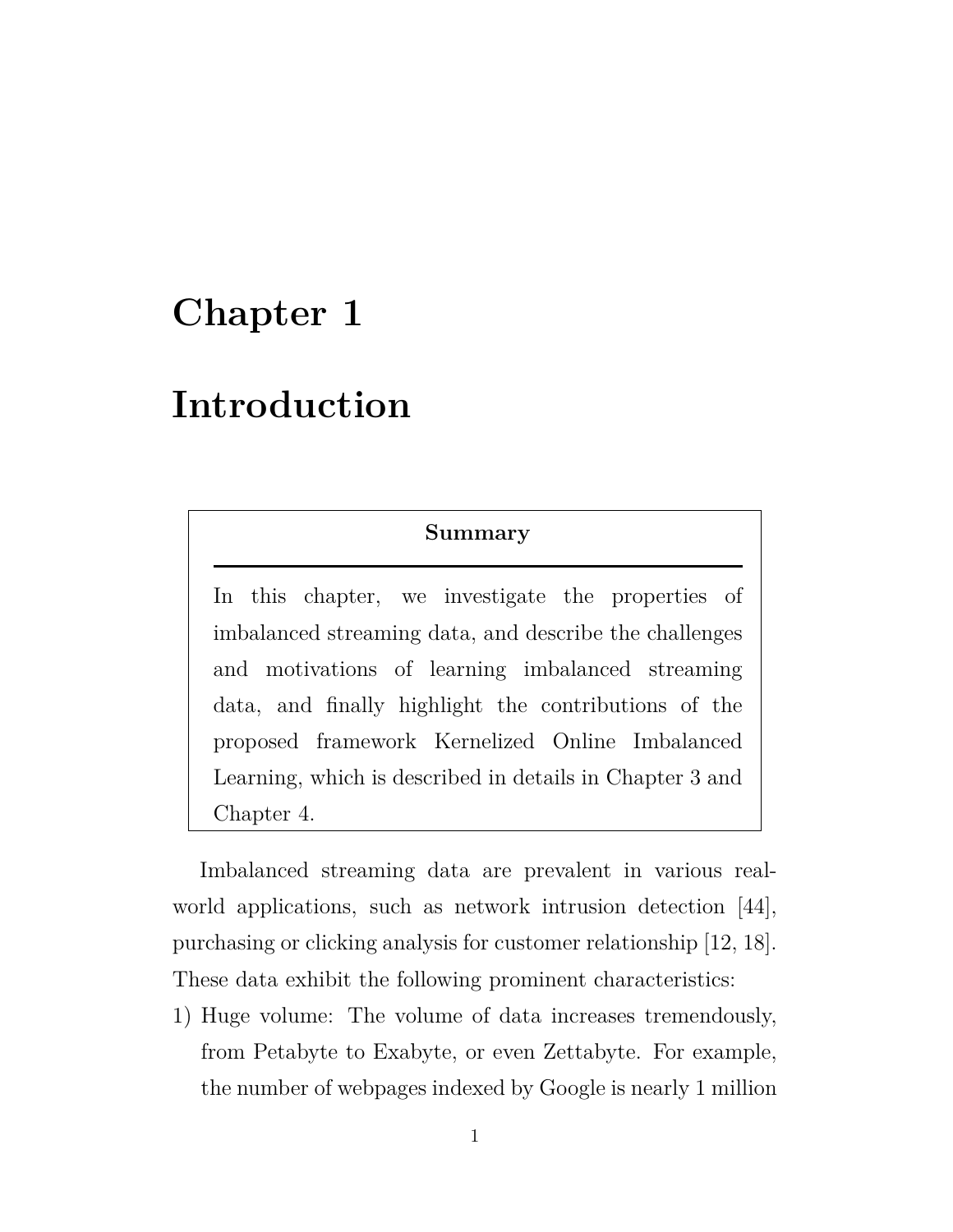# Chapter 1

# Introduction

**Summary**

In this chapter, we investigate the properties of imbalanced streaming data, and describe the challenges and motivations of learning imbalanced streaming data, and finally highlight the contributions of the proposed framework Kernelized Online Imbalanced Learning, which is described in details in Chapter 3 and Chapter 4.

Imbalanced streaming data are prevalent in various real-world applications, such as network intrusion detection [44], purchasing or clicking analysis for customer relationship [12, 18]. These data exhibit the following prominent characteristics:

1) Huge volume: The volume of data increases tremendously, from Petabyte to Exabyte, or even Zettabyte. For example, the number of webpages indexed by Google is nearly 1 million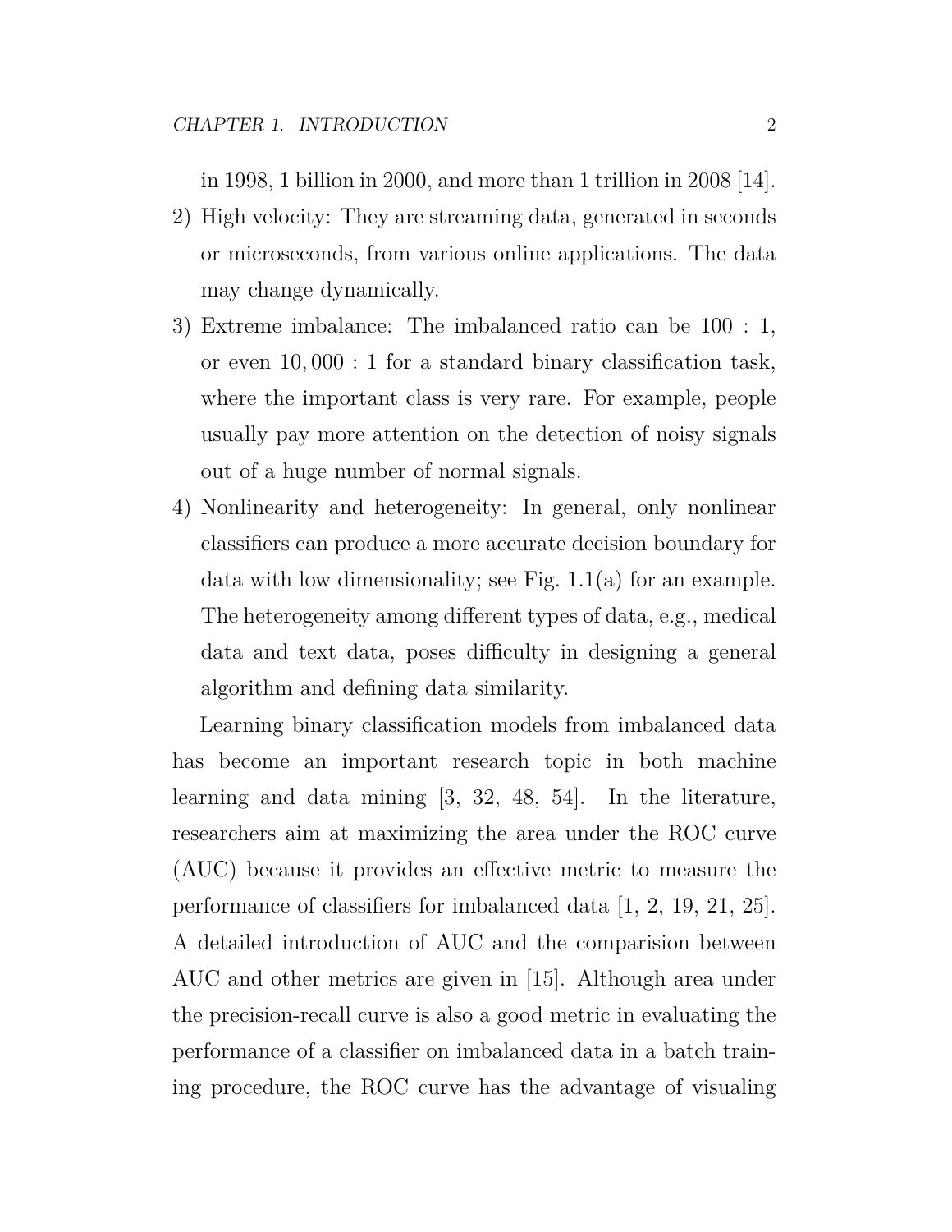in 1998, 1 billion in 2000, and more than 1 trillion in 2008 [14].

2) High velocity: They are streaming data, generated in seconds or microseconds, from various online applications. The data may change dynamically.
3) Extreme imbalance: The imbalanced ratio can be $100 : 1$, or even $10,000 : 1$ for a standard binary classification task, where the important class is very rare. For example, people usually pay more attention on the detection of noisy signals out of a huge number of normal signals.
4) Nonlinearity and heterogeneity: In general, only nonlinear classifiers can produce a more accurate decision boundary for data with low dimensionality; see Fig. 1.1(a) for an example. The heterogeneity among different types of data, e.g., medical data and text data, poses difficulty in designing a general algorithm and defining data similarity.

Learning binary classification models from imbalanced data has become an important research topic in both machine learning and data mining [3, 32, 48, 54]. In the literature, researchers aim at maximizing the area under the ROC curve (AUC) because it provides an effective metric to measure the performance of classifiers for imbalanced data [1, 2, 19, 21, 25]. A detailed introduction of AUC and the comparision between AUC and other metrics are given in [15]. Although area under the precision-recall curve is also a good metric in evaluating the performance of a classifier on imbalanced data in a batch training procedure, the ROC curve has the advantage of visualing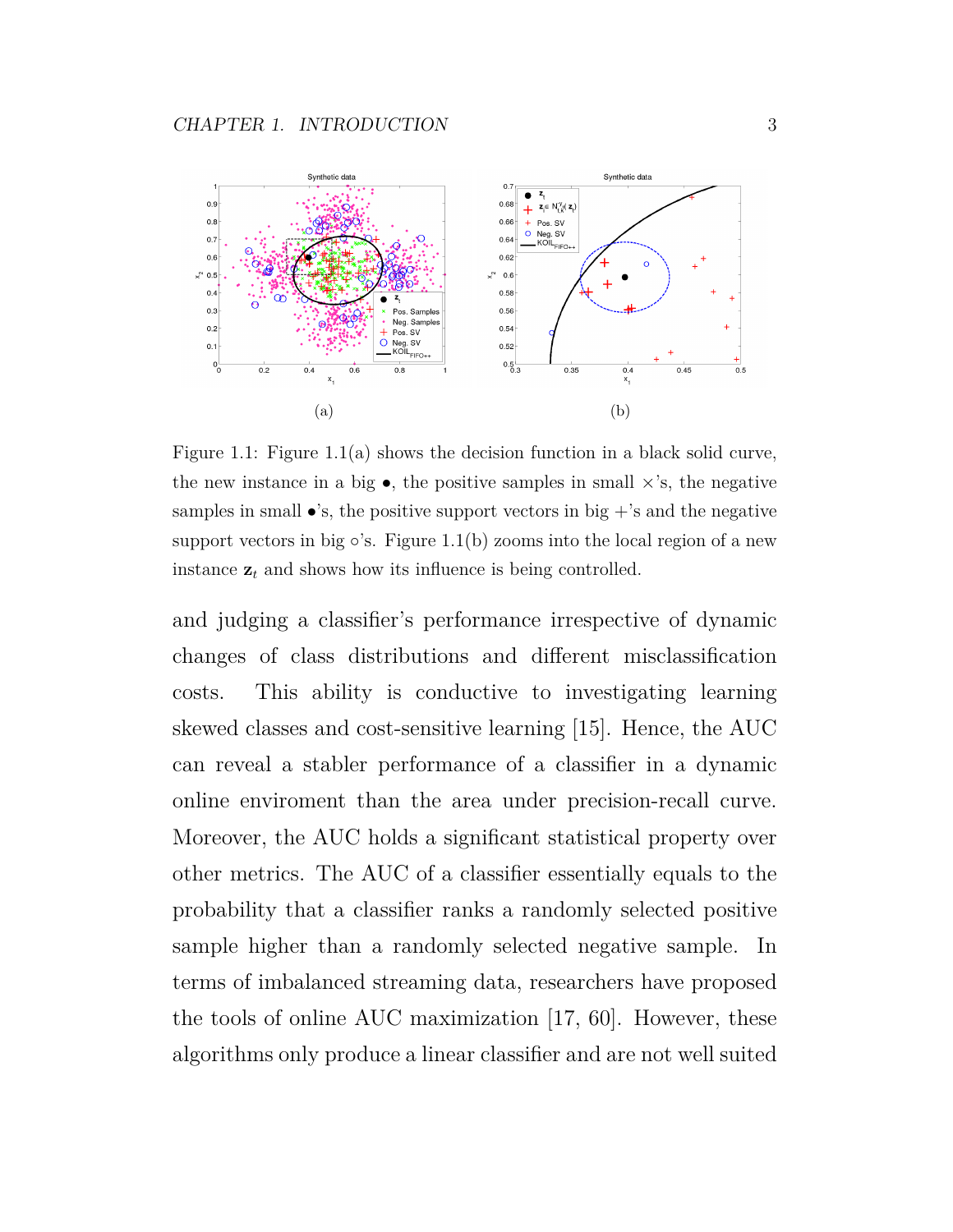Figure 1.1: Figure 1.1(a) shows the decision function in a black solid curve, the new instance in a big •, the positive samples in small ×'s, the negative samples in small •'s, the positive support vectors in big +'s and the negative support vectors in big ◦'s. Figure 1.1(b) zooms into the local region of a new instance $\mathbf{z}_t$ and shows how its influence is being controlled.

and judging a classifier's performance irrespective of dynamic changes of class distributions and different misclassification costs. This ability is conductive to investigating learning skewed classes and cost-sensitive learning [15]. Hence, the AUC can reveal a stabler performance of a classifier in a dynamic online enviroment than the area under precision-recall curve. Moreover, the AUC holds a significant statistical property over other metrics. The AUC of a classifier essentially equals to the probability that a classifier ranks a randomly selected positive sample higher than a randomly selected negative sample. In terms of imbalanced streaming data, researchers have proposed the tools of online AUC maximization [17, 60]. However, these algorithms only produce a linear classifier and are not well suited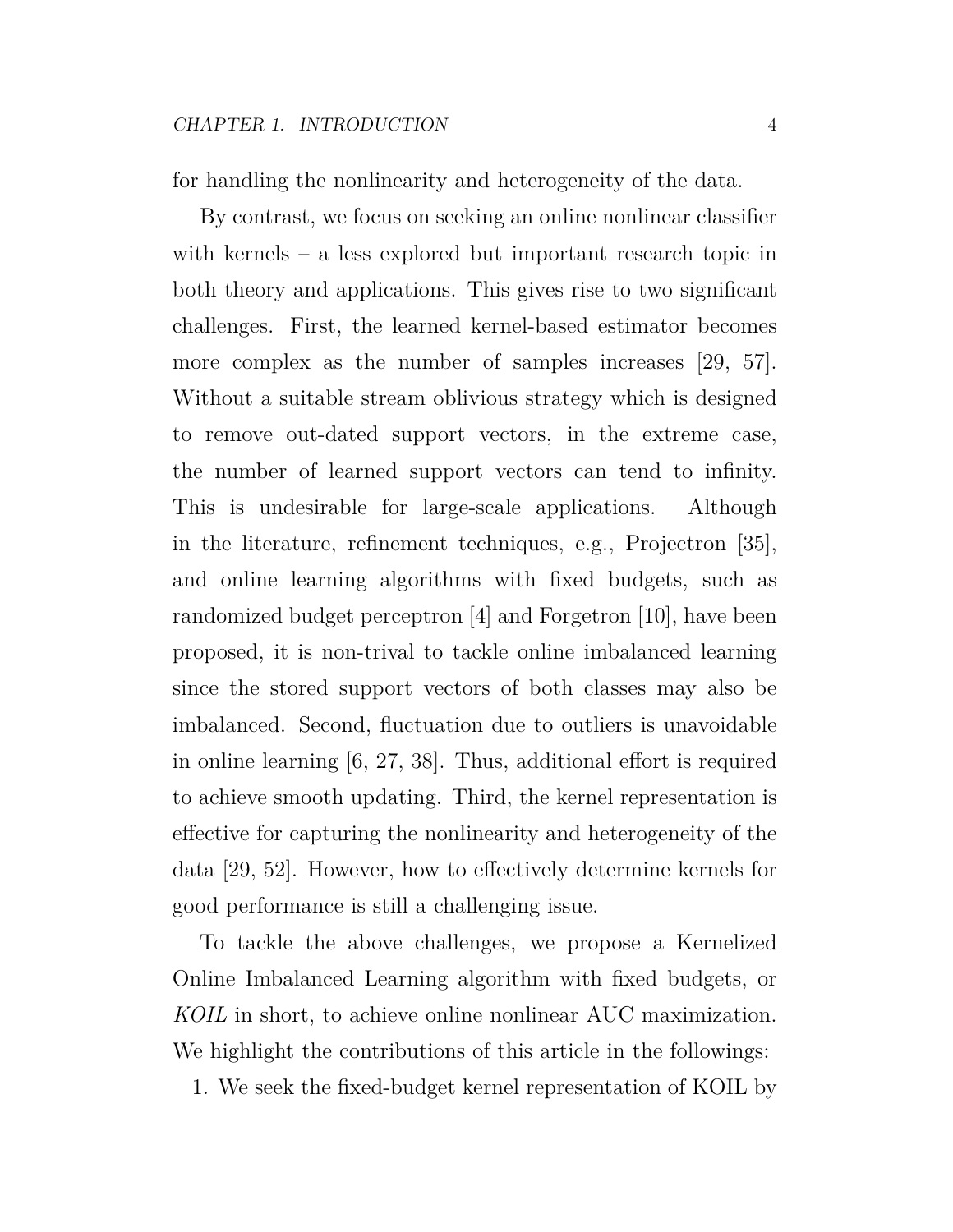for handling the nonlinearity and heterogeneity of the data.

By contrast, we focus on seeking an online nonlinear classifier with kernels – a less explored but important research topic in both theory and applications. This gives rise to two significant challenges. First, the learned kernel-based estimator becomes more complex as the number of samples increases [29, 57]. Without a suitable stream oblivious strategy which is designed to remove out-dated support vectors, in the extreme case, the number of learned support vectors can tend to infinity. This is undesirable for large-scale applications. Although in the literature, refinement techniques, e.g., Projectron [35], and online learning algorithms with fixed budgets, such as randomized budget perceptron [4] and Forgetron [10], have been proposed, it is non-trival to tackle online imbalanced learning since the stored support vectors of both classes may also be imbalanced. Second, fluctuation due to outliers is unavoidable in online learning [6, 27, 38]. Thus, additional effort is required to achieve smooth updating. Third, the kernel representation is effective for capturing the nonlinearity and heterogeneity of the data [29, 52]. However, how to effectively determine kernels for good performance is still a challenging issue.

To tackle the above challenges, we propose a Kernelized Online Imbalanced Learning algorithm with fixed budgets, or *KOIL* in short, to achieve online nonlinear AUC maximization. We highlight the contributions of this article in the followings:

1. We seek the fixed-budget kernel representation of KOIL by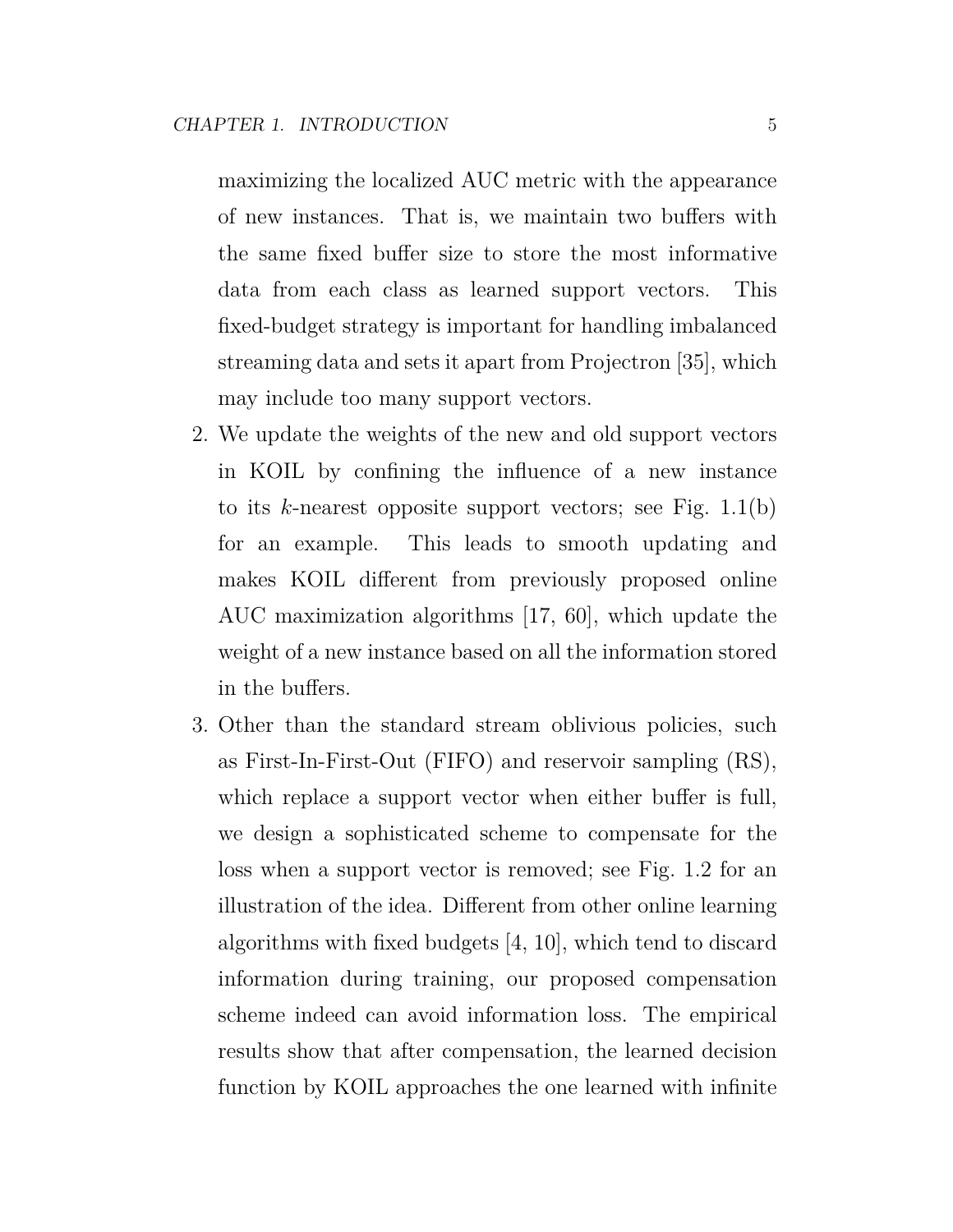maximizing the localized AUC metric with the appearance of new instances. That is, we maintain two buffers with the same fixed buffer size to store the most informative data from each class as learned support vectors. This fixed-budget strategy is important for handling imbalanced streaming data and sets it apart from Projectron [35], which may include too many support vectors.

2. We update the weights of the new and old support vectors in KOIL by confining the influence of a new instance to its $k$-nearest opposite support vectors; see Fig. 1.1(b) for an example. This leads to smooth updating and makes KOIL different from previously proposed online AUC maximization algorithms [17, 60], which update the weight of a new instance based on all the information stored in the buffers.
3. Other than the standard stream oblivious policies, such as First-In-First-Out (FIFO) and reservoir sampling (RS), which replace a support vector when either buffer is full, we design a sophisticated scheme to compensate for the loss when a support vector is removed; see Fig. 1.2 for an illustration of the idea. Different from other online learning algorithms with fixed budgets [4, 10], which tend to discard information during training, our proposed compensation scheme indeed can avoid information loss. The empirical results show that after compensation, the learned decision function by KOIL approaches the one learned with infinite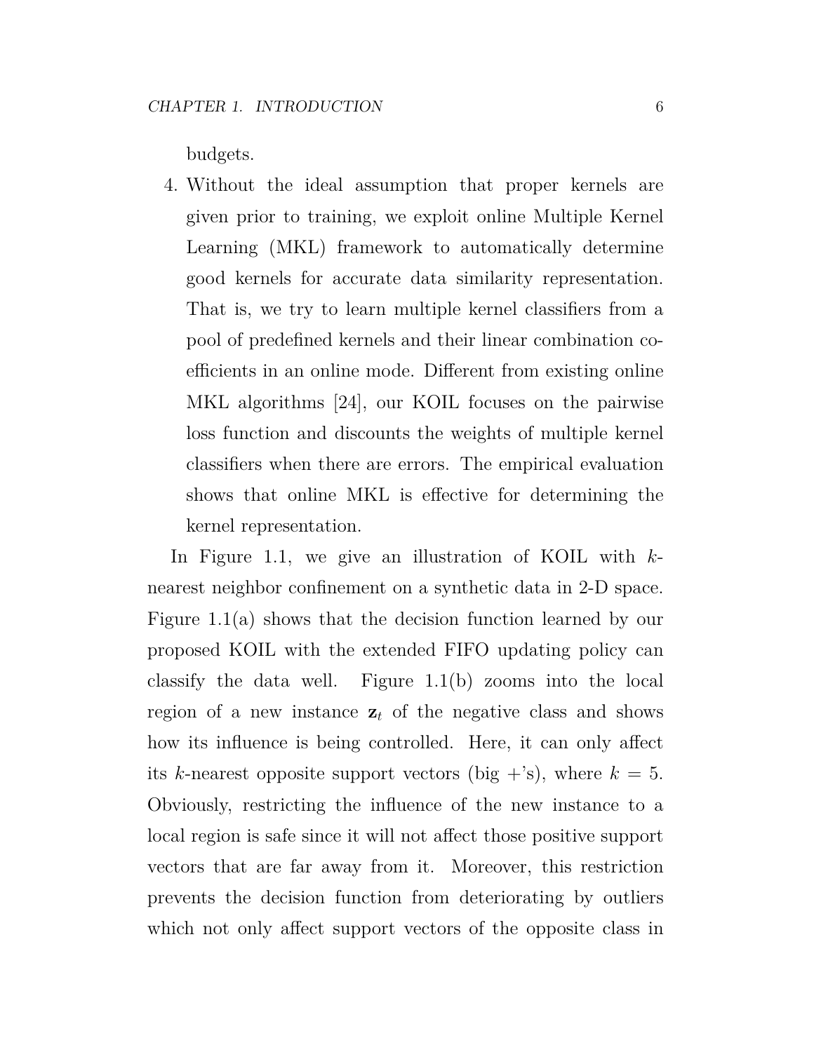budgets.

4. Without the ideal assumption that proper kernels are given prior to training, we exploit online Multiple Kernel Learning (MKL) framework to automatically determine good kernels for accurate data similarity representation. That is, we try to learn multiple kernel classifiers from a pool of predefined kernels and their linear combination coefficients in an online mode. Different from existing online MKL algorithms [24], our KOIL focuses on the pairwise loss function and discounts the weights of multiple kernel classifiers when there are errors. The empirical evaluation shows that online MKL is effective for determining the kernel representation.

In Figure 1.1, we give an illustration of KOIL with $k$-nearest neighbor confinement on a synthetic data in 2-D space. Figure 1.1(a) shows that the decision function learned by our proposed KOIL with the extended FIFO updating policy can classify the data well. Figure 1.1(b) zooms into the local region of a new instance $\mathbf{z}_t$ of the negative class and shows how its influence is being controlled. Here, it can only affect its $k$-nearest opposite support vectors (big $+$'s), where $k = 5$. Obviously, restricting the influence of the new instance to a local region is safe since it will not affect those positive support vectors that are far away from it. Moreover, this restriction prevents the decision function from deteriorating by outliers which not only affect support vectors of the opposite class in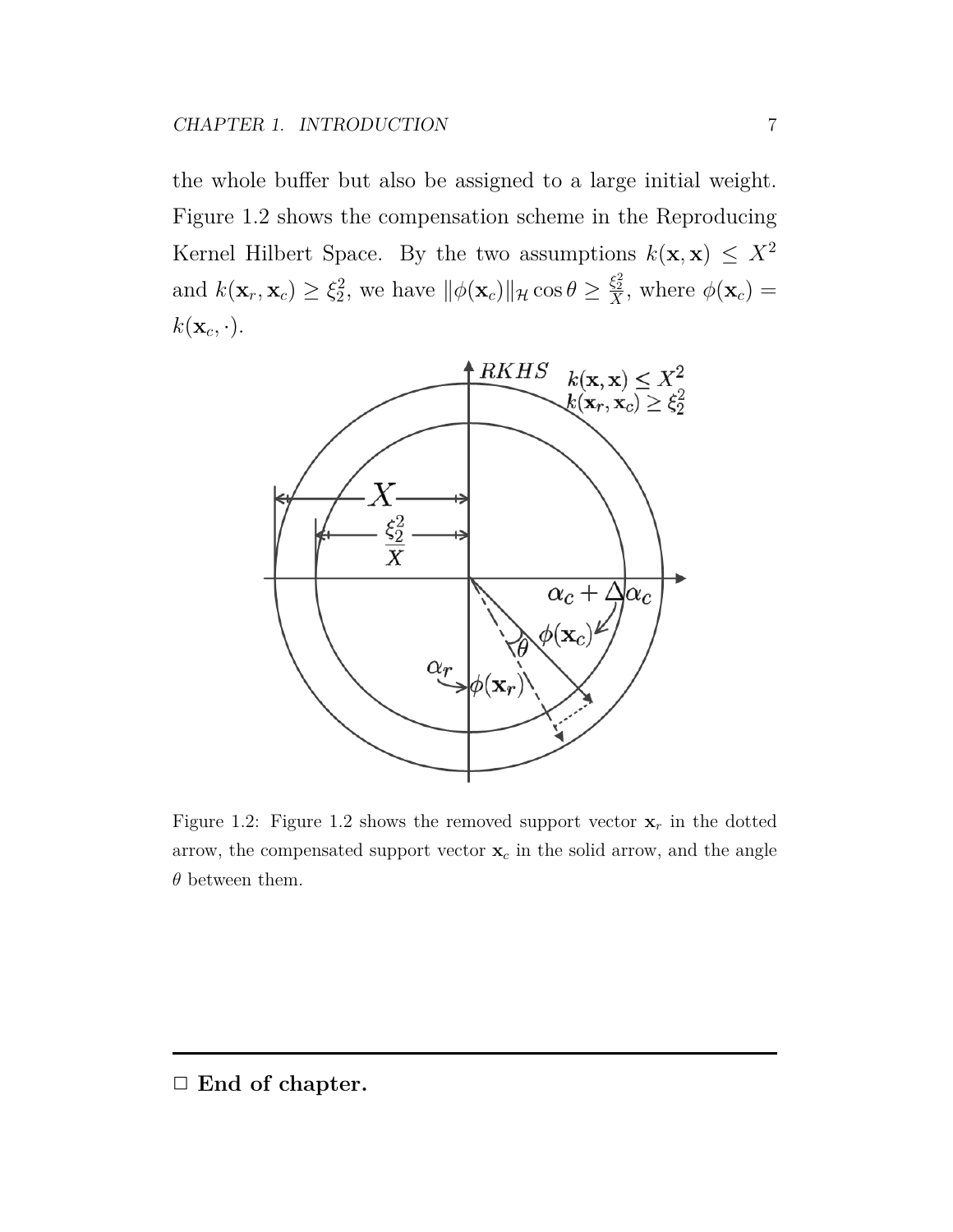the whole buffer but also be assigned to a large initial weight. Figure 1.2 shows the compensation scheme in the Reproducing Kernel Hilbert Space. By the two assumptions $k(\mathbf{x}, \mathbf{x}) \leq X^2$ and $k(\mathbf{x}_r, \mathbf{x}_c) \geq \xi_2^2$, we have $\|\phi(\mathbf{x}_c)\|_{\mathcal{H}} \cos\theta \geq \frac{\xi_2^2}{X}$, where $\phi(\mathbf{x}_c) = k(\mathbf{x}_c, \cdot)$.

Figure 1.2: Figure 1.2 shows the removed support vector $\mathbf{x}_r$ in the dotted arrow, the compensated support vector $\mathbf{x}_c$ in the solid arrow, and the angle $\theta$ between them.

□ **End of chapter.**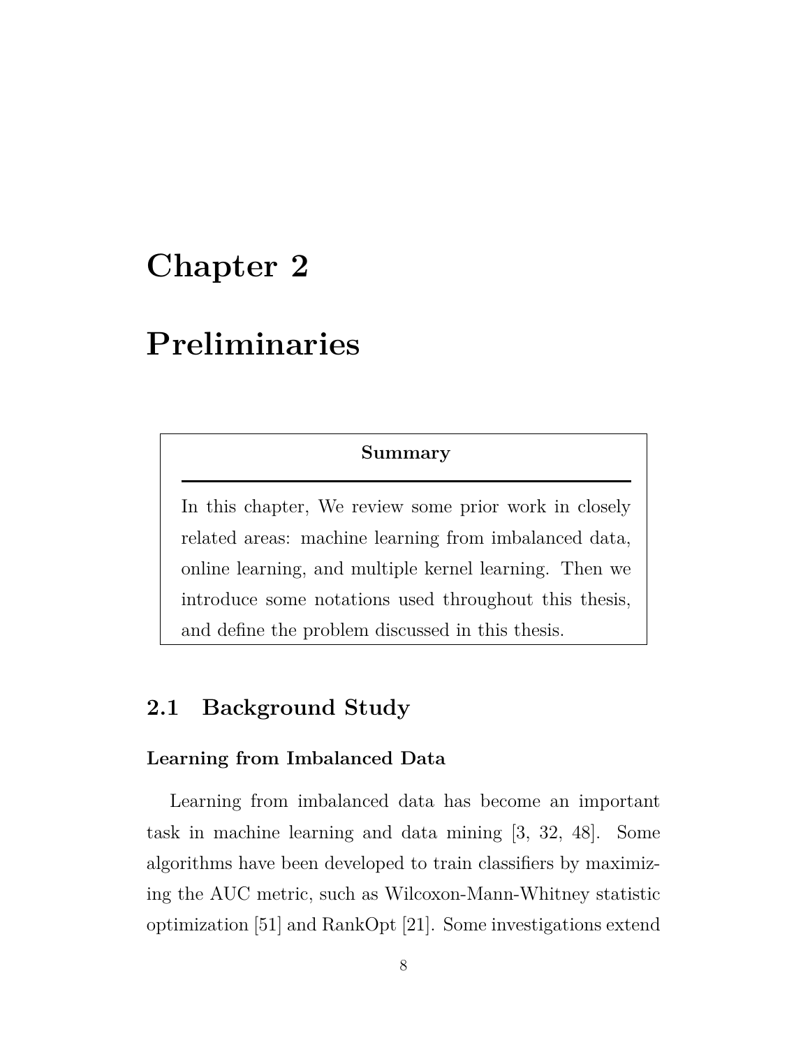# Chapter 2

# Preliminaries

**Summary**

In this chapter, We review some prior work in closely related areas: machine learning from imbalanced data, online learning, and multiple kernel learning. Then we introduce some notations used throughout this thesis, and define the problem discussed in this thesis.

## 2.1 Background Study

### Learning from Imbalanced Data

Learning from imbalanced data has become an important task in machine learning and data mining [3, 32, 48]. Some algorithms have been developed to train classifiers by maximizing the AUC metric, such as Wilcoxon-Mann-Whitney statistic optimization [51] and RankOpt [21]. Some investigations extend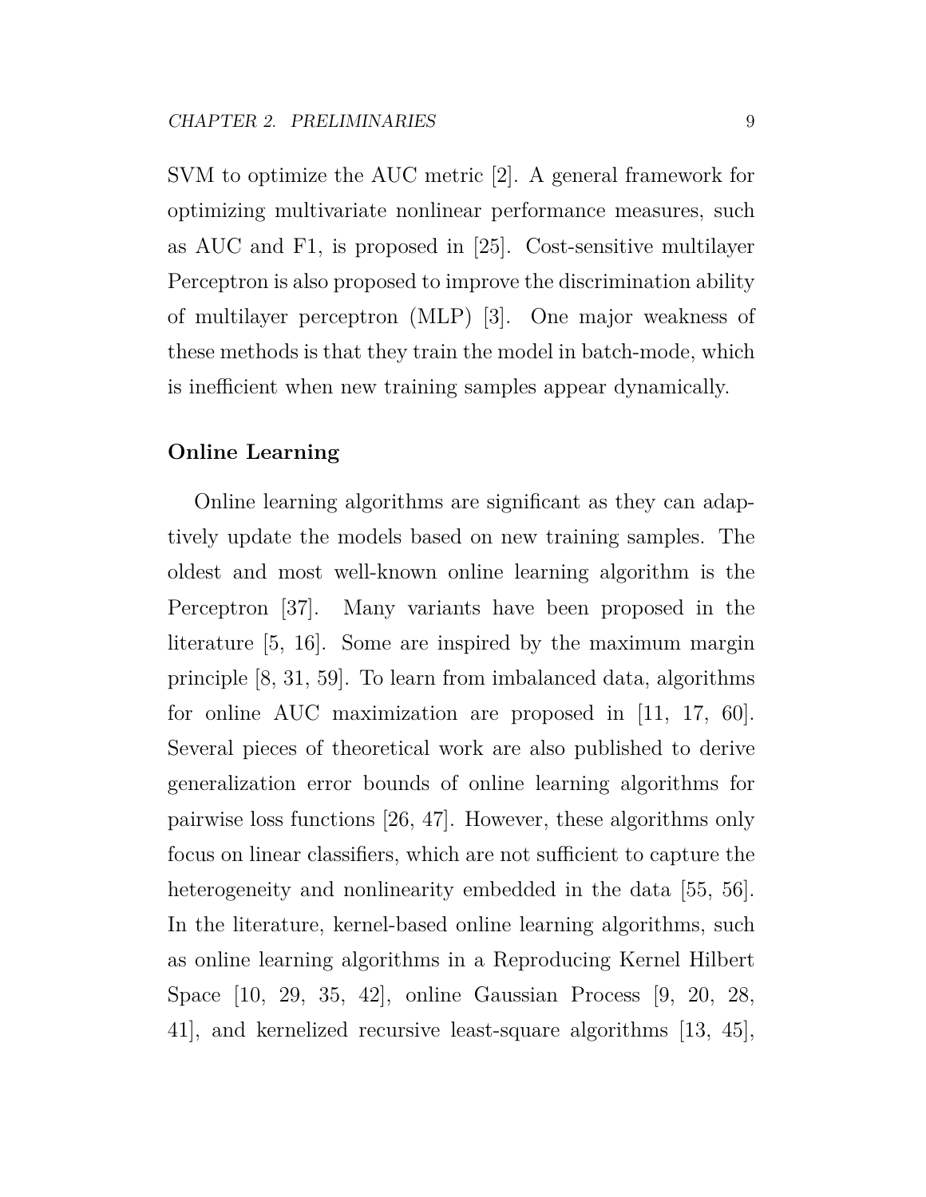SVM to optimize the AUC metric [2]. A general framework for optimizing multivariate nonlinear performance measures, such as AUC and F1, is proposed in [25]. Cost-sensitive multilayer Perceptron is also proposed to improve the discrimination ability of multilayer perceptron (MLP) [3]. One major weakness of these methods is that they train the model in batch-mode, which is inefficient when new training samples appear dynamically.

### Online Learning

Online learning algorithms are significant as they can adaptively update the models based on new training samples. The oldest and most well-known online learning algorithm is the Perceptron [37]. Many variants have been proposed in the literature [5, 16]. Some are inspired by the maximum margin principle [8, 31, 59]. To learn from imbalanced data, algorithms for online AUC maximization are proposed in [11, 17, 60]. Several pieces of theoretical work are also published to derive generalization error bounds of online learning algorithms for pairwise loss functions [26, 47]. However, these algorithms only focus on linear classifiers, which are not sufficient to capture the heterogeneity and nonlinearity embedded in the data [55, 56]. In the literature, kernel-based online learning algorithms, such as online learning algorithms in a Reproducing Kernel Hilbert Space [10, 29, 35, 42], online Gaussian Process [9, 20, 28, 41], and kernelized recursive least-square algorithms [13, 45],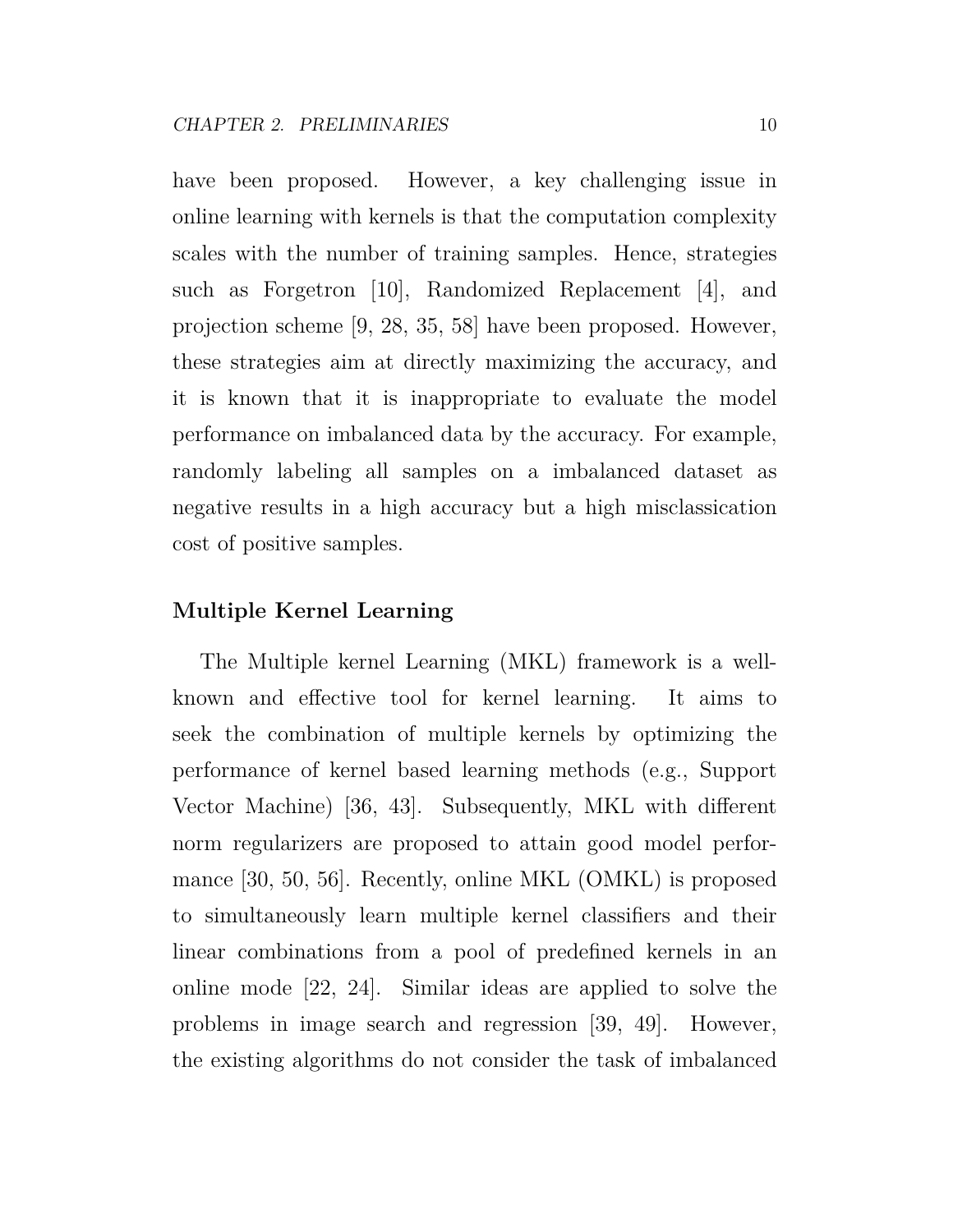have been proposed. However, a key challenging issue in online learning with kernels is that the computation complexity scales with the number of training samples. Hence, strategies such as Forgetron [10], Randomized Replacement [4], and projection scheme [9, 28, 35, 58] have been proposed. However, these strategies aim at directly maximizing the accuracy, and it is known that it is inappropriate to evaluate the model performance on imbalanced data by the accuracy. For example, randomly labeling all samples on a imbalanced dataset as negative results in a high accuracy but a high misclassication cost of positive samples.

### Multiple Kernel Learning

The Multiple kernel Learning (MKL) framework is a well-known and effective tool for kernel learning. It aims to seek the combination of multiple kernels by optimizing the performance of kernel based learning methods (e.g., Support Vector Machine) [36, 43]. Subsequently, MKL with different norm regularizers are proposed to attain good model performance [30, 50, 56]. Recently, online MKL (OMKL) is proposed to simultaneously learn multiple kernel classifiers and their linear combinations from a pool of predefined kernels in an online mode [22, 24]. Similar ideas are applied to solve the problems in image search and regression [39, 49]. However, the existing algorithms do not consider the task of imbalanced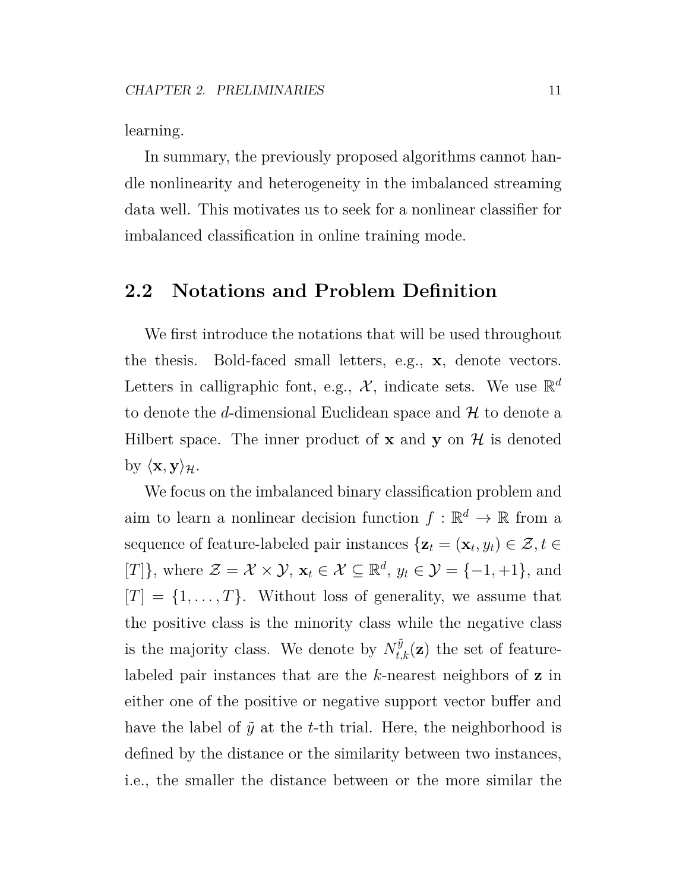learning.

In summary, the previously proposed algorithms cannot handle nonlinearity and heterogeneity in the imbalanced streaming data well. This motivates us to seek for a nonlinear classifier for imbalanced classification in online training mode.

## 2.2 Notations and Problem Definition

We first introduce the notations that will be used throughout the thesis. Bold-faced small letters, e.g., $\mathbf{x}$, denote vectors. Letters in calligraphic font, e.g., $\mathcal{X}$, indicate sets. We use $\mathbb{R}^d$ to denote the $d$-dimensional Euclidean space and $\mathcal{H}$ to denote a Hilbert space. The inner product of $\mathbf{x}$ and $\mathbf{y}$ on $\mathcal{H}$ is denoted by $\langle \mathbf{x}, \mathbf{y} \rangle_{\mathcal{H}}$.

We focus on the imbalanced binary classification problem and aim to learn a nonlinear decision function $f : \mathbb{R}^d \rightarrow \mathbb{R}$ from a sequence of feature-labeled pair instances $\{\mathbf{z}_t = (\mathbf{x}_t, y_t) \in \mathcal{Z}, t \in [T]\}$, where $\mathcal{Z} = \mathcal{X} \times \mathcal{Y}$, $\mathbf{x}_t \in \mathcal{X} \subseteq \mathbb{R}^d$, $y_t \in \mathcal{Y} = \{-1, +1\}$, and $[T] = \{1, \ldots, T\}$. Without loss of generality, we assume that the positive class is the minority class while the negative class is the majority class. We denote by $N_{t,k}^{\tilde{y}}(\mathbf{z})$ the set of feature-labeled pair instances that are the $k$-nearest neighbors of $\mathbf{z}$ in either one of the positive or negative support vector buffer and have the label of $\tilde{y}$ at the $t$-th trial. Here, the neighborhood is defined by the distance or the similarity between two instances, i.e., the smaller the distance between or the more similar the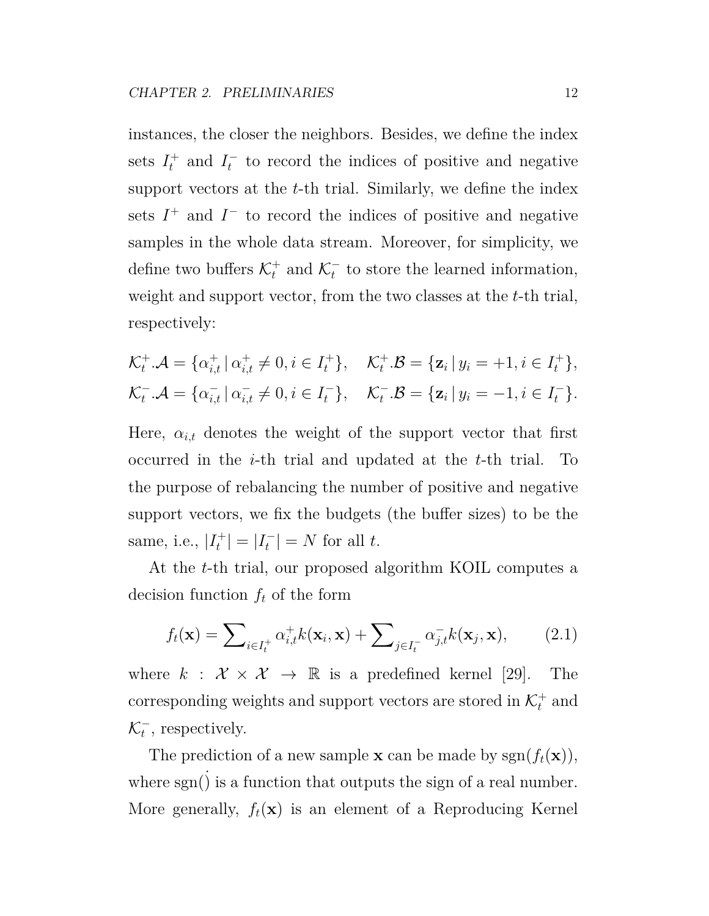instances, the closer the neighbors. Besides, we define the index sets $I_t^+$ and $I_t^-$ to record the indices of positive and negative support vectors at the $t$-th trial. Similarly, we define the index sets $I^+$ and $I^-$ to record the indices of positive and negative samples in the whole data stream. Moreover, for simplicity, we define two buffers $\mathcal{K}_t^+$ and $\mathcal{K}_t^-$ to store the learned information, weight and support vector, from the two classes at the $t$-th trial, respectively:

$$\mathcal{K}_t^+.\mathcal{A} = \{\alpha_{i,t}^+ \,|\, \alpha_{i,t}^+ \neq 0, i \in I_t^+\}, \quad \mathcal{K}_t^+.\mathcal{B} = \{\mathbf{z}_i \,|\, y_i = +1, i \in I_t^+\},$$
$$\mathcal{K}_t^-.\mathcal{A} = \{\alpha_{i,t}^- \,|\, \alpha_{i,t}^- \neq 0, i \in I_t^-\}, \quad \mathcal{K}_t^-.\mathcal{B} = \{\mathbf{z}_i \,|\, y_i = -1, i \in I_t^-\}.$$

Here, $\alpha_{i,t}$ denotes the weight of the support vector that first occurred in the $i$-th trial and updated at the $t$-th trial. To the purpose of rebalancing the number of positive and negative support vectors, we fix the budgets (the buffer sizes) to be the same, i.e., $|I_t^+| = |I_t^-| = N$ for all $t$.

At the $t$-th trial, our proposed algorithm KOIL computes a decision function $f_t$ of the form

$$f_t(\mathbf{x}) = \sum\nolimits_{i \in I_t^+} \alpha_{i,t}^+ k(\mathbf{x}_i, \mathbf{x}) + \sum\nolimits_{j \in I_t^-} \alpha_{j,t}^- k(\mathbf{x}_j, \mathbf{x}), \qquad (2.1)$$

where $k : \mathcal{X} \times \mathcal{X} \to \mathbb{R}$ is a predefined kernel [29]. The corresponding weights and support vectors are stored in $\mathcal{K}_t^+$ and $\mathcal{K}_t^-$, respectively.

The prediction of a new sample $\mathbf{x}$ can be made by $\text{sgn}(f_t(\mathbf{x}))$, where $\text{sgn}(\dot{})$ is a function that outputs the sign of a real number. More generally, $f_t(\mathbf{x})$ is an element of a Reproducing Kernel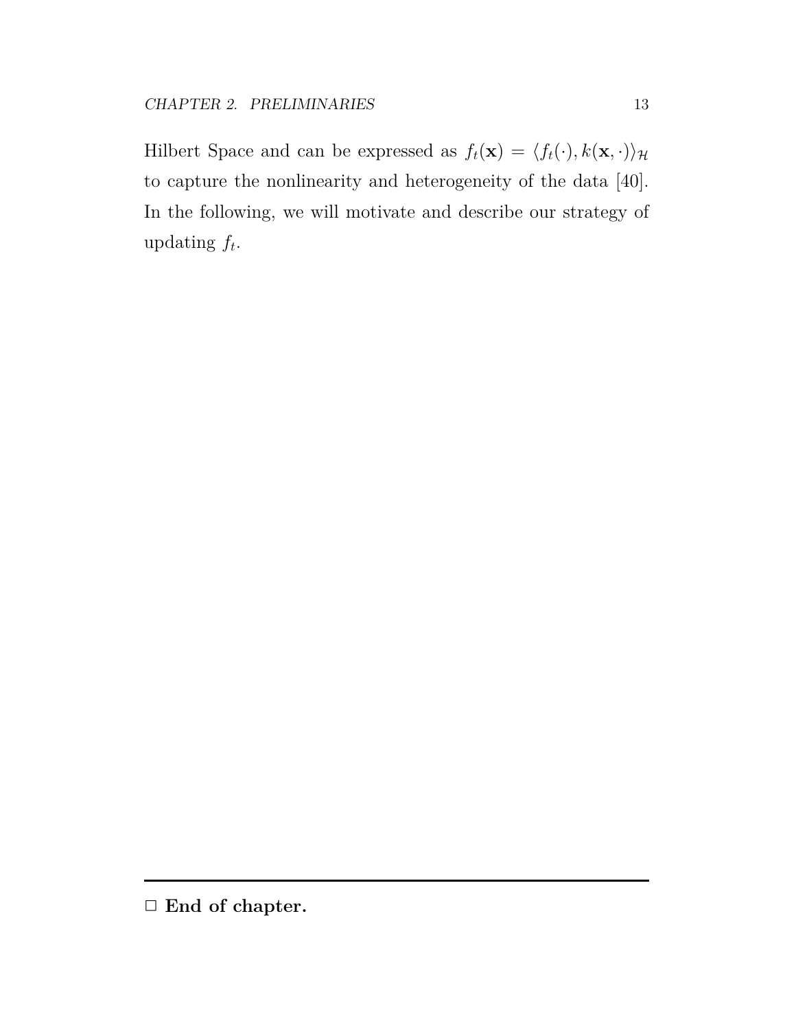Hilbert Space and can be expressed as $f_t(\mathbf{x}) = \langle f_t(\cdot), k(\mathbf{x}, \cdot)\rangle_{\mathcal{H}}$ to capture the nonlinearity and heterogeneity of the data [40]. In the following, we will motivate and describe our strategy of updating $f_t$.

---

□ **End of chapter.**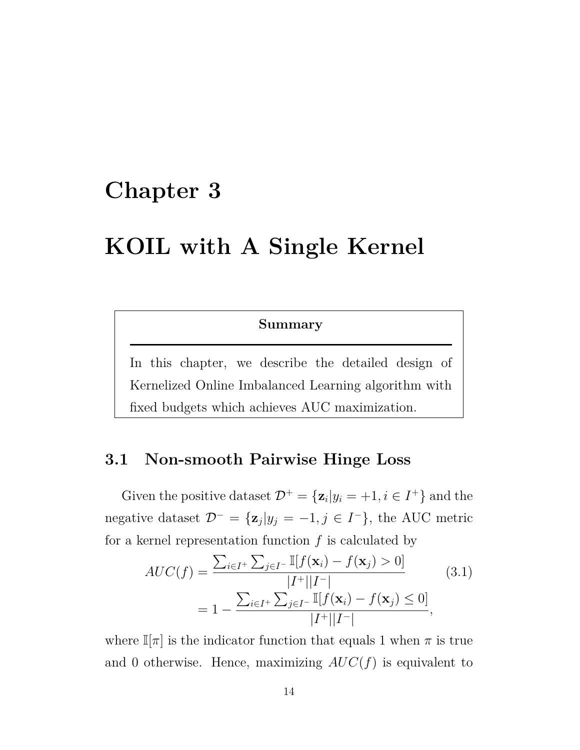# Chapter 3

# KOIL with A Single Kernel

**Summary**

In this chapter, we describe the detailed design of Kernelized Online Imbalanced Learning algorithm with fixed budgets which achieves AUC maximization.

## 3.1 Non-smooth Pairwise Hinge Loss

Given the positive dataset $\mathcal{D}^+ = \{\mathbf{z}_i | y_i = +1, i \in I^+\}$ and the negative dataset $\mathcal{D}^- = \{\mathbf{z}_j | y_j = -1, j \in I^-\}$, the AUC metric for a kernel representation function $f$ is calculated by

$$
\begin{aligned}
AUC(f) &= \frac{\sum_{i \in I^+} \sum_{j \in I^-} \mathbb{I}[f(\mathbf{x}_i) - f(\mathbf{x}_j) > 0]}{|I^+||I^-|} \\
&= 1 - \frac{\sum_{i \in I^+} \sum_{j \in I^-} \mathbb{I}[f(\mathbf{x}_i) - f(\mathbf{x}_j) \leq 0]}{|I^+||I^-|},
\end{aligned}
\tag{3.1}
$$

where $\mathbb{I}[\pi]$ is the indicator function that equals 1 when $\pi$ is true and 0 otherwise. Hence, maximizing $AUC(f)$ is equivalent to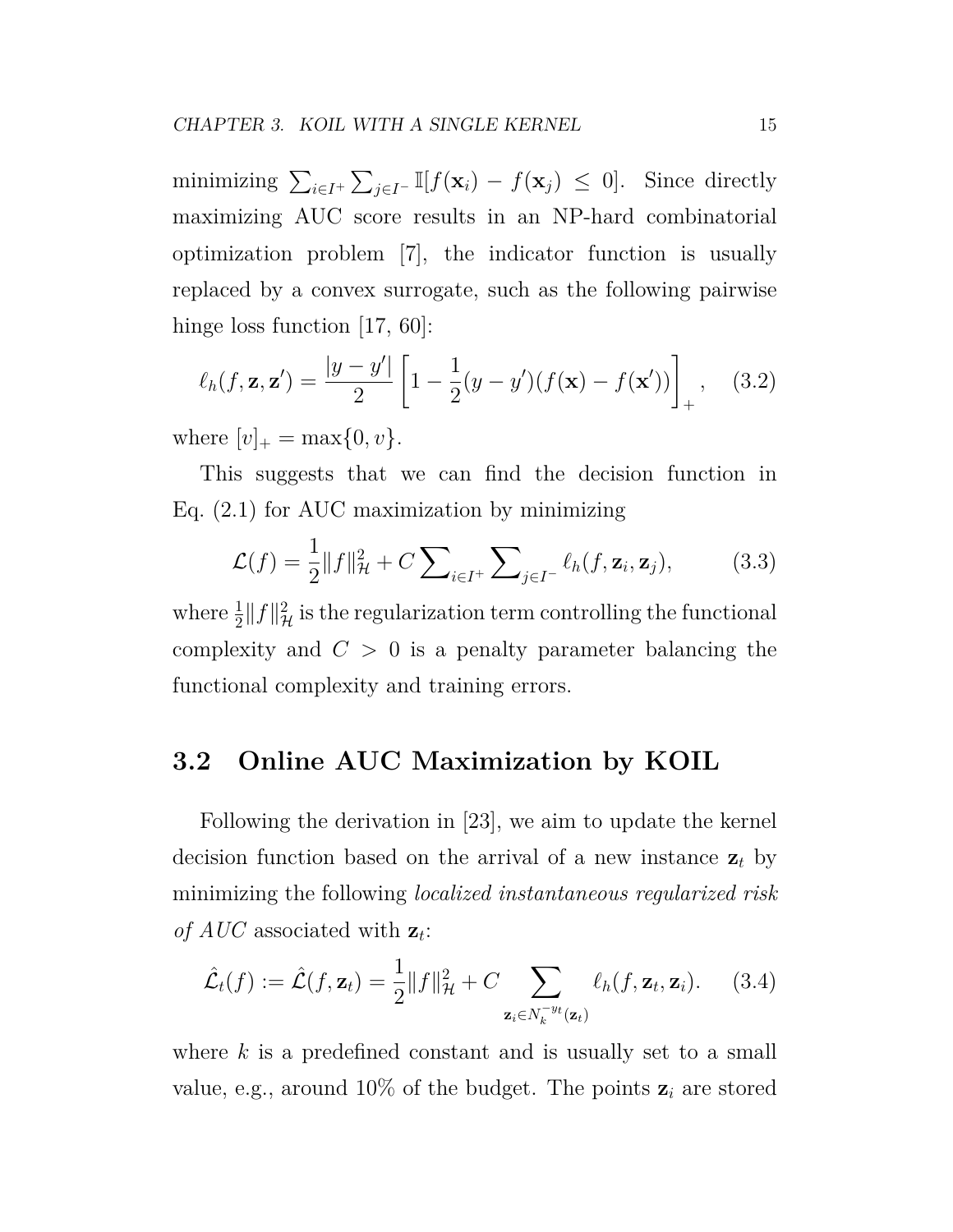minimizing $\sum_{i \in I^+} \sum_{j \in I^-} \mathbb{I}[f(\mathbf{x}_i) - f(\mathbf{x}_j) \leq 0]$. Since directly maximizing AUC score results in an NP-hard combinatorial optimization problem [7], the indicator function is usually replaced by a convex surrogate, such as the following pairwise hinge loss function [17, 60]:

$$\ell_h(f, \mathbf{z}, \mathbf{z}') = \frac{|y - y'|}{2} \left[ 1 - \frac{1}{2}(y - y')(f(\mathbf{x}) - f(\mathbf{x}')) \right]_+, \quad (3.2)$$

where $[v]_+ = \max\{0, v\}$.

This suggests that we can find the decision function in Eq. (2.1) for AUC maximization by minimizing

$$\mathcal{L}(f) = \frac{1}{2}\|f\|_{\mathcal{H}}^2 + C \sum_{i \in I^+} \sum_{j \in I^-} \ell_h(f, \mathbf{z}_i, \mathbf{z}_j), \quad (3.3)$$

where $\frac{1}{2}\|f\|_{\mathcal{H}}^2$ is the regularization term controlling the functional complexity and $C > 0$ is a penalty parameter balancing the functional complexity and training errors.

## 3.2 Online AUC Maximization by KOIL

Following the derivation in [23], we aim to update the kernel decision function based on the arrival of a new instance $\mathbf{z}_t$ by minimizing the following *localized instantaneous regularized risk of AUC* associated with $\mathbf{z}_t$:

$$\hat{\mathcal{L}}_t(f) := \hat{\mathcal{L}}(f, \mathbf{z}_t) = \frac{1}{2}\|f\|_{\mathcal{H}}^2 + C \sum_{\mathbf{z}_i \in N_k^{-y_t}(\mathbf{z}_t)} \ell_h(f, \mathbf{z}_t, \mathbf{z}_i). \quad (3.4)$$

where $k$ is a predefined constant and is usually set to a small value, e.g., around 10% of the budget. The points $\mathbf{z}_i$ are stored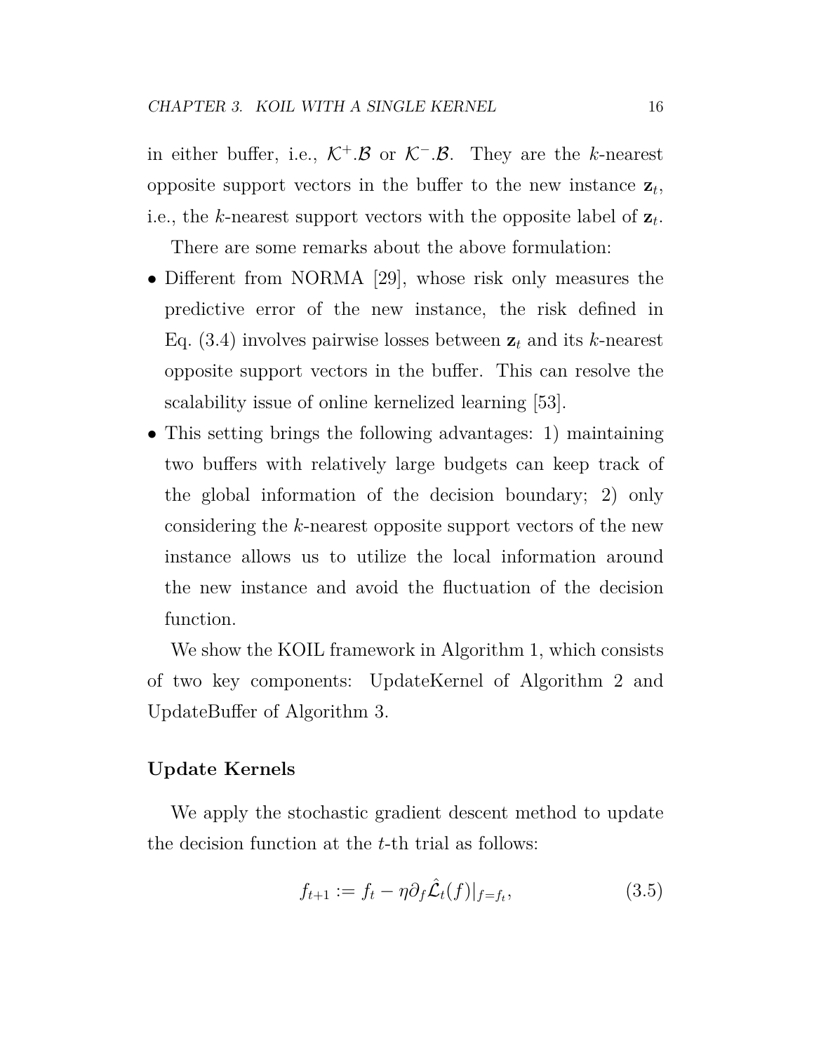in either buffer, i.e., $\mathcal{K}^+.\mathcal{B}$ or $\mathcal{K}^-.\mathcal{B}$. They are the $k$-nearest opposite support vectors in the buffer to the new instance $\mathbf{z}_t$, i.e., the $k$-nearest support vectors with the opposite label of $\mathbf{z}_t$.

There are some remarks about the above formulation:

- Different from NORMA [29], whose risk only measures the predictive error of the new instance, the risk defined in Eq. (3.4) involves pairwise losses between $\mathbf{z}_t$ and its $k$-nearest opposite support vectors in the buffer. This can resolve the scalability issue of online kernelized learning [53].
- This setting brings the following advantages: 1) maintaining two buffers with relatively large budgets can keep track of the global information of the decision boundary; 2) only considering the $k$-nearest opposite support vectors of the new instance allows us to utilize the local information around the new instance and avoid the fluctuation of the decision function.

We show the KOIL framework in Algorithm 1, which consists of two key components: UpdateKernel of Algorithm 2 and UpdateBuffer of Algorithm 3.

### Update Kernels

We apply the stochastic gradient descent method to update the decision function at the $t$-th trial as follows:

$$f_{t+1} := f_t - \eta \partial_f \hat{\mathcal{L}}_t(f)|_{f=f_t}, \tag{3.5}$$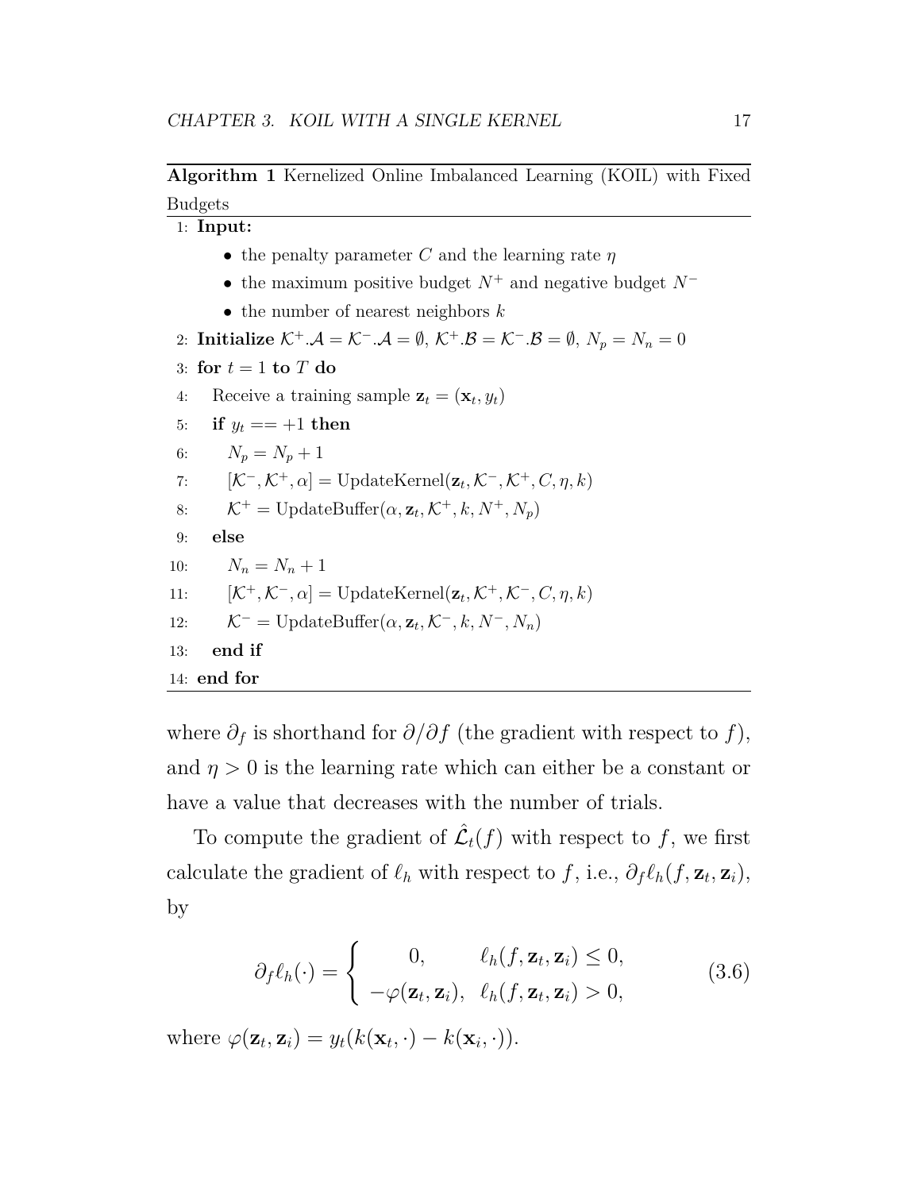**Algorithm 1** Kernelized Online Imbalanced Learning (KOIL) with Fixed Budgets

```
1: Input:
     • the penalty parameter C and the learning rate η
     • the maximum positive budget N⁺ and negative budget N⁻
     • the number of nearest neighbors k
2: Initialize K⁺.A = K⁻.A = ∅, K⁺.B = K⁻.B = ∅, N_p = N_n = 0
3: for t = 1 to T do
4:   Receive a training sample z_t = (x_t, y_t)
5:   if y_t == +1 then
6:     N_p = N_p + 1
7:     [K⁻, K⁺, α] = UpdateKernel(z_t, K⁻, K⁺, C, η, k)
8:     K⁺ = UpdateBuffer(α, z_t, K⁺, k, N⁺, N_p)
9:   else
10:    N_n = N_n + 1
11:    [K⁺, K⁻, α] = UpdateKernel(z_t, K⁺, K⁻, C, η, k)
12:    K⁻ = UpdateBuffer(α, z_t, K⁻, k, N⁻, N_n)
13:  end if
14: end for
```

where $\partial_f$ is shorthand for $\partial/\partial f$ (the gradient with respect to $f$), and $\eta > 0$ is the learning rate which can either be a constant or have a value that decreases with the number of trials.

To compute the gradient of $\hat{\mathcal{L}}_t(f)$ with respect to $f$, we first calculate the gradient of $\ell_h$ with respect to $f$, i.e., $\partial_f \ell_h(f, \mathbf{z}_t, \mathbf{z}_i)$, by

$$\partial_f \ell_h(\cdot) = \begin{cases} 0, & \ell_h(f, \mathbf{z}_t, \mathbf{z}_i) \leq 0, \\ -\varphi(\mathbf{z}_t, \mathbf{z}_i), & \ell_h(f, \mathbf{z}_t, \mathbf{z}_i) > 0, \end{cases} \tag{3.6}$$

where $\varphi(\mathbf{z}_t, \mathbf{z}_i) = y_t(k(\mathbf{x}_t, \cdot) - k(\mathbf{x}_i, \cdot))$.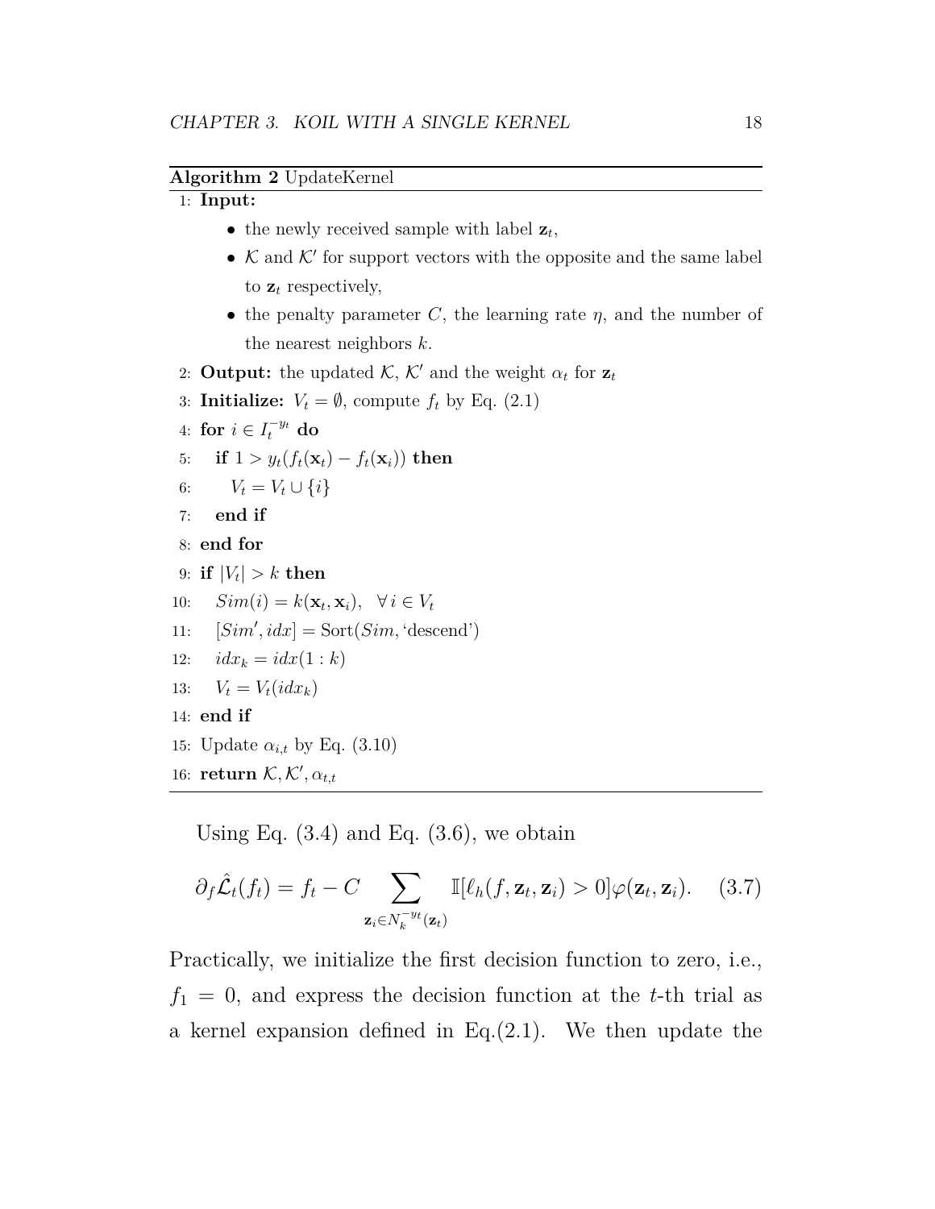**Algorithm 2** UpdateKernel

1: **Input:**
   - the newly received sample with label $\mathbf{z}_t$,
   - $\mathcal{K}$ and $\mathcal{K}'$ for support vectors with the opposite and the same label to $\mathbf{z}_t$ respectively,
   - the penalty parameter $C$, the learning rate $\eta$, and the number of the nearest neighbors $k$.

2: **Output:** the updated $\mathcal{K}$, $\mathcal{K}'$ and the weight $\alpha_t$ for $\mathbf{z}_t$

3: **Initialize:** $V_t = \emptyset$, compute $f_t$ by Eq. (2.1)

4: **for** $i \in I_t^{-y_t}$ **do**

5: &nbsp;&nbsp;&nbsp;&nbsp;**if** $1 > y_t(f_t(\mathbf{x}_t) - f_t(\mathbf{x}_i))$ **then**

6: &nbsp;&nbsp;&nbsp;&nbsp;&nbsp;&nbsp;&nbsp;&nbsp;$V_t = V_t \cup \{i\}$

7: &nbsp;&nbsp;&nbsp;&nbsp;**end if**

8: **end for**

9: **if** $|V_t| > k$ **then**

10: &nbsp;&nbsp;&nbsp;&nbsp;$Sim(i) = k(\mathbf{x}_t, \mathbf{x}_i), \quad \forall\, i \in V_t$

11: &nbsp;&nbsp;&nbsp;&nbsp;$[Sim', idx] = \text{Sort}(Sim, \text{'descend'})$

12: &nbsp;&nbsp;&nbsp;&nbsp;$idx_k = idx(1:k)$

13: &nbsp;&nbsp;&nbsp;&nbsp;$V_t = V_t(idx_k)$

14: **end if**

15: Update $\alpha_{i,t}$ by Eq. (3.10)

16: **return** $\mathcal{K}, \mathcal{K}', \alpha_{t,t}$

Using Eq. (3.4) and Eq. (3.6), we obtain

$$\partial_f \hat{\mathcal{L}}_t(f_t) = f_t - C \sum_{\mathbf{z}_i \in N_k^{-y_t}(\mathbf{z}_t)} \mathbb{I}[\ell_h(f, \mathbf{z}_t, \mathbf{z}_i) > 0]\varphi(\mathbf{z}_t, \mathbf{z}_i). \quad (3.7)$$

Practically, we initialize the first decision function to zero, i.e., $f_1 = 0$, and express the decision function at the $t$-th trial as a kernel expansion defined in Eq.(2.1). We then update the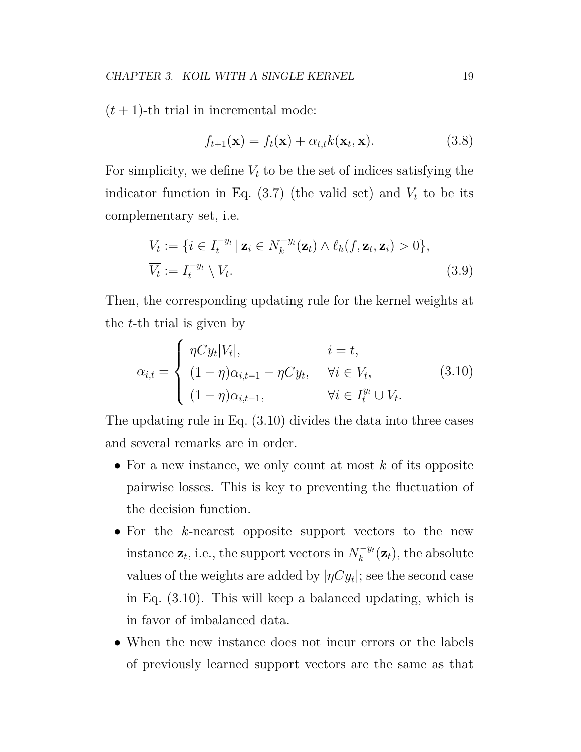$(t+1)$-th trial in incremental mode:

$$f_{t+1}(\mathbf{x}) = f_t(\mathbf{x}) + \alpha_{t,t} k(\mathbf{x}_t, \mathbf{x}). \tag{3.8}$$

For simplicity, we define $V_t$ to be the set of indices satisfying the indicator function in Eq. (3.7) (the valid set) and $\bar{V}_t$ to be its complementary set, i.e.

$$\begin{aligned} V_t &:= \{i \in I_t^{-y_t} \,|\, \mathbf{z}_i \in N_k^{-y_t}(\mathbf{z}_t) \wedge \ell_h(f, \mathbf{z}_t, \mathbf{z}_i) > 0\}, \\ \overline{V_t} &:= I_t^{-y_t} \setminus V_t. \end{aligned} \tag{3.9}$$

Then, the corresponding updating rule for the kernel weights at the $t$-th trial is given by

$$\alpha_{i,t} = \begin{cases} \eta C y_t |V_t|, & i = t, \\ (1-\eta)\alpha_{i,t-1} - \eta C y_t, & \forall i \in V_t, \\ (1-\eta)\alpha_{i,t-1}, & \forall i \in I_t^{y_t} \cup \overline{V_t}. \end{cases} \tag{3.10}$$

The updating rule in Eq. (3.10) divides the data into three cases and several remarks are in order.

- For a new instance, we only count at most $k$ of its opposite pairwise losses. This is key to preventing the fluctuation of the decision function.
- For the $k$-nearest opposite support vectors to the new instance $\mathbf{z}_t$, i.e., the support vectors in $N_k^{-y_t}(\mathbf{z}_t)$, the absolute values of the weights are added by $|\eta C y_t|$; see the second case in Eq. (3.10). This will keep a balanced updating, which is in favor of imbalanced data.
- When the new instance does not incur errors or the labels of previously learned support vectors are the same as that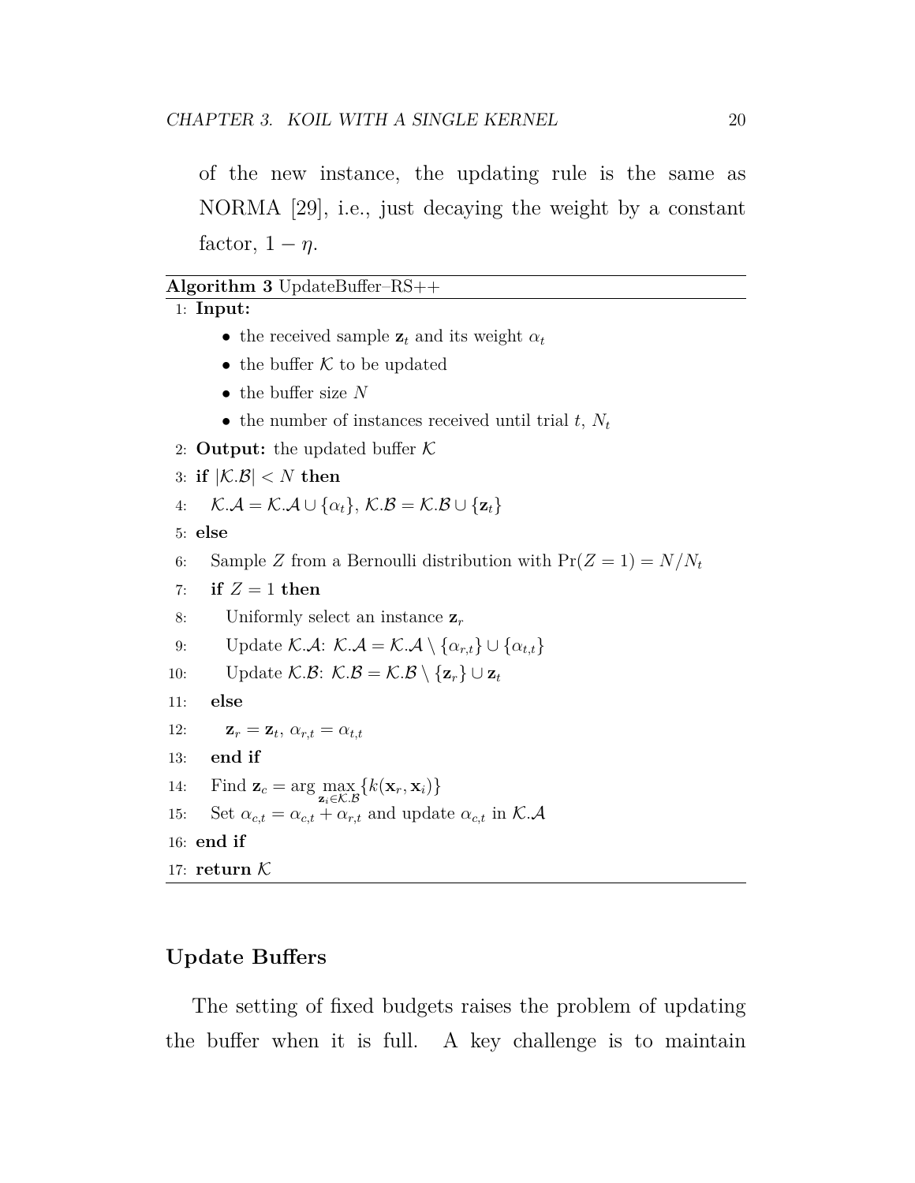of the new instance, the updating rule is the same as NORMA [29], i.e., just decaying the weight by a constant factor, $1 - \eta$.

---

**Algorithm 3** UpdateBuffer–RS++

---

1: **Input:**
   - the received sample $\mathbf{z}_t$ and its weight $\alpha_t$
   - the buffer $\mathcal{K}$ to be updated
   - the buffer size $N$
   - the number of instances received until trial $t$, $N_t$

2: **Output:** the updated buffer $\mathcal{K}$

3: **if** $|\mathcal{K}.\mathcal{B}| < N$ **then**

4: &nbsp;&nbsp;&nbsp;&nbsp;$\mathcal{K}.\mathcal{A} = \mathcal{K}.\mathcal{A} \cup \{\alpha_t\}$, $\mathcal{K}.\mathcal{B} = \mathcal{K}.\mathcal{B} \cup \{\mathbf{z}_t\}$

5: **else**

6: &nbsp;&nbsp;&nbsp;&nbsp;Sample $Z$ from a Bernoulli distribution with $\Pr(Z = 1) = N/N_t$

7: &nbsp;&nbsp;&nbsp;&nbsp;**if** $Z = 1$ **then**

8: &nbsp;&nbsp;&nbsp;&nbsp;&nbsp;&nbsp;&nbsp;&nbsp;Uniformly select an instance $\mathbf{z}_r$

9: &nbsp;&nbsp;&nbsp;&nbsp;&nbsp;&nbsp;&nbsp;&nbsp;Update $\mathcal{K}.\mathcal{A}$: $\mathcal{K}.\mathcal{A} = \mathcal{K}.\mathcal{A} \setminus \{\alpha_{r,t}\} \cup \{\alpha_{t,t}\}$

10: &nbsp;&nbsp;&nbsp;&nbsp;&nbsp;&nbsp;&nbsp;&nbsp;Update $\mathcal{K}.\mathcal{B}$: $\mathcal{K}.\mathcal{B} = \mathcal{K}.\mathcal{B} \setminus \{\mathbf{z}_r\} \cup \mathbf{z}_t$

11: &nbsp;&nbsp;&nbsp;&nbsp;**else**

12: &nbsp;&nbsp;&nbsp;&nbsp;&nbsp;&nbsp;&nbsp;&nbsp;$\mathbf{z}_r = \mathbf{z}_t$, $\alpha_{r,t} = \alpha_{t,t}$

13: &nbsp;&nbsp;&nbsp;&nbsp;**end if**

14: &nbsp;&nbsp;&nbsp;&nbsp;Find $\mathbf{z}_c = \arg\max_{\mathbf{z}_i \in \mathcal{K}.\mathcal{B}} \{k(\mathbf{x}_r, \mathbf{x}_i)\}$

15: &nbsp;&nbsp;&nbsp;&nbsp;Set $\alpha_{c,t} = \alpha_{c,t} + \alpha_{r,t}$ and update $\alpha_{c,t}$ in $\mathcal{K}.\mathcal{A}$

16: **end if**

17: **return** $\mathcal{K}$

---

### Update Buffers

The setting of fixed budgets raises the problem of updating the buffer when it is full. A key challenge is to maintain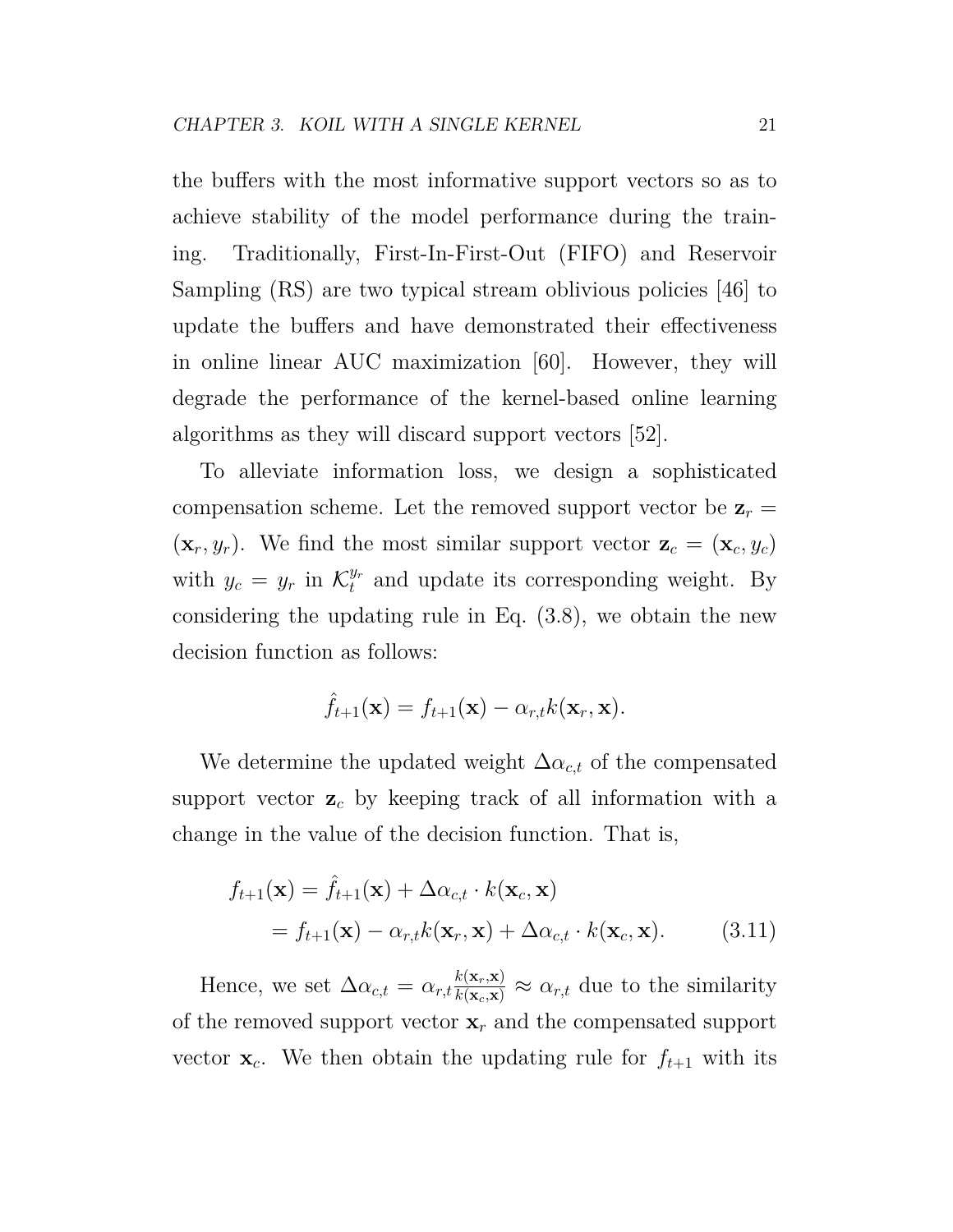the buffers with the most informative support vectors so as to achieve stability of the model performance during the training. Traditionally, First-In-First-Out (FIFO) and Reservoir Sampling (RS) are two typical stream oblivious policies [46] to update the buffers and have demonstrated their effectiveness in online linear AUC maximization [60]. However, they will degrade the performance of the kernel-based online learning algorithms as they will discard support vectors [52].

To alleviate information loss, we design a sophisticated compensation scheme. Let the removed support vector be $\mathbf{z}_r = (\mathbf{x}_r, y_r)$. We find the most similar support vector $\mathbf{z}_c = (\mathbf{x}_c, y_c)$ with $y_c = y_r$ in $\mathcal{K}_t^{y_r}$ and update its corresponding weight. By considering the updating rule in Eq. (3.8), we obtain the new decision function as follows:

$$\hat{f}_{t+1}(\mathbf{x}) = f_{t+1}(\mathbf{x}) - \alpha_{r,t} k(\mathbf{x}_r, \mathbf{x}).$$

We determine the updated weight $\Delta\alpha_{c,t}$ of the compensated support vector $\mathbf{z}_c$ by keeping track of all information with a change in the value of the decision function. That is,

$$\begin{aligned} f_{t+1}(\mathbf{x}) &= \hat{f}_{t+1}(\mathbf{x}) + \Delta\alpha_{c,t} \cdot k(\mathbf{x}_c, \mathbf{x}) \\ &= f_{t+1}(\mathbf{x}) - \alpha_{r,t} k(\mathbf{x}_r, \mathbf{x}) + \Delta\alpha_{c,t} \cdot k(\mathbf{x}_c, \mathbf{x}). \end{aligned} \tag{3.11}$$

Hence, we set $\Delta\alpha_{c,t} = \alpha_{r,t} \frac{k(\mathbf{x}_r, \mathbf{x})}{k(\mathbf{x}_c, \mathbf{x})} \approx \alpha_{r,t}$ due to the similarity of the removed support vector $\mathbf{x}_r$ and the compensated support vector $\mathbf{x}_c$. We then obtain the updating rule for $f_{t+1}$ with its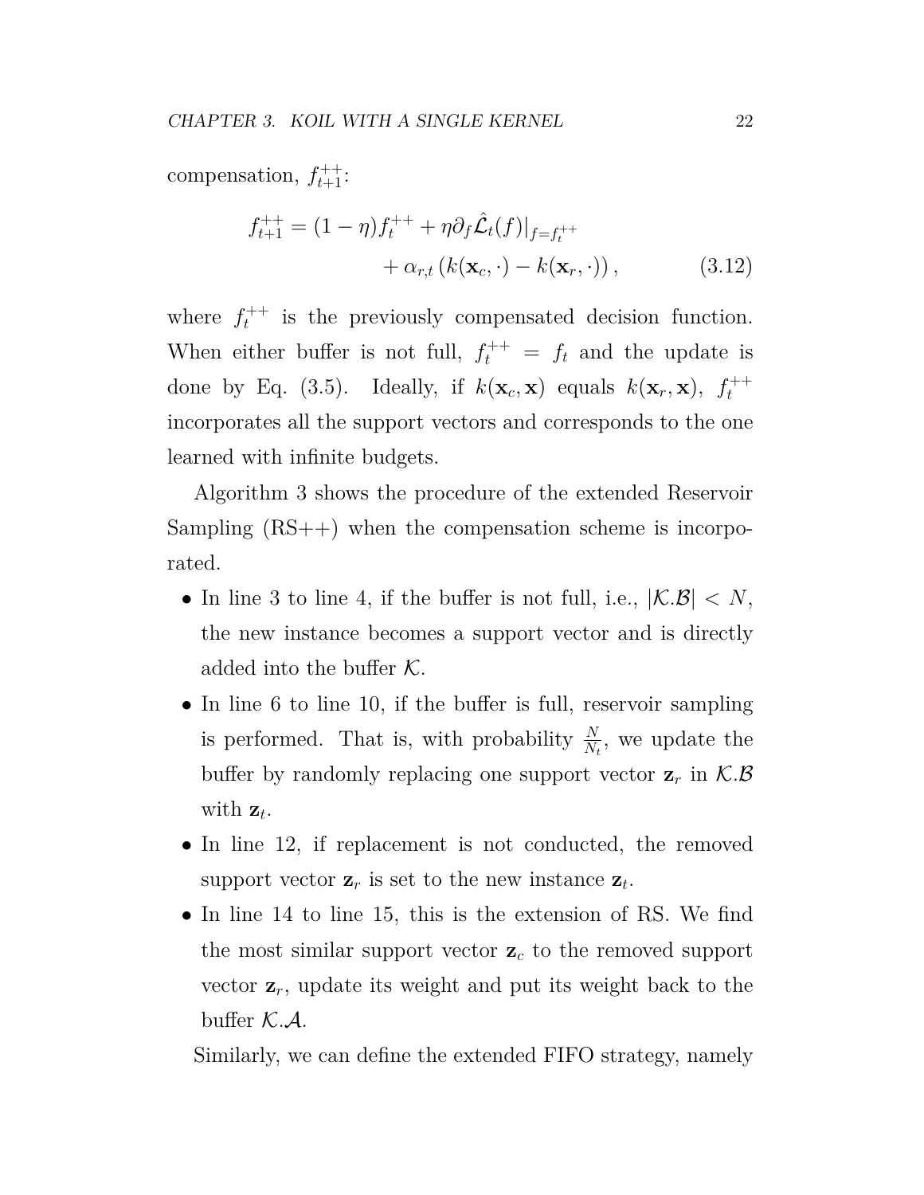compensation, $f_{t+1}^{++}$:

$$
\begin{aligned}
f_{t+1}^{++} = (1-\eta) f_t^{++} + \eta \partial_f \hat{\mathcal{L}}_t(f)|_{f=f_t^{++}} \\
+ \alpha_{r,t} \left( k(\mathbf{x}_c, \cdot) - k(\mathbf{x}_r, \cdot) \right),
\end{aligned}
\tag{3.12}
$$

where $f_t^{++}$ is the previously compensated decision function. When either buffer is not full, $f_t^{++} = f_t$ and the update is done by Eq. (3.5). Ideally, if $k(\mathbf{x}_c, \mathbf{x})$ equals $k(\mathbf{x}_r, \mathbf{x})$, $f_t^{++}$ incorporates all the support vectors and corresponds to the one learned with infinite budgets.

Algorithm 3 shows the procedure of the extended Reservoir Sampling (RS++) when the compensation scheme is incorporated.

- In line 3 to line 4, if the buffer is not full, i.e., $|\mathcal{K}.\mathcal{B}| < N$, the new instance becomes a support vector and is directly added into the buffer $\mathcal{K}$.
- In line 6 to line 10, if the buffer is full, reservoir sampling is performed. That is, with probability $\frac{N}{N_t}$, we update the buffer by randomly replacing one support vector $\mathbf{z}_r$ in $\mathcal{K}.\mathcal{B}$ with $\mathbf{z}_t$.
- In line 12, if replacement is not conducted, the removed support vector $\mathbf{z}_r$ is set to the new instance $\mathbf{z}_t$.
- In line 14 to line 15, this is the extension of RS. We find the most similar support vector $\mathbf{z}_c$ to the removed support vector $\mathbf{z}_r$, update its weight and put its weight back to the buffer $\mathcal{K}.\mathcal{A}$.

Similarly, we can define the extended FIFO strategy, namely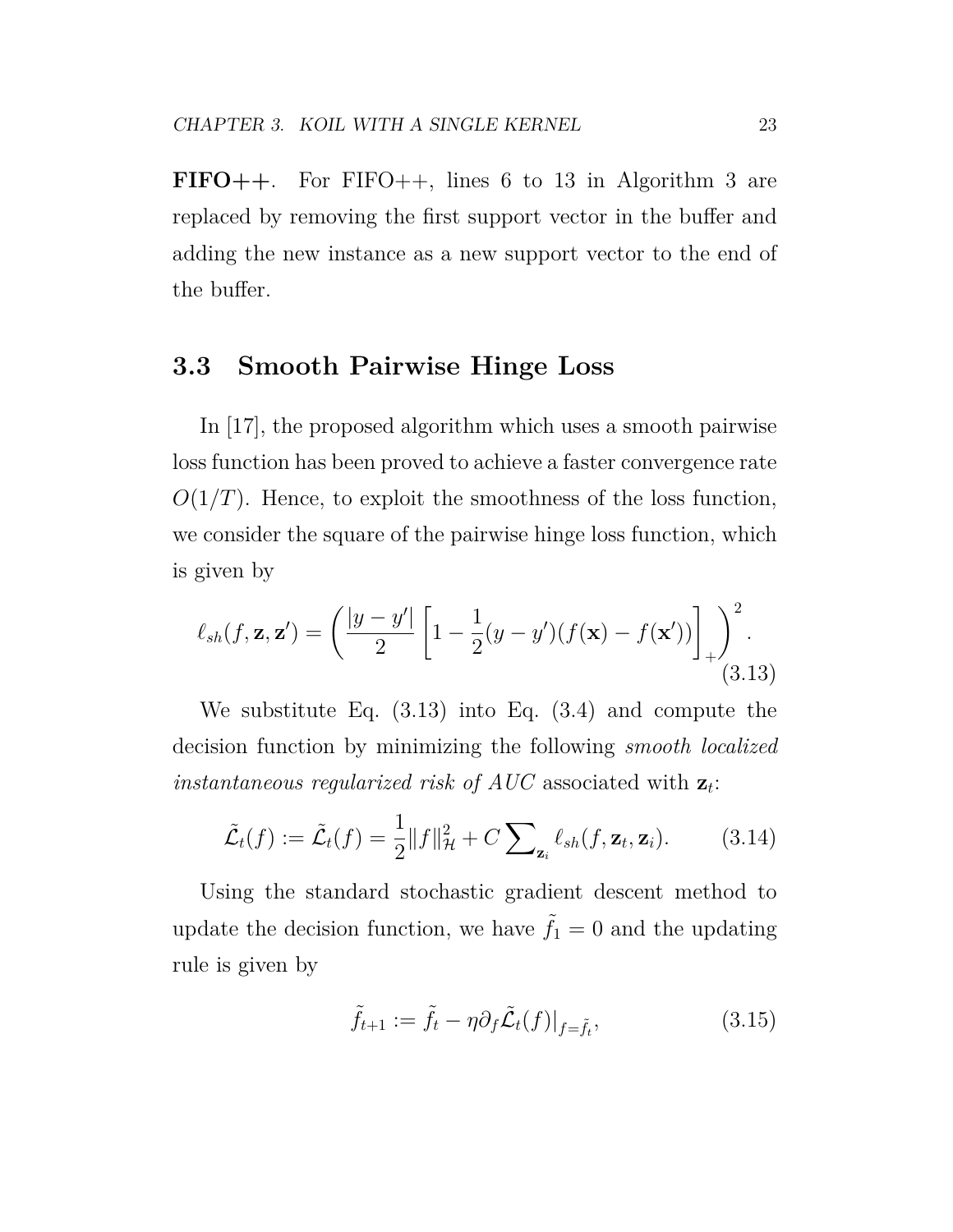**FIFO++**. For FIFO++, lines 6 to 13 in Algorithm 3 are replaced by removing the first support vector in the buffer and adding the new instance as a new support vector to the end of the buffer.

## 3.3 Smooth Pairwise Hinge Loss

In [17], the proposed algorithm which uses a smooth pairwise loss function has been proved to achieve a faster convergence rate $O(1/T)$. Hence, to exploit the smoothness of the loss function, we consider the square of the pairwise hinge loss function, which is given by

$$\ell_{sh}(f, \mathbf{z}, \mathbf{z}') = \left( \frac{|y - y'|}{2} \left[ 1 - \frac{1}{2}(y - y')(f(\mathbf{x}) - f(\mathbf{x}')) \right]_+ \right)^2. \tag{3.13}$$

We substitute Eq. (3.13) into Eq. (3.4) and compute the decision function by minimizing the following *smooth localized instantaneous regularized risk of AUC* associated with $\mathbf{z}_t$:

$$\tilde{\mathcal{L}}_t(f) := \tilde{\mathcal{L}}_t(f) = \frac{1}{2}\|f\|_{\mathcal{H}}^2 + C \sum\nolimits_{\mathbf{z}_i} \ell_{sh}(f, \mathbf{z}_t, \mathbf{z}_i). \tag{3.14}$$

Using the standard stochastic gradient descent method to update the decision function, we have $\tilde{f}_1 = 0$ and the updating rule is given by

$$\tilde{f}_{t+1} := \tilde{f}_t - \eta \partial_f \tilde{\mathcal{L}}_t(f)|_{f=\tilde{f}_t}, \tag{3.15}$$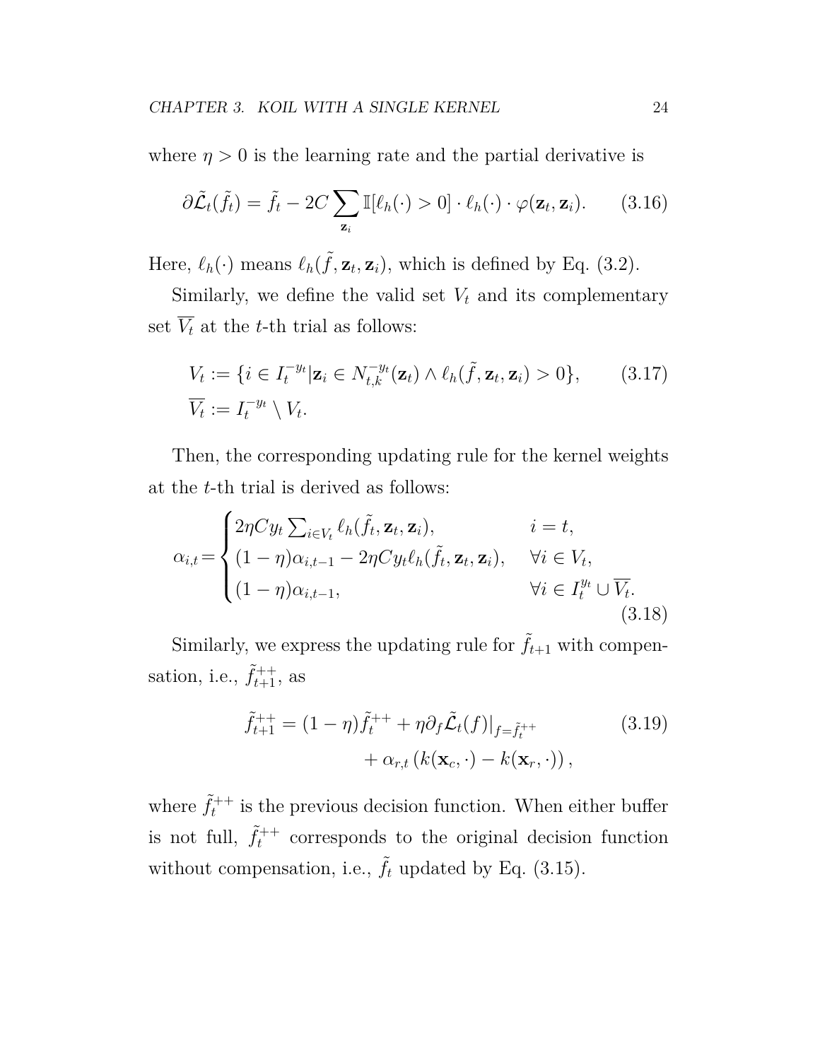where $\eta > 0$ is the learning rate and the partial derivative is

$$\partial \tilde{\mathcal{L}}_t(\tilde{f}_t) = \tilde{f}_t - 2C \sum_{\mathbf{z}_i} \mathbb{I}[\ell_h(\cdot) > 0] \cdot \ell_h(\cdot) \cdot \varphi(\mathbf{z}_t, \mathbf{z}_i). \tag{3.16}$$

Here, $\ell_h(\cdot)$ means $\ell_h(\tilde{f}, \mathbf{z}_t, \mathbf{z}_i)$, which is defined by Eq. (3.2).

Similarly, we define the valid set $V_t$ and its complementary set $\overline{V_t}$ at the $t$-th trial as follows:

$$\begin{aligned} V_t &:= \{i \in I_t^{-y_t} | \mathbf{z}_i \in N_{t,k}^{-y_t}(\mathbf{z}_t) \wedge \ell_h(\tilde{f}, \mathbf{z}_t, \mathbf{z}_i) > 0\}, \\ \overline{V_t} &:= I_t^{-y_t} \setminus V_t. \end{aligned} \tag{3.17}$$

Then, the corresponding updating rule for the kernel weights at the $t$-th trial is derived as follows:

$$\alpha_{i,t} = \begin{cases} 2\eta C y_t \sum_{i \in V_t} \ell_h(\tilde{f}_t, \mathbf{z}_t, \mathbf{z}_i), & i = t, \\ (1-\eta)\alpha_{i,t-1} - 2\eta C y_t \ell_h(\tilde{f}_t, \mathbf{z}_t, \mathbf{z}_i), & \forall i \in V_t, \\ (1-\eta)\alpha_{i,t-1}, & \forall i \in I_t^{y_t} \cup \overline{V_t}. \end{cases} \tag{3.18}$$

Similarly, we express the updating rule for $\tilde{f}_{t+1}$ with compensation, i.e., $\tilde{f}_{t+1}^{++}$, as

$$\begin{aligned} \tilde{f}_{t+1}^{++} = (1-\eta)\tilde{f}_t^{++} &+ \eta \partial_f \tilde{\mathcal{L}}_t(f)|_{f=\tilde{f}_t^{++}} \\ &+ \alpha_{r,t}\left(k(\mathbf{x}_c, \cdot) - k(\mathbf{x}_r, \cdot)\right), \end{aligned} \tag{3.19}$$

where $\tilde{f}_t^{++}$ is the previous decision function. When either buffer is not full, $\tilde{f}_t^{++}$ corresponds to the original decision function without compensation, i.e., $\tilde{f}_t$ updated by Eq. (3.15).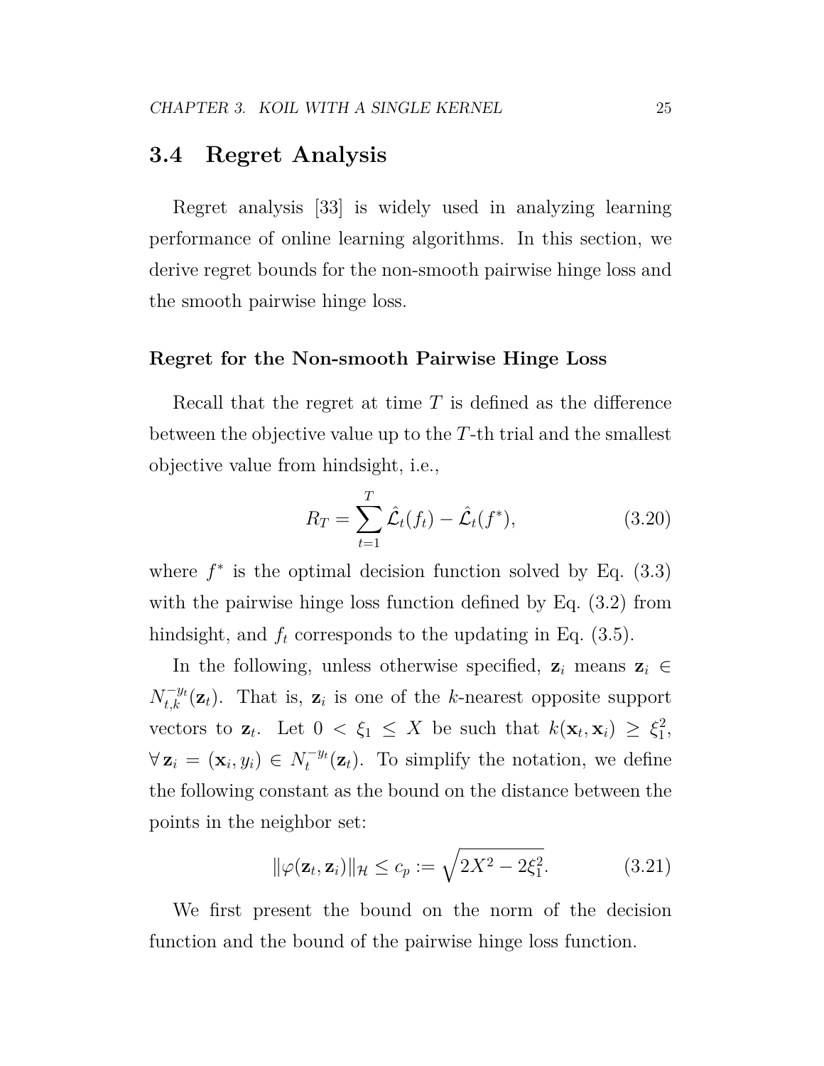## 3.4 Regret Analysis

Regret analysis [33] is widely used in analyzing learning performance of online learning algorithms. In this section, we derive regret bounds for the non-smooth pairwise hinge loss and the smooth pairwise hinge loss.

### Regret for the Non-smooth Pairwise Hinge Loss

Recall that the regret at time $T$ is defined as the difference between the objective value up to the $T$-th trial and the smallest objective value from hindsight, i.e.,

$$R_T = \sum_{t=1}^{T} \hat{\mathcal{L}}_t(f_t) - \hat{\mathcal{L}}_t(f^*), \tag{3.20}$$

where $f^*$ is the optimal decision function solved by Eq. (3.3) with the pairwise hinge loss function defined by Eq. (3.2) from hindsight, and $f_t$ corresponds to the updating in Eq. (3.5).

In the following, unless otherwise specified, $\mathbf{z}_i$ means $\mathbf{z}_i \in N_{t,k}^{-y_t}(\mathbf{z}_t)$. That is, $\mathbf{z}_i$ is one of the $k$-nearest opposite support vectors to $\mathbf{z}_t$. Let $0 < \xi_1 \leq X$ be such that $k(\mathbf{x}_t, \mathbf{x}_i) \geq \xi_1^2$, $\forall\, \mathbf{z}_i = (\mathbf{x}_i, y_i) \in N_t^{-y_t}(\mathbf{z}_t)$. To simplify the notation, we define the following constant as the bound on the distance between the points in the neighbor set:

$$\|\varphi(\mathbf{z}_t, \mathbf{z}_i)\|_{\mathcal{H}} \leq c_p := \sqrt{2X^2 - 2\xi_1^2}. \tag{3.21}$$

We first present the bound on the norm of the decision function and the bound of the pairwise hinge loss function.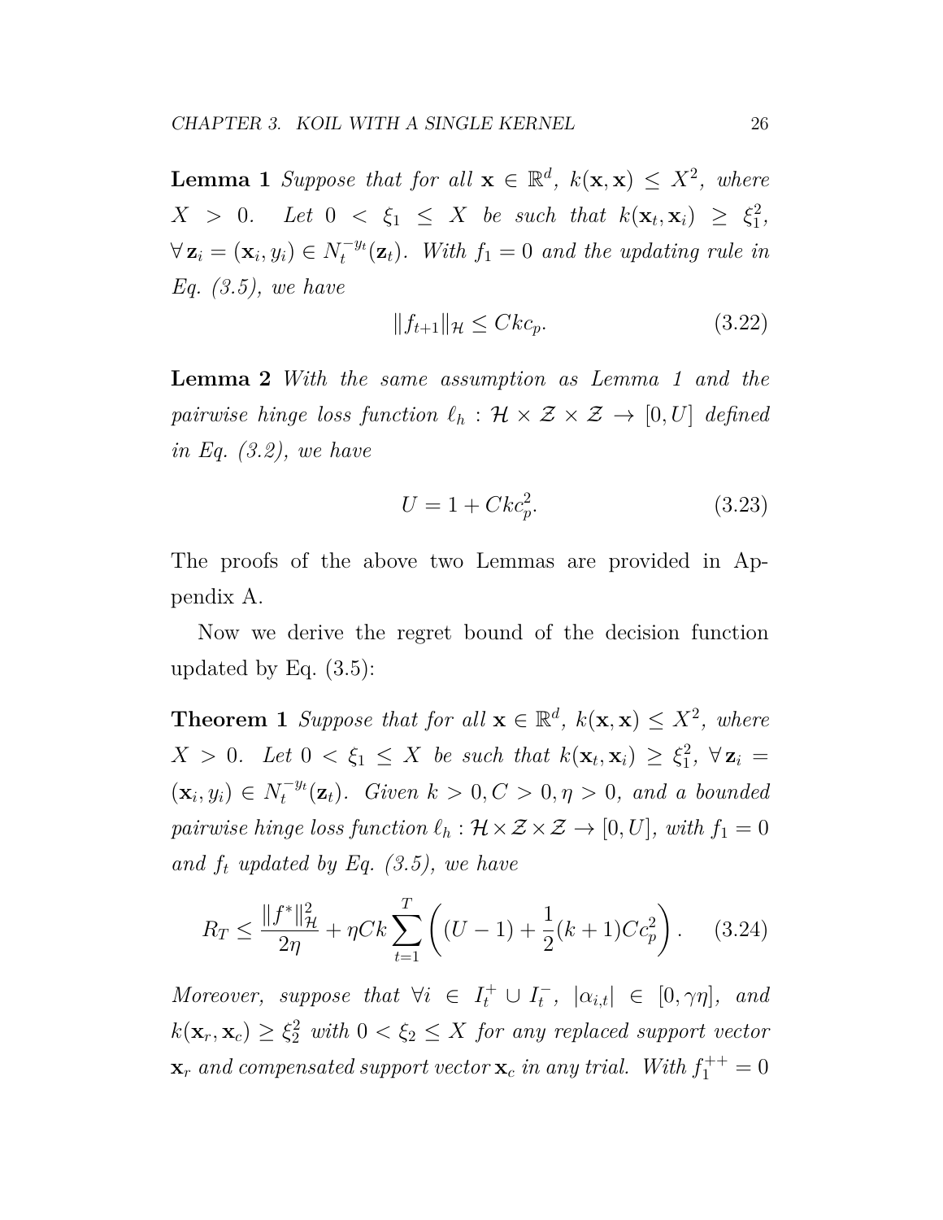**Lemma 1** *Suppose that for all $\mathbf{x} \in \mathbb{R}^d$, $k(\mathbf{x}, \mathbf{x}) \leq X^2$, where $X > 0$. Let $0 < \xi_1 \leq X$ be such that $k(\mathbf{x}_t, \mathbf{x}_i) \geq \xi_1^2$, $\forall\, \mathbf{z}_i = (\mathbf{x}_i, y_i) \in N_t^{-y_t}(\mathbf{z}_t)$. With $f_1 = 0$ and the updating rule in Eq. (3.5), we have*

$$\|f_{t+1}\|_{\mathcal{H}} \leq Ckc_p. \tag{3.22}$$

**Lemma 2** *With the same assumption as Lemma 1 and the pairwise hinge loss function $\ell_h : \mathcal{H} \times \mathcal{Z} \times \mathcal{Z} \rightarrow [0, U]$ defined in Eq. (3.2), we have*

$$U = 1 + Ckc_p^2. \tag{3.23}$$

The proofs of the above two Lemmas are provided in Appendix A.

Now we derive the regret bound of the decision function updated by Eq. (3.5):

**Theorem 1** *Suppose that for all $\mathbf{x} \in \mathbb{R}^d$, $k(\mathbf{x}, \mathbf{x}) \leq X^2$, where $X > 0$. Let $0 < \xi_1 \leq X$ be such that $k(\mathbf{x}_t, \mathbf{x}_i) \geq \xi_1^2$, $\forall\, \mathbf{z}_i = (\mathbf{x}_i, y_i) \in N_t^{-y_t}(\mathbf{z}_t)$. Given $k > 0, C > 0, \eta > 0$, and a bounded pairwise hinge loss function $\ell_h : \mathcal{H} \times \mathcal{Z} \times \mathcal{Z} \rightarrow [0, U]$, with $f_1 = 0$ and $f_t$ updated by Eq. (3.5), we have*

$$R_T \leq \frac{\|f^*\|_{\mathcal{H}}^2}{2\eta} + \eta Ck \sum_{t=1}^{T} \left( (U - 1) + \frac{1}{2}(k+1)Cc_p^2 \right). \tag{3.24}$$

*Moreover, suppose that $\forall i \in I_t^+ \cup I_t^-$, $|\alpha_{i,t}| \in [0, \gamma\eta]$, and $k(\mathbf{x}_r, \mathbf{x}_c) \geq \xi_2^2$ with $0 < \xi_2 \leq X$ for any replaced support vector $\mathbf{x}_r$ and compensated support vector $\mathbf{x}_c$ in any trial. With $f_1^{++} = 0$*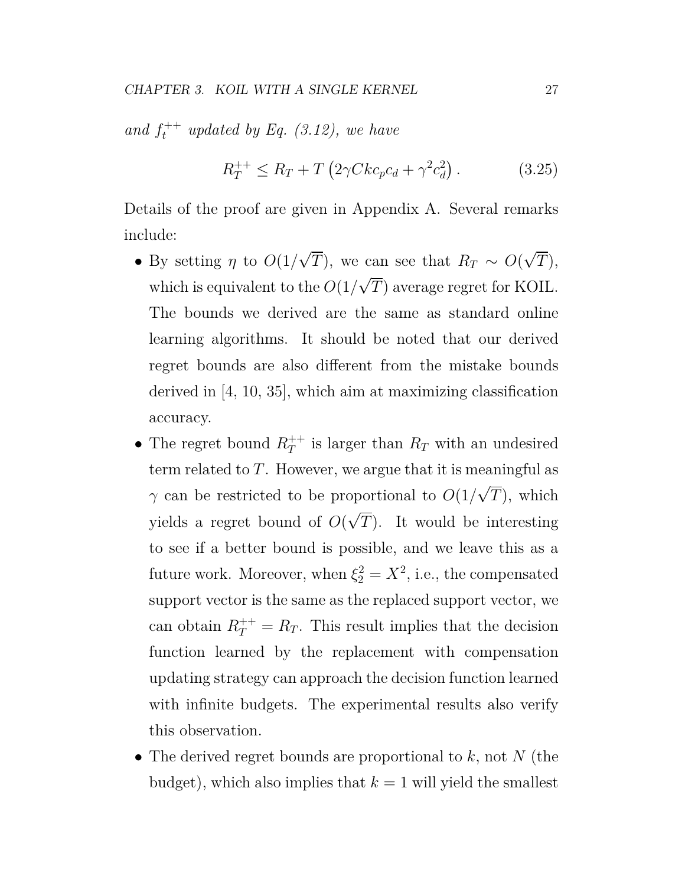*and $f_t^{++}$ updated by Eq. (3.12), we have*

$$R_T^{++} \leq R_T + T\left(2\gamma C k c_p c_d + \gamma^2 c_d^2\right). \tag{3.25}$$

Details of the proof are given in Appendix A. Several remarks include:

- By setting $\eta$ to $O(1/\sqrt{T})$, we can see that $R_T \sim O(\sqrt{T})$, which is equivalent to the $O(1/\sqrt{T})$ average regret for KOIL. The bounds we derived are the same as standard online learning algorithms. It should be noted that our derived regret bounds are also different from the mistake bounds derived in [4, 10, 35], which aim at maximizing classification accuracy.
- The regret bound $R_T^{++}$ is larger than $R_T$ with an undesired term related to $T$. However, we argue that it is meaningful as $\gamma$ can be restricted to be proportional to $O(1/\sqrt{T})$, which yields a regret bound of $O(\sqrt{T})$. It would be interesting to see if a better bound is possible, and we leave this as a future work. Moreover, when $\xi_2^2 = X^2$, i.e., the compensated support vector is the same as the replaced support vector, we can obtain $R_T^{++} = R_T$. This result implies that the decision function learned by the replacement with compensation updating strategy can approach the decision function learned with infinite budgets. The experimental results also verify this observation.
- The derived regret bounds are proportional to $k$, not $N$ (the budget), which also implies that $k = 1$ will yield the smallest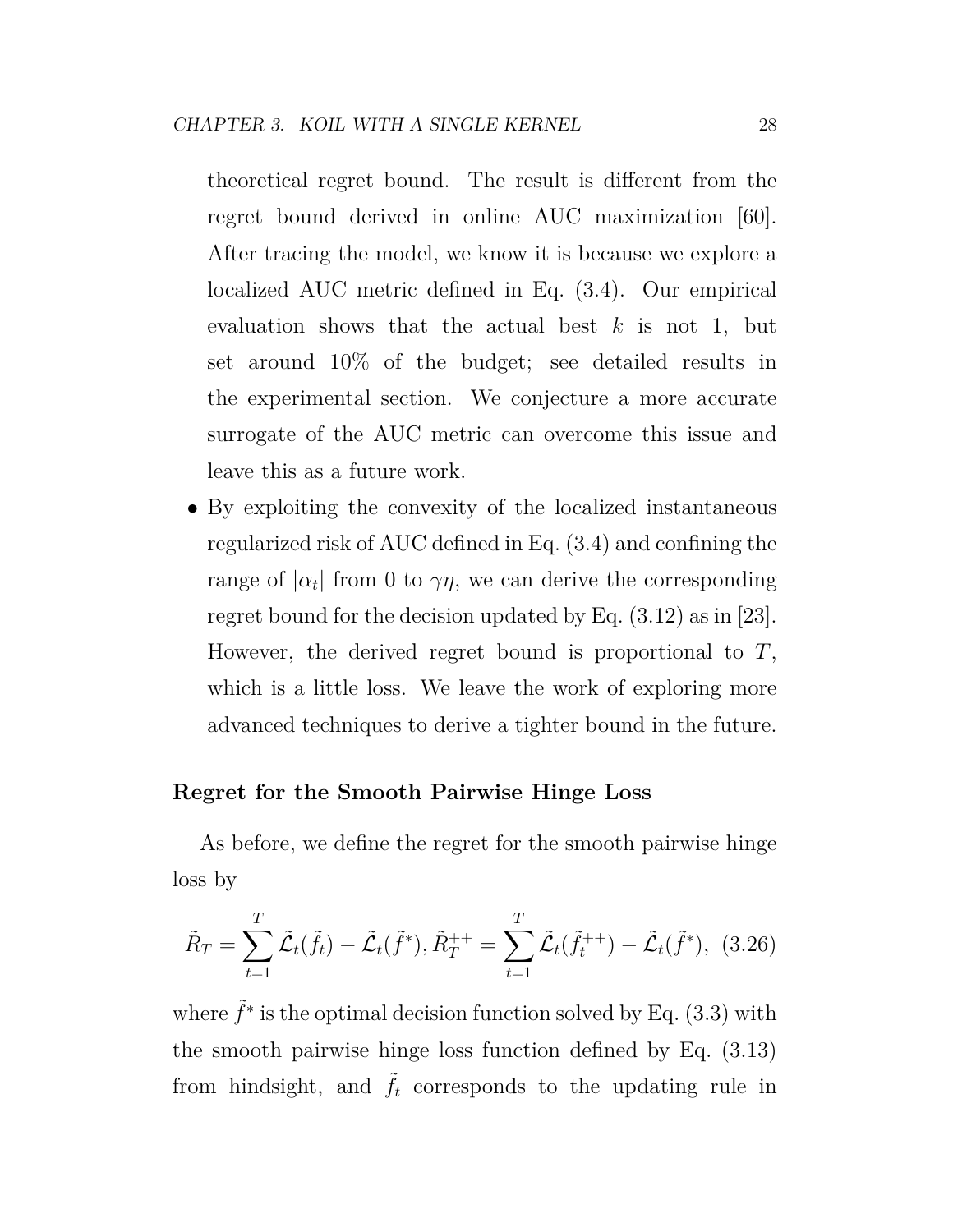theoretical regret bound. The result is different from the regret bound derived in online AUC maximization [60]. After tracing the model, we know it is because we explore a localized AUC metric defined in Eq. (3.4). Our empirical evaluation shows that the actual best $k$ is not 1, but set around 10% of the budget; see detailed results in the experimental section. We conjecture a more accurate surrogate of the AUC metric can overcome this issue and leave this as a future work.

- By exploiting the convexity of the localized instantaneous regularized risk of AUC defined in Eq. (3.4) and confining the range of $|\alpha_t|$ from 0 to $\gamma\eta$, we can derive the corresponding regret bound for the decision updated by Eq. (3.12) as in [23]. However, the derived regret bound is proportional to $T$, which is a little loss. We leave the work of exploring more advanced techniques to derive a tighter bound in the future.

#### Regret for the Smooth Pairwise Hinge Loss

As before, we define the regret for the smooth pairwise hinge loss by

$$\tilde{R}_T = \sum_{t=1}^{T} \tilde{\mathcal{L}}_t(\tilde{f}_t) - \tilde{\mathcal{L}}_t(\tilde{f}^*), \tilde{R}_T^{++} = \sum_{t=1}^{T} \tilde{\mathcal{L}}_t(\tilde{f}_t^{++}) - \tilde{\mathcal{L}}_t(\tilde{f}^*), \quad (3.26)$$

where $\tilde{f}^*$ is the optimal decision function solved by Eq. (3.3) with the smooth pairwise hinge loss function defined by Eq. (3.13) from hindsight, and $\tilde{f}_t$ corresponds to the updating rule in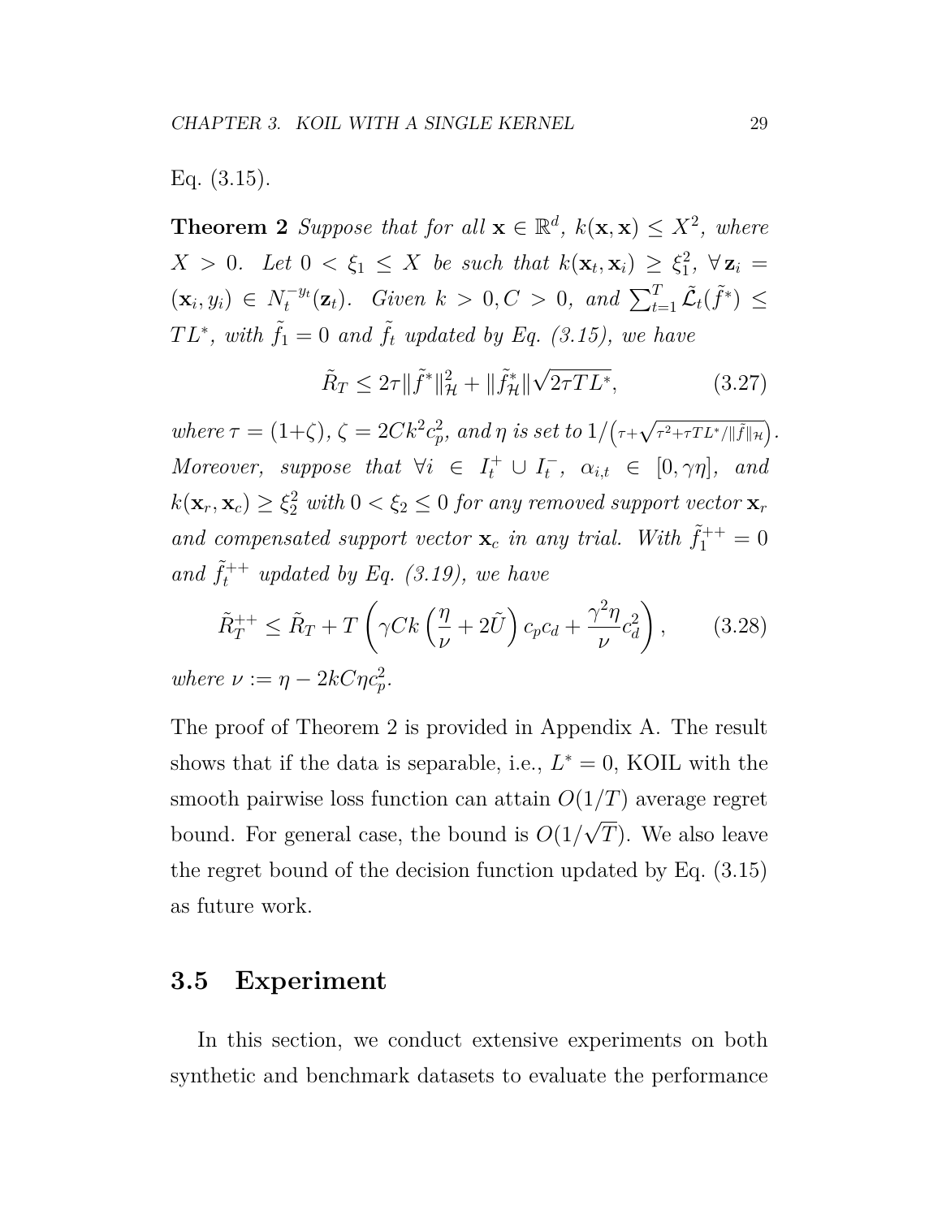Eq. (3.15).

**Theorem 2** *Suppose that for all $\mathbf{x} \in \mathbb{R}^d$, $k(\mathbf{x}, \mathbf{x}) \leq X^2$, where $X > 0$. Let $0 < \xi_1 \leq X$ be such that $k(\mathbf{x}_t, \mathbf{x}_i) \geq \xi_1^2$, $\forall\, \mathbf{z}_i = (\mathbf{x}_i, y_i) \in N_t^{-y_t}(\mathbf{z}_t)$. Given $k > 0, C > 0$, and $\sum_{t=1}^T \tilde{\mathcal{L}}_t(\tilde{f}^*) \leq TL^*$, with $\tilde{f}_1 = 0$ and $\tilde{f}_t$ updated by Eq. (3.15), we have*

$$\tilde{R}_T \leq 2\tau \|\tilde{f}^*\|_{\mathcal{H}}^2 + \|\tilde{f}_{\mathcal{H}}^*\|\sqrt{2\tau T L^*}, \tag{3.27}$$

*where $\tau = (1+\zeta)$, $\zeta = 2Ck^2c_p^2$, and $\eta$ is set to $1/\left(\tau + \sqrt{\tau^2 + \tau TL^*/\|\tilde{f}\|_{\mathcal{H}}}\right)$. Moreover, suppose that $\forall i \in I_t^+ \cup I_t^-$, $\alpha_{i,t} \in [0, \gamma\eta]$, and $k(\mathbf{x}_r, \mathbf{x}_c) \geq \xi_2^2$ with $0 < \xi_2 \leq 0$ for any removed support vector $\mathbf{x}_r$ and compensated support vector $\mathbf{x}_c$ in any trial. With $\tilde{f}_1^{++} = 0$ and $\tilde{f}_t^{++}$ updated by Eq. (3.19), we have*

$$\tilde{R}_T^{++} \leq \tilde{R}_T + T\left(\gamma C k\left(\frac{\eta}{\nu} + 2\tilde{U}\right)c_p c_d + \frac{\gamma^2\eta}{\nu}c_d^2\right), \tag{3.28}$$

*where $\nu := \eta - 2kC\eta c_p^2$.*

The proof of Theorem 2 is provided in Appendix A. The result shows that if the data is separable, i.e., $L^* = 0$, KOIL with the smooth pairwise loss function can attain $O(1/T)$ average regret bound. For general case, the bound is $O(1/\sqrt{T})$. We also leave the regret bound of the decision function updated by Eq. (3.15) as future work.

## 3.5 Experiment

In this section, we conduct extensive experiments on both synthetic and benchmark datasets to evaluate the performance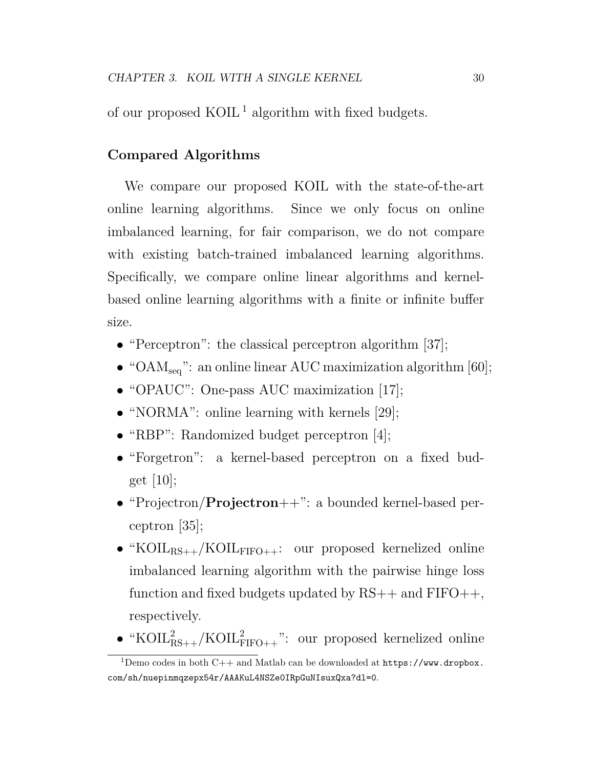of our proposed KOIL [1] algorithm with fixed budgets.

### Compared Algorithms

We compare our proposed KOIL with the state-of-the-art online learning algorithms. Since we only focus on online imbalanced learning, for fair comparison, we do not compare with existing batch-trained imbalanced learning algorithms. Specifically, we compare online linear algorithms and kernel-based online learning algorithms with a finite or infinite buffer size.

- "Perceptron": the classical perceptron algorithm [37];
- "$\text{OAM}_{\text{seq}}$": an online linear AUC maximization algorithm [60];
- "OPAUC": One-pass AUC maximization [17];
- "NORMA": online learning with kernels [29];
- "RBP": Randomized budget perceptron [4];
- "Forgetron": a kernel-based perceptron on a fixed budget [10];
- "Projectron/**Projectron**++": a bounded kernel-based perceptron [35];
- "$\text{KOIL}_{\text{RS++}}$/$\text{KOIL}_{\text{FIFO++}}$: our proposed kernelized online imbalanced learning algorithm with the pairwise hinge loss function and fixed budgets updated by RS++ and FIFO++, respectively.
- "$\text{KOIL}^2_{\text{RS++}}$/$\text{KOIL}^2_{\text{FIFO++}}$": our proposed kernelized online

[1] Demo codes in both C++ and Matlab can be downloaded at `https://www.dropbox.com/sh/nuepinmqzepx54r/AAAKuL4NSZe0IRpGuNIsuxQxa?dl=0`.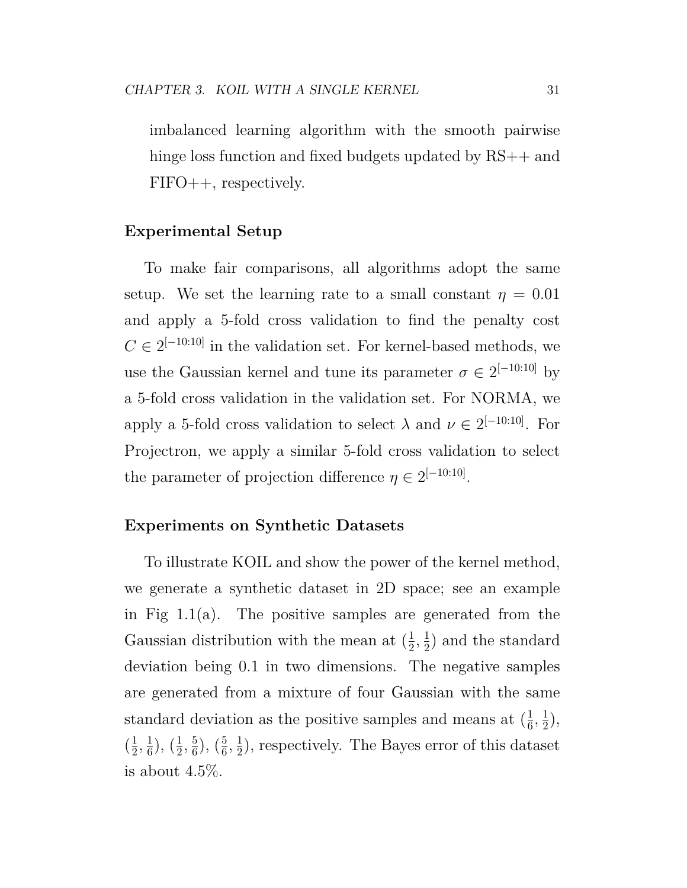imbalanced learning algorithm with the smooth pairwise hinge loss function and fixed budgets updated by RS++ and FIFO++, respectively.

**Experimental Setup**

To make fair comparisons, all algorithms adopt the same setup. We set the learning rate to a small constant $\eta = 0.01$ and apply a 5-fold cross validation to find the penalty cost $C \in 2^{[-10:10]}$ in the validation set. For kernel-based methods, we use the Gaussian kernel and tune its parameter $\sigma \in 2^{[-10:10]}$ by a 5-fold cross validation in the validation set. For NORMA, we apply a 5-fold cross validation to select $\lambda$ and $\nu \in 2^{[-10:10]}$. For Projectron, we apply a similar 5-fold cross validation to select the parameter of projection difference $\eta \in 2^{[-10:10]}$.

**Experiments on Synthetic Datasets**

To illustrate KOIL and show the power of the kernel method, we generate a synthetic dataset in 2D space; see an example in Fig 1.1(a). The positive samples are generated from the Gaussian distribution with the mean at $(\frac{1}{2}, \frac{1}{2})$ and the standard deviation being 0.1 in two dimensions. The negative samples are generated from a mixture of four Gaussian with the same standard deviation as the positive samples and means at $(\frac{1}{6}, \frac{1}{2})$, $(\frac{1}{2}, \frac{1}{6})$, $(\frac{1}{2}, \frac{5}{6})$, $(\frac{5}{6}, \frac{1}{2})$, respectively. The Bayes error of this dataset is about 4.5%.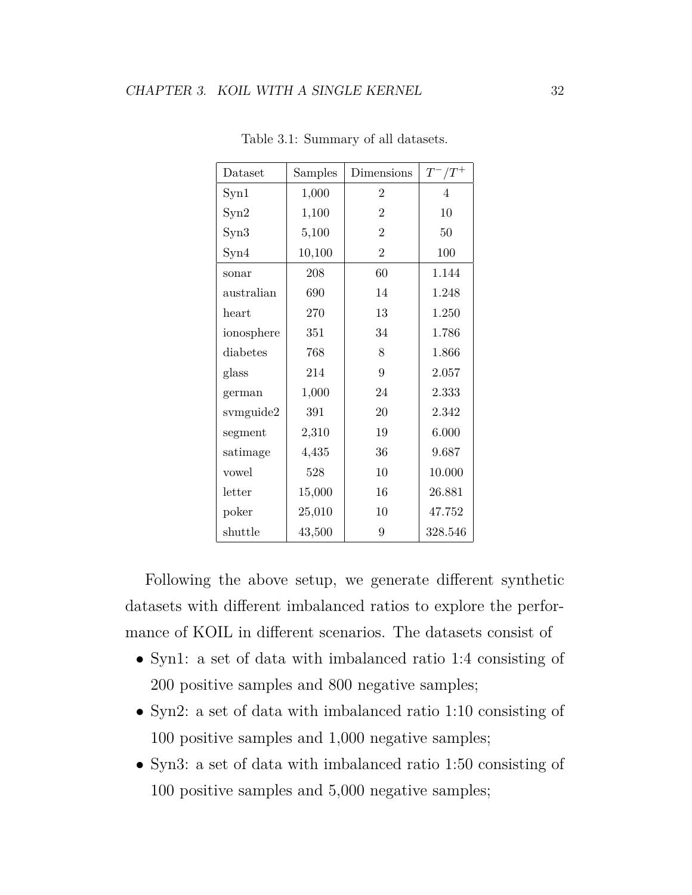Table 3.1: Summary of all datasets.

| Dataset | Samples | Dimensions | $T^-/T^+$ |
|---|---|---|---|
| Syn1 | 1,000 | 2 | 4 |
| Syn2 | 1,100 | 2 | 10 |
| Syn3 | 5,100 | 2 | 50 |
| Syn4 | 10,100 | 2 | 100 |
| sonar | 208 | 60 | 1.144 |
| australian | 690 | 14 | 1.248 |
| heart | 270 | 13 | 1.250 |
| ionosphere | 351 | 34 | 1.786 |
| diabetes | 768 | 8 | 1.866 |
| glass | 214 | 9 | 2.057 |
| german | 1,000 | 24 | 2.333 |
| svmguide2 | 391 | 20 | 2.342 |
| segment | 2,310 | 19 | 6.000 |
| satimage | 4,435 | 36 | 9.687 |
| vowel | 528 | 10 | 10.000 |
| letter | 15,000 | 16 | 26.881 |
| poker | 25,010 | 10 | 47.752 |
| shuttle | 43,500 | 9 | 328.546 |

Following the above setup, we generate different synthetic datasets with different imbalanced ratios to explore the performance of KOIL in different scenarios. The datasets consist of

- Syn1: a set of data with imbalanced ratio 1:4 consisting of 200 positive samples and 800 negative samples;
- Syn2: a set of data with imbalanced ratio 1:10 consisting of 100 positive samples and 1,000 negative samples;
- Syn3: a set of data with imbalanced ratio 1:50 consisting of 100 positive samples and 5,000 negative samples;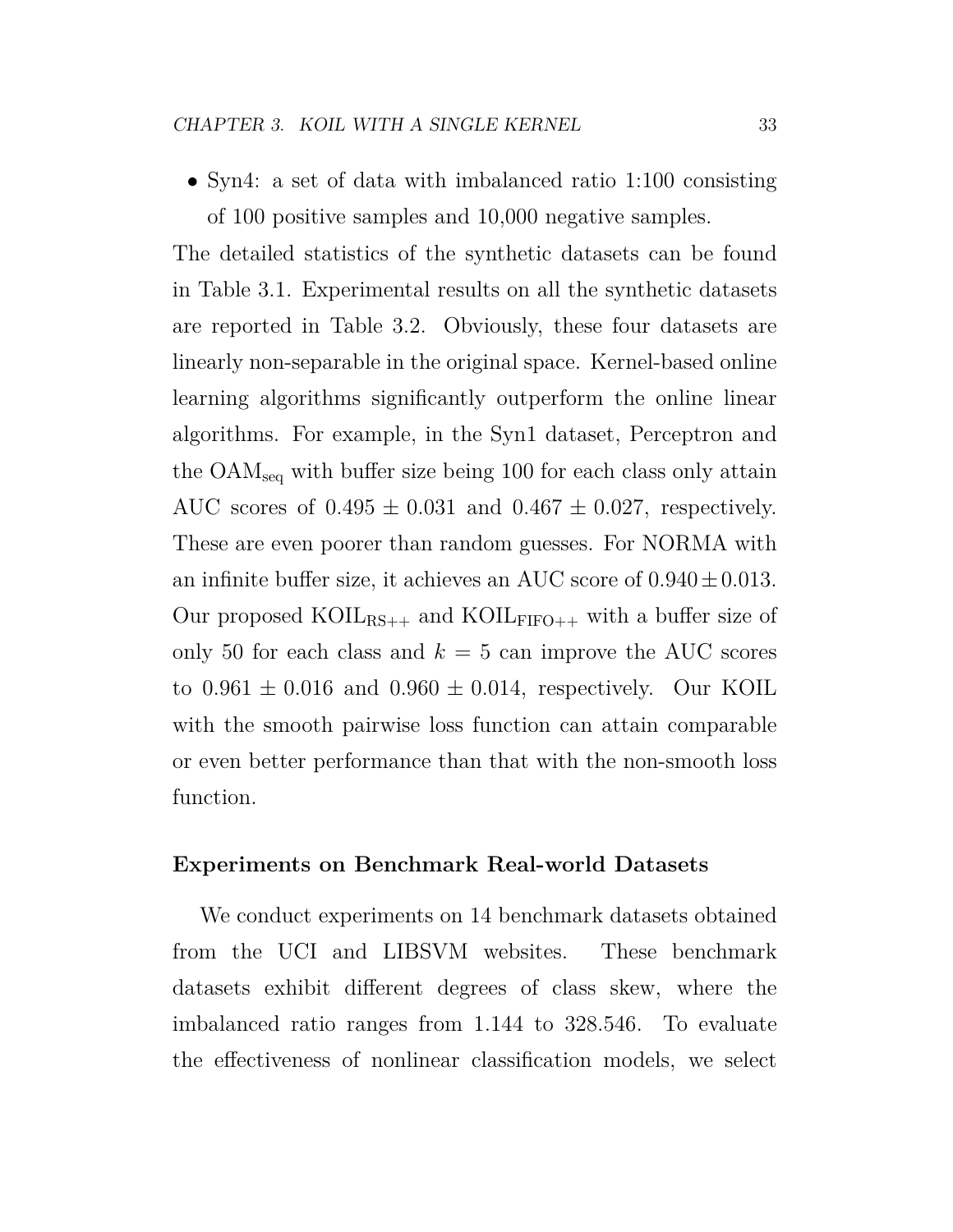- Syn4: a set of data with imbalanced ratio 1:100 consisting of 100 positive samples and 10,000 negative samples.

The detailed statistics of the synthetic datasets can be found in Table 3.1. Experimental results on all the synthetic datasets are reported in Table 3.2. Obviously, these four datasets are linearly non-separable in the original space. Kernel-based online learning algorithms significantly outperform the online linear algorithms. For example, in the Syn1 dataset, Perceptron and the $\text{OAM}_{\text{seq}}$ with buffer size being 100 for each class only attain AUC scores of $0.495 \pm 0.031$ and $0.467 \pm 0.027$, respectively. These are even poorer than random guesses. For NORMA with an infinite buffer size, it achieves an AUC score of $0.940 \pm 0.013$. Our proposed $\text{KOIL}_{\text{RS++}}$ and $\text{KOIL}_{\text{FIFO++}}$ with a buffer size of only 50 for each class and $k = 5$ can improve the AUC scores to $0.961 \pm 0.016$ and $0.960 \pm 0.014$, respectively. Our KOIL with the smooth pairwise loss function can attain comparable or even better performance than that with the non-smooth loss function.

### Experiments on Benchmark Real-world Datasets

We conduct experiments on 14 benchmark datasets obtained from the UCI and LIBSVM websites. These benchmark datasets exhibit different degrees of class skew, where the imbalanced ratio ranges from 1.144 to 328.546. To evaluate the effectiveness of nonlinear classification models, we select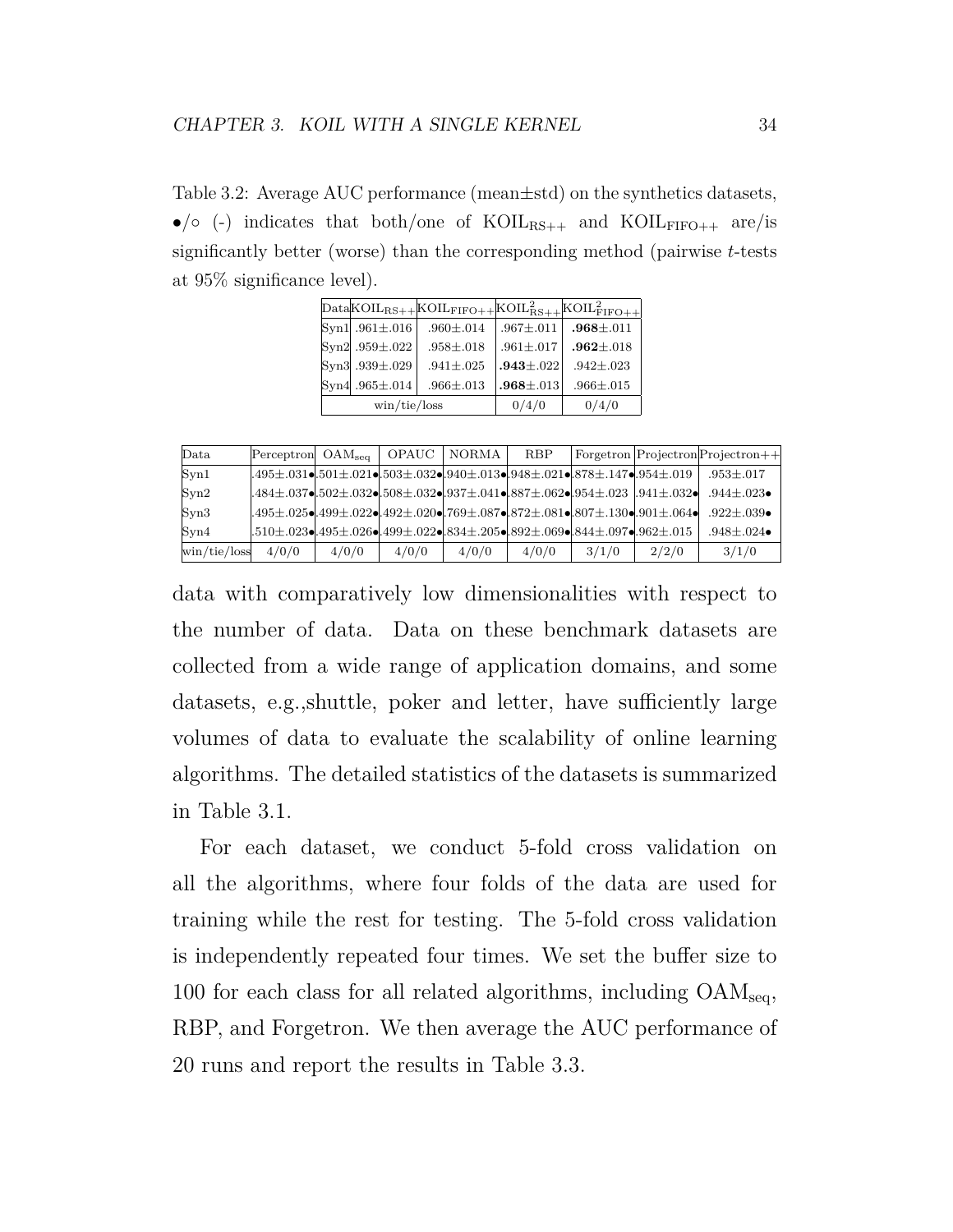Table 3.2: Average AUC performance (mean±std) on the synthetics datasets, •/◦ (-) indicates that both/one of $\text{KOIL}_{\text{RS++}}$ and $\text{KOIL}_{\text{FIFO++}}$ are/is significantly better (worse) than the corresponding method (pairwise $t$-tests at 95% significance level).

| Data | $\text{KOIL}_{\text{RS++}}$ | $\text{KOIL}_{\text{FIFO++}}$ | $\text{KOIL}^2_{\text{RS++}}$ | $\text{KOIL}^2_{\text{FIFO++}}$ |
|---|---|---|---|---|
| Syn1 | .961±.016 | .960±.014 | .967±.011 | **.968**±.011 |
| Syn2 | .959±.022 | .958±.018 | .961±.017 | **.962**±.018 |
| Syn3 | .939±.029 | .941±.025 | **.943**±.022 | .942±.023 |
| Syn4 | .965±.014 | .966±.013 | **.968**±.013 | .966±.015 |
| win/tie/loss | | | 0/4/0 | 0/4/0 |

| Data | Perceptron | $\text{OAM}_{\text{seq}}$ | OPAUC | NORMA | RBP | Forgetron | Projectron | Projectron++ |
|---|---|---|---|---|---|---|---|---|
| Syn1 | .495±.031• | .501±.021• | .503±.032• | .940±.013• | .948±.021• | .878±.147• | .954±.019 | .953±.017 |
| Syn2 | .484±.037• | .502±.032• | .508±.032• | .937±.041• | .887±.062• | .954±.023 | .941±.032• | .944±.023• |
| Syn3 | .495±.025• | .499±.022• | .492±.020• | .769±.087• | .872±.081• | .807±.130• | .901±.064• | .922±.039• |
| Syn4 | .510±.023• | .495±.026• | .499±.022• | .834±.205• | .892±.069• | .844±.097• | .962±.015 | .948±.024• |
| win/tie/loss | 4/0/0 | 4/0/0 | 4/0/0 | 4/0/0 | 4/0/0 | 3/1/0 | 2/2/0 | 3/1/0 |

data with comparatively low dimensionalities with respect to the number of data. Data on these benchmark datasets are collected from a wide range of application domains, and some datasets, e.g.,shuttle, poker and letter, have sufficiently large volumes of data to evaluate the scalability of online learning algorithms. The detailed statistics of the datasets is summarized in Table 3.1.

For each dataset, we conduct 5-fold cross validation on all the algorithms, where four folds of the data are used for training while the rest for testing. The 5-fold cross validation is independently repeated four times. We set the buffer size to 100 for each class for all related algorithms, including $\text{OAM}_{\text{seq}}$, RBP, and Forgetron. We then average the AUC performance of 20 runs and report the results in Table 3.3.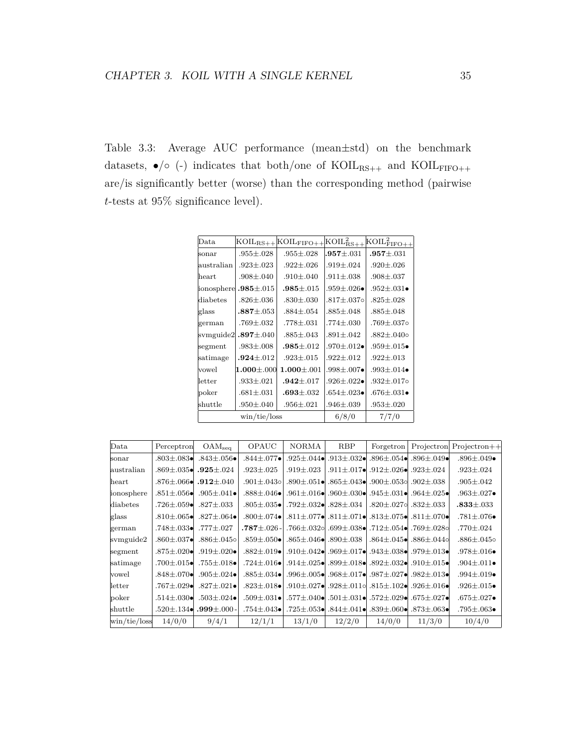Table 3.3: Average AUC performance (mean±std) on the benchmark datasets, •/◦ (-) indicates that both/one of $\text{KOIL}_{\text{RS++}}$ and $\text{KOIL}_{\text{FIFO++}}$ are/is significantly better (worse) than the corresponding method (pairwise $t$-tests at 95% significance level).

| Data | $\text{KOIL}_{\text{RS++}}$ | $\text{KOIL}_{\text{FIFO++}}$ | $\text{KOIL}^2_{\text{RS++}}$ | $\text{KOIL}^2_{\text{FIFO++}}$ |
|---|---|---|---|---|
| sonar | .955±.028 | .955±.028 | **.957**±.031 | **.957**±.031 |
| australian | .923±.023 | .922±.026 | .919±.024 | .920±.026 |
| heart | .908±.040 | .910±.040 | .911±.038 | .908±.037 |
| ionosphere | **.985**±.015 | **.985**±.015 | .959±.026• | .952±.031• |
| diabetes | .826±.036 | .830±.030 | .817±.037◦ | .825±.028 |
| glass | **.887**±.053 | .884±.054 | .885±.048 | .885±.048 |
| german | .769±.032 | .778±.031 | .774±.030 | .769±.037◦ |
| svmguide2 | **.897**±.040 | .885±.043 | .891±.042 | .882±.040◦ |
| segment | .983±.008 | **.985**±.012 | .970±.012• | .959±.015• |
| satimage | **.924**±.012 | .923±.015 | .922±.012 | .922±.013 |
| vowel | **1.000**±.000 | **1.000**±.001 | .998±.007• | .993±.014• |
| letter | .933±.021 | **.942**±.017 | .926±.022• | .932±.017◦ |
| poker | .681±.031 | **.693**±.032 | .654±.023• | .676±.031• |
| shuttle | .950±.040 | .956±.021 | .946±.039 | .953±.020 |
| win/tie/loss | | | 6/8/0 | 7/7/0 |

| Data | Perceptron | $\text{OAM}_{\text{seq}}$ | OPAUC | NORMA | RBP | Forgetron | Projectron | Projectron++ |
|---|---|---|---|---|---|---|---|---|
| sonar | .803±.083• | .843±.056• | .844±.077• | .925±.044• | .913±.032• | .896±.054• | .896±.049• | .896±.049• |
| australian | .869±.035• | **.925**±.024 | .923±.025 | .919±.023 | .911±.017• | .912±.026• | .923±.024 | .923±.024 |
| heart | .876±.066• | **.912**±.040 | .901±.043◦ | .890±.051• | .865±.043• | .900±.053◦ | .902±.038 | .905±.042 |
| ionosphere | .851±.056• | .905±.041• | .888±.046• | .961±.016• | .960±.030• | .945±.031• | .964±.025• | .963±.027• |
| diabetes | .726±.059• | .827±.033 | .805±.035• | .792±.032• | .828±.034 | .820±.027◦ | .832±.033 | **.833**±.033 |
| glass | .810±.065• | .827±.064• | .800±.074• | .811±.077• | .811±.071• | .813±.075• | .811±.070• | .781±.076• |
| german | .748±.033• | .777±.027 | **.787**±.026 - | .766±.032◦ | .699±.038• | .712±.054• | .769±.028◦ | .770±.024 |
| svmguide2 | .860±.037• | .886±.045◦ | .859±.050• | .865±.046• | .890±.038 | .864±.045• | .886±.044◦ | .886±.045◦ |
| segment | .875±.020• | .919±.020• | .882±.019• | .910±.042• | .969±.017• | .943±.038• | .979±.013• | .978±.016• |
| satimage | .700±.015• | .755±.018• | .724±.016• | .914±.025• | .899±.018• | .892±.032• | .910±.015• | .904±.011• |
| vowel | .848±.070• | .905±.024• | .885±.034• | .996±.005• | .968±.017• | .987±.027• | .982±.013• | .994±.019• |
| letter | .767±.029• | .827±.021• | .823±.018• | .910±.027• | .928±.011◦ | .815±.102• | .926±.016• | .926±.015• |
| poker | .514±.030• | .503±.024• | .509±.031• | .577±.040• | .501±.031• | .572±.029• | .675±.027• | .675±.027• |
| shuttle | .520±.134• | **.999**±.000 - | .754±.043• | .725±.053• | .844±.041• | .839±.060• | .873±.063• | .795±.063• |
| win/tie/loss | 14/0/0 | 9/4/1 | 12/1/1 | 13/1/0 | 12/2/0 | 14/0/0 | 11/3/0 | 10/4/0 |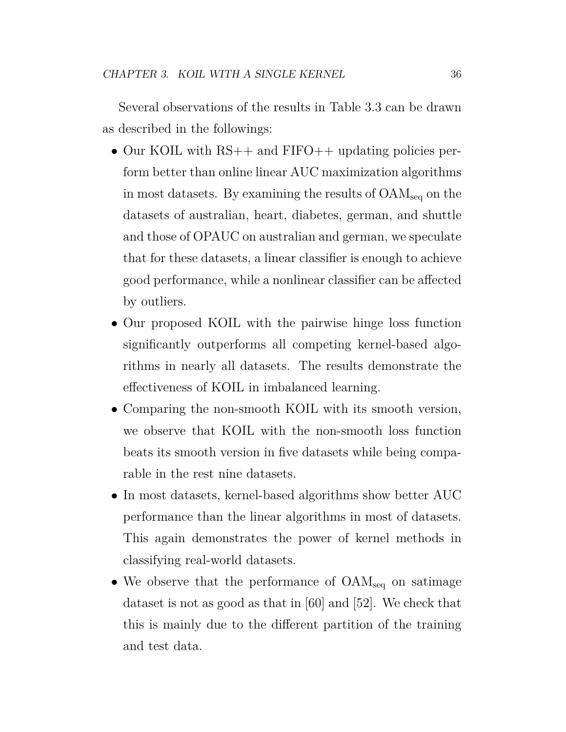Several observations of the results in Table 3.3 can be drawn as described in the followings:

- Our KOIL with RS++ and FIFO++ updating policies perform better than online linear AUC maximization algorithms in most datasets. By examining the results of $\text{OAM}_{\text{seq}}$ on the datasets of australian, heart, diabetes, german, and shuttle and those of OPAUC on australian and german, we speculate that for these datasets, a linear classifier is enough to achieve good performance, while a nonlinear classifier can be affected by outliers.
- Our proposed KOIL with the pairwise hinge loss function significantly outperforms all competing kernel-based algorithms in nearly all datasets. The results demonstrate the effectiveness of KOIL in imbalanced learning.
- Comparing the non-smooth KOIL with its smooth version, we observe that KOIL with the non-smooth loss function beats its smooth version in five datasets while being comparable in the rest nine datasets.
- In most datasets, kernel-based algorithms show better AUC performance than the linear algorithms in most of datasets. This again demonstrates the power of kernel methods in classifying real-world datasets.
- We observe that the performance of $\text{OAM}_{\text{seq}}$ on satimage dataset is not as good as that in [60] and [52]. We check that this is mainly due to the different partition of the training and test data.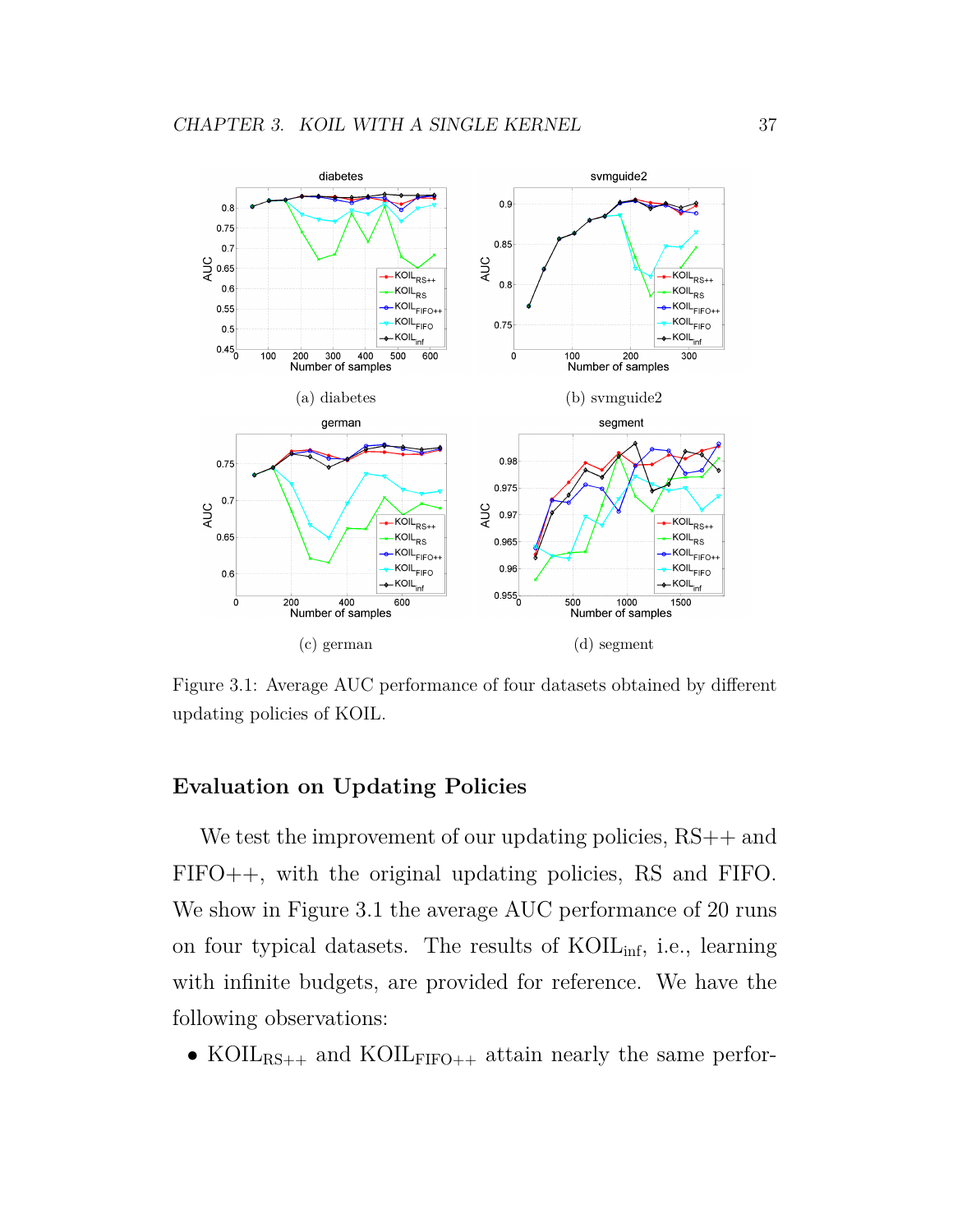(a) diabetes

(b) svmguide2

(c) german

(d) segment

Figure 3.1: Average AUC performance of four datasets obtained by different updating policies of KOIL.

### Evaluation on Updating Policies

We test the improvement of our updating policies, RS++ and FIFO++, with the original updating policies, RS and FIFO. We show in Figure 3.1 the average AUC performance of 20 runs on four typical datasets. The results of $\text{KOIL}_{\text{inf}}$, i.e., learning with infinite budgets, are provided for reference. We have the following observations:

- $\text{KOIL}_{\text{RS++}}$ and $\text{KOIL}_{\text{FIFO++}}$ attain nearly the same perfor-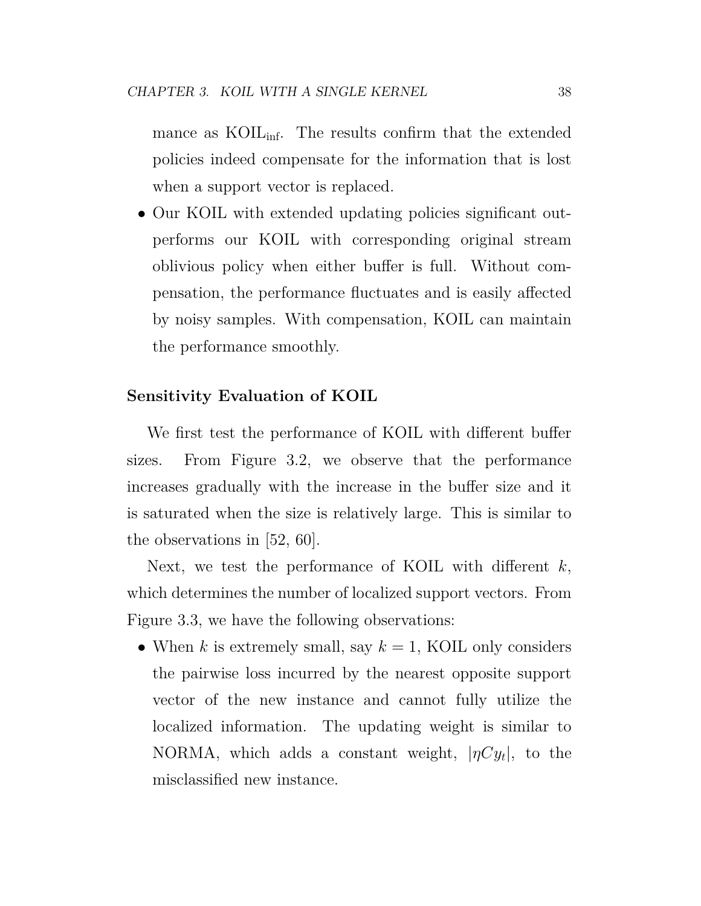mance as $\text{KOIL}_{\text{inf}}$. The results confirm that the extended policies indeed compensate for the information that is lost when a support vector is replaced.

- Our KOIL with extended updating policies significant outperforms our KOIL with corresponding original stream oblivious policy when either buffer is full. Without compensation, the performance fluctuates and is easily affected by noisy samples. With compensation, KOIL can maintain the performance smoothly.

**Sensitivity Evaluation of KOIL**

We first test the performance of KOIL with different buffer sizes. From Figure 3.2, we observe that the performance increases gradually with the increase in the buffer size and it is saturated when the size is relatively large. This is similar to the observations in [52, 60].

Next, we test the performance of KOIL with different $k$, which determines the number of localized support vectors. From Figure 3.3, we have the following observations:

- When $k$ is extremely small, say $k = 1$, KOIL only considers the pairwise loss incurred by the nearest opposite support vector of the new instance and cannot fully utilize the localized information. The updating weight is similar to NORMA, which adds a constant weight, $|\eta C y_t|$, to the misclassified new instance.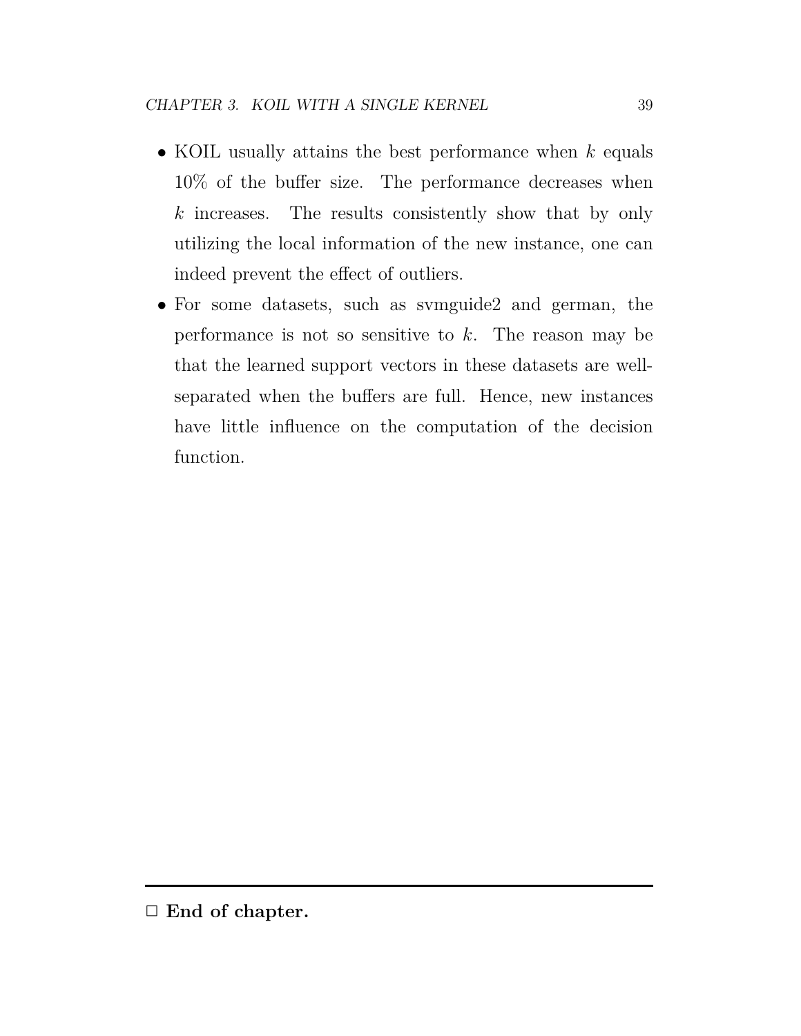- KOIL usually attains the best performance when $k$ equals 10% of the buffer size. The performance decreases when $k$ increases. The results consistently show that by only utilizing the local information of the new instance, one can indeed prevent the effect of outliers.
- For some datasets, such as svmguide2 and german, the performance is not so sensitive to $k$. The reason may be that the learned support vectors in these datasets are well-separated when the buffers are full. Hence, new instances have little influence on the computation of the decision function.

---

□ **End of chapter.**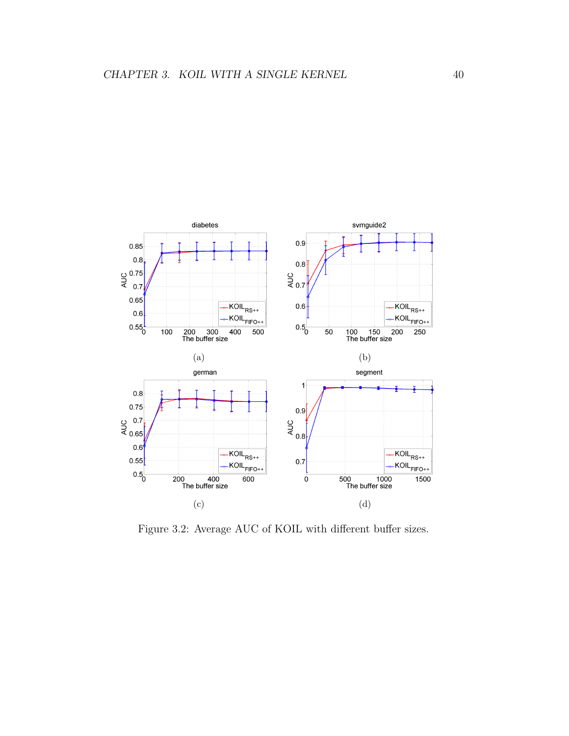(a)

(b)

(c)

(d)

Figure 3.2: Average AUC of KOIL with different buffer sizes.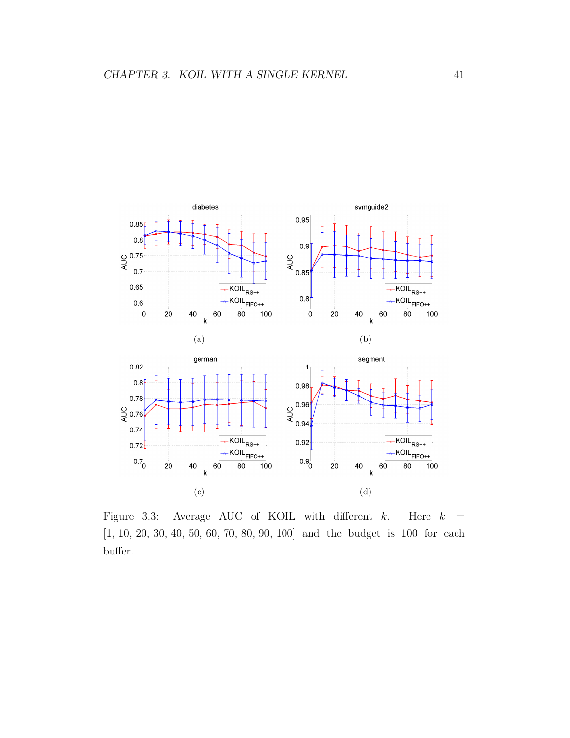(a) (b)

(c) (d)

Figure 3.3: Average AUC of KOIL with different $k$. Here $k = [1, 10, 20, 30, 40, 50, 60, 70, 80, 90, 100]$ and the budget is 100 for each buffer.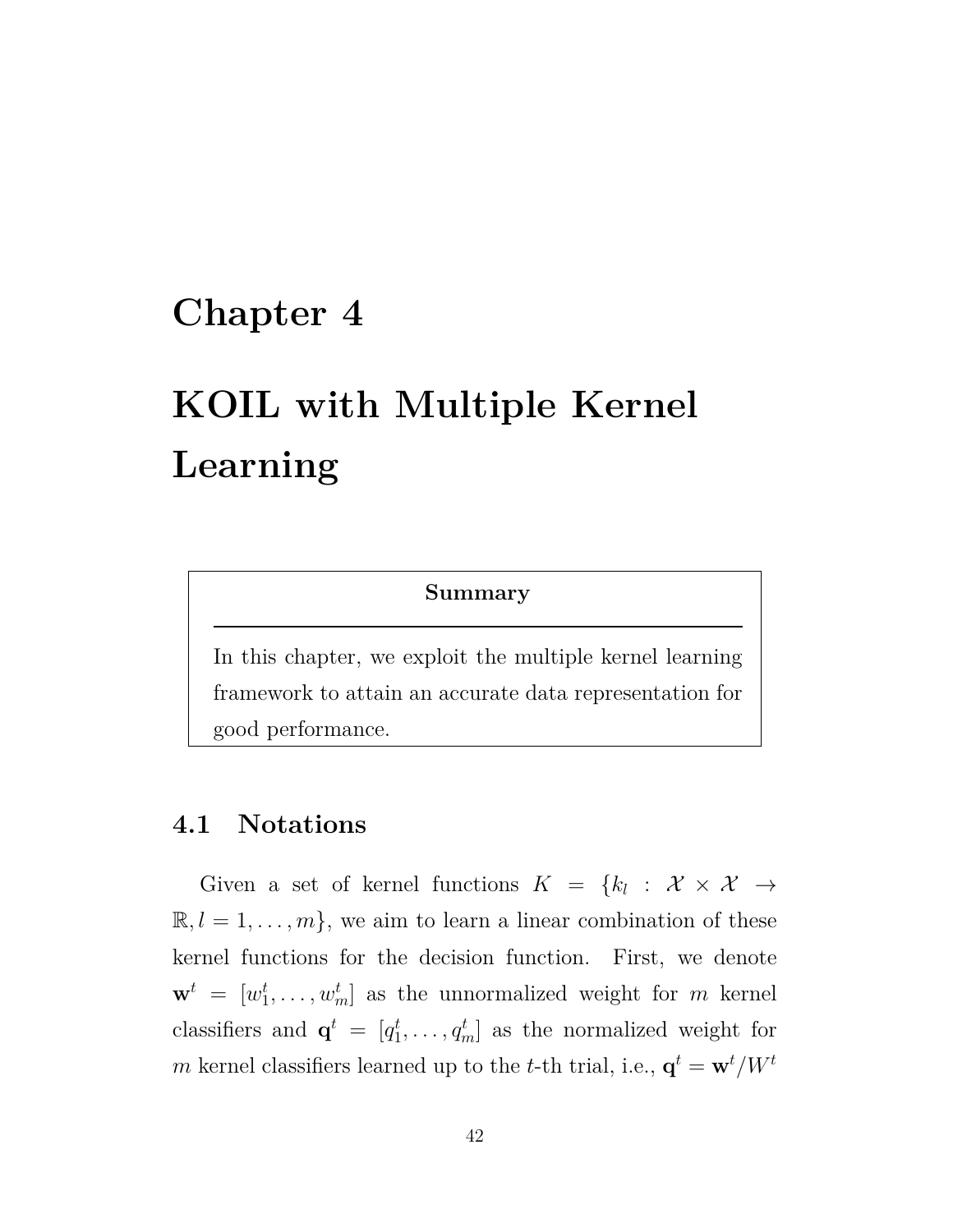# Chapter 4

# KOIL with Multiple Kernel Learning

**Summary**

In this chapter, we exploit the multiple kernel learning framework to attain an accurate data representation for good performance.

## 4.1 Notations

Given a set of kernel functions $K = \{k_l : \mathcal{X} \times \mathcal{X} \rightarrow \mathbb{R}, l = 1, \ldots, m\}$, we aim to learn a linear combination of these kernel functions for the decision function. First, we denote $\mathbf{w}^t = [w_1^t, \ldots, w_m^t]$ as the unnormalized weight for $m$ kernel classifiers and $\mathbf{q}^t = [q_1^t, \ldots, q_m^t]$ as the normalized weight for $m$ kernel classifiers learned up to the $t$-th trial, i.e., $\mathbf{q}^t = \mathbf{w}^t / W^t$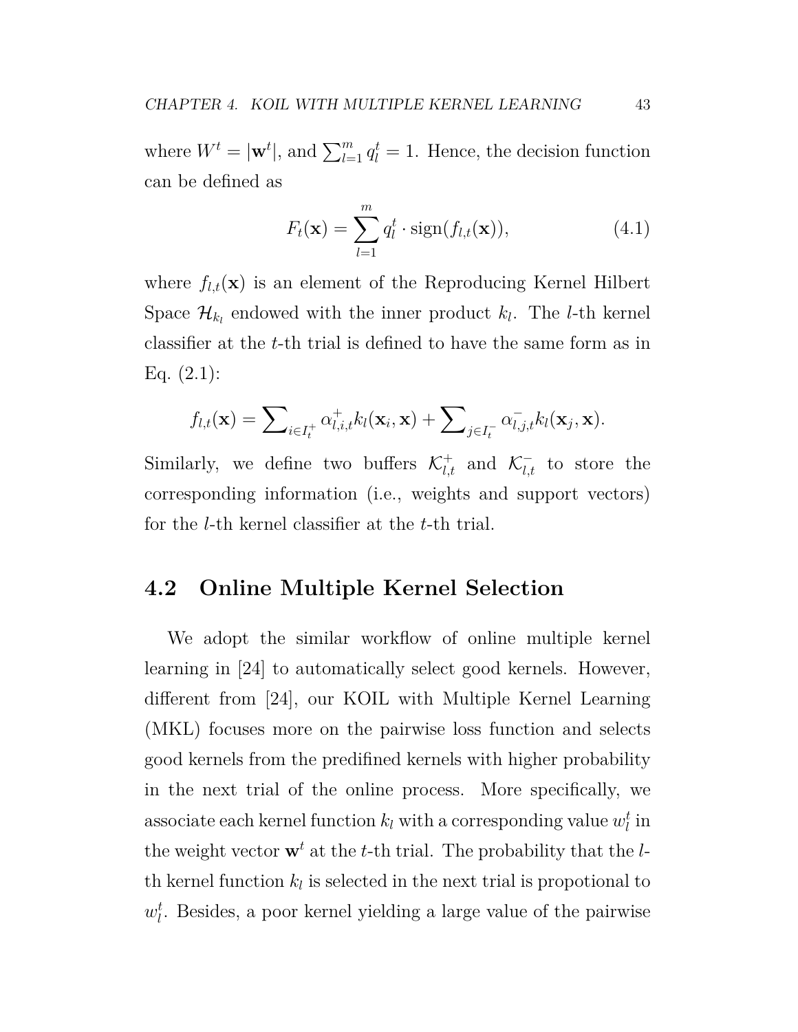where $W^t = |\mathbf{w}^t|$, and $\sum_{l=1}^{m} q_l^t = 1$. Hence, the decision function can be defined as

$$F_t(\mathbf{x}) = \sum_{l=1}^{m} q_l^t \cdot \text{sign}(f_{l,t}(\mathbf{x})), \tag{4.1}$$

where $f_{l,t}(\mathbf{x})$ is an element of the Reproducing Kernel Hilbert Space $\mathcal{H}_{k_l}$ endowed with the inner product $k_l$. The $l$-th kernel classifier at the $t$-th trial is defined to have the same form as in Eq. (2.1):

$$f_{l,t}(\mathbf{x}) = \sum\nolimits_{i \in I_t^+} \alpha_{l,i,t}^+ k_l(\mathbf{x}_i, \mathbf{x}) + \sum\nolimits_{j \in I_t^-} \alpha_{l,j,t}^- k_l(\mathbf{x}_j, \mathbf{x}).$$

Similarly, we define two buffers $\mathcal{K}_{l,t}^+$ and $\mathcal{K}_{l,t}^-$ to store the corresponding information (i.e., weights and support vectors) for the $l$-th kernel classifier at the $t$-th trial.

## 4.2 Online Multiple Kernel Selection

We adopt the similar workflow of online multiple kernel learning in [24] to automatically select good kernels. However, different from [24], our KOIL with Multiple Kernel Learning (MKL) focuses more on the pairwise loss function and selects good kernels from the predifined kernels with higher probability in the next trial of the online process. More specifically, we associate each kernel function $k_l$ with a corresponding value $w_l^t$ in the weight vector $\mathbf{w}^t$ at the $t$-th trial. The probability that the $l$-th kernel function $k_l$ is selected in the next trial is propotional to $w_l^t$. Besides, a poor kernel yielding a large value of the pairwise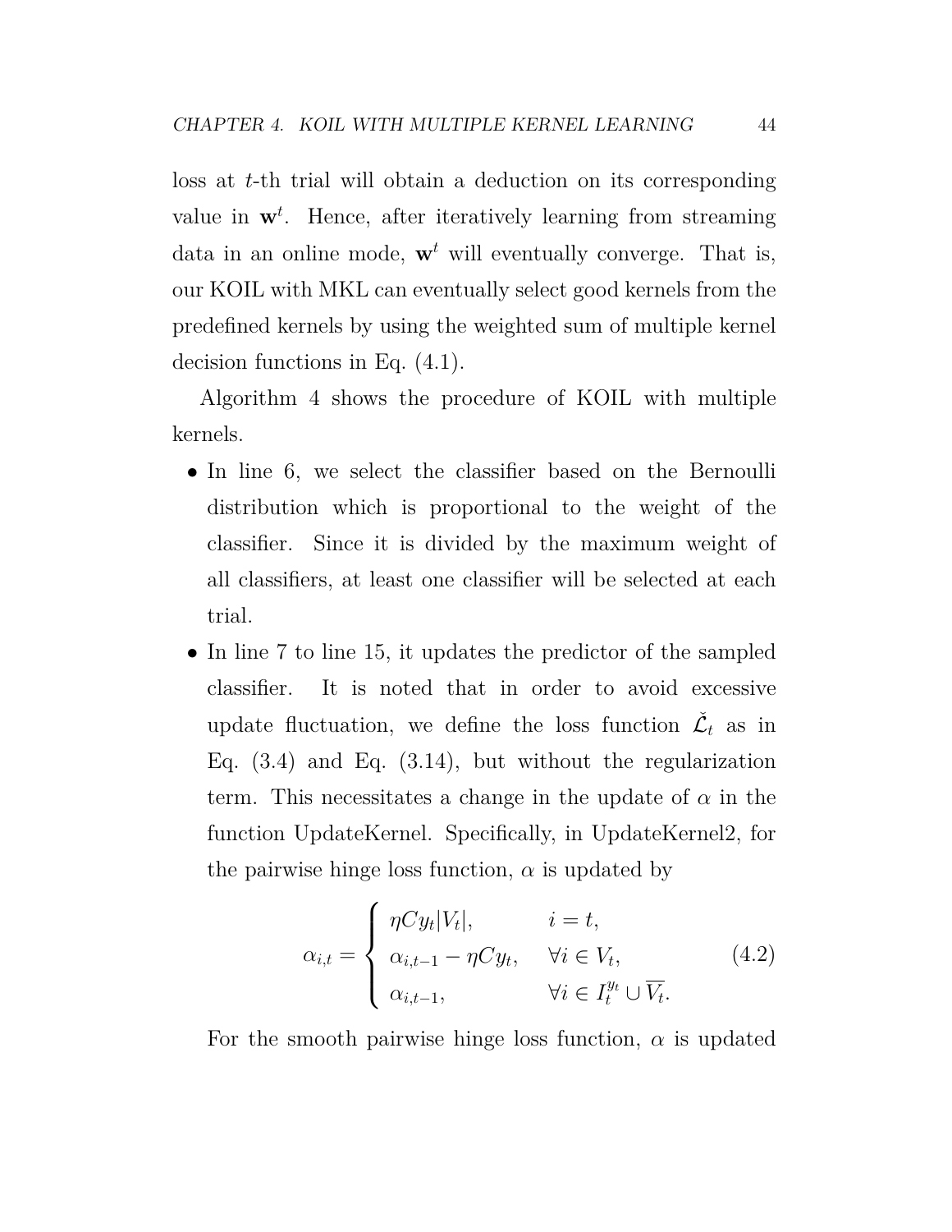loss at $t$-th trial will obtain a deduction on its corresponding value in $\mathbf{w}^t$. Hence, after iteratively learning from streaming data in an online mode, $\mathbf{w}^t$ will eventually converge. That is, our KOIL with MKL can eventually select good kernels from the predefined kernels by using the weighted sum of multiple kernel decision functions in Eq. (4.1).

Algorithm 4 shows the procedure of KOIL with multiple kernels.

- In line 6, we select the classifier based on the Bernoulli distribution which is proportional to the weight of the classifier. Since it is divided by the maximum weight of all classifiers, at least one classifier will be selected at each trial.
- In line 7 to line 15, it updates the predictor of the sampled classifier. It is noted that in order to avoid excessive update fluctuation, we define the loss function $\check{\mathcal{L}}_t$ as in Eq. (3.4) and Eq. (3.14), but without the regularization term. This necessitates a change in the update of $\alpha$ in the function UpdateKernel. Specifically, in UpdateKernel2, for the pairwise hinge loss function, $\alpha$ is updated by

$$\alpha_{i,t} = \begin{cases} \eta C y_t |V_t|, & i = t, \\ \alpha_{i,t-1} - \eta C y_t, & \forall i \in V_t, \\ \alpha_{i,t-1}, & \forall i \in I_t^{y_t} \cup \overline{V_t}. \end{cases} \tag{4.2}$$

  For the smooth pairwise hinge loss function, $\alpha$ is updated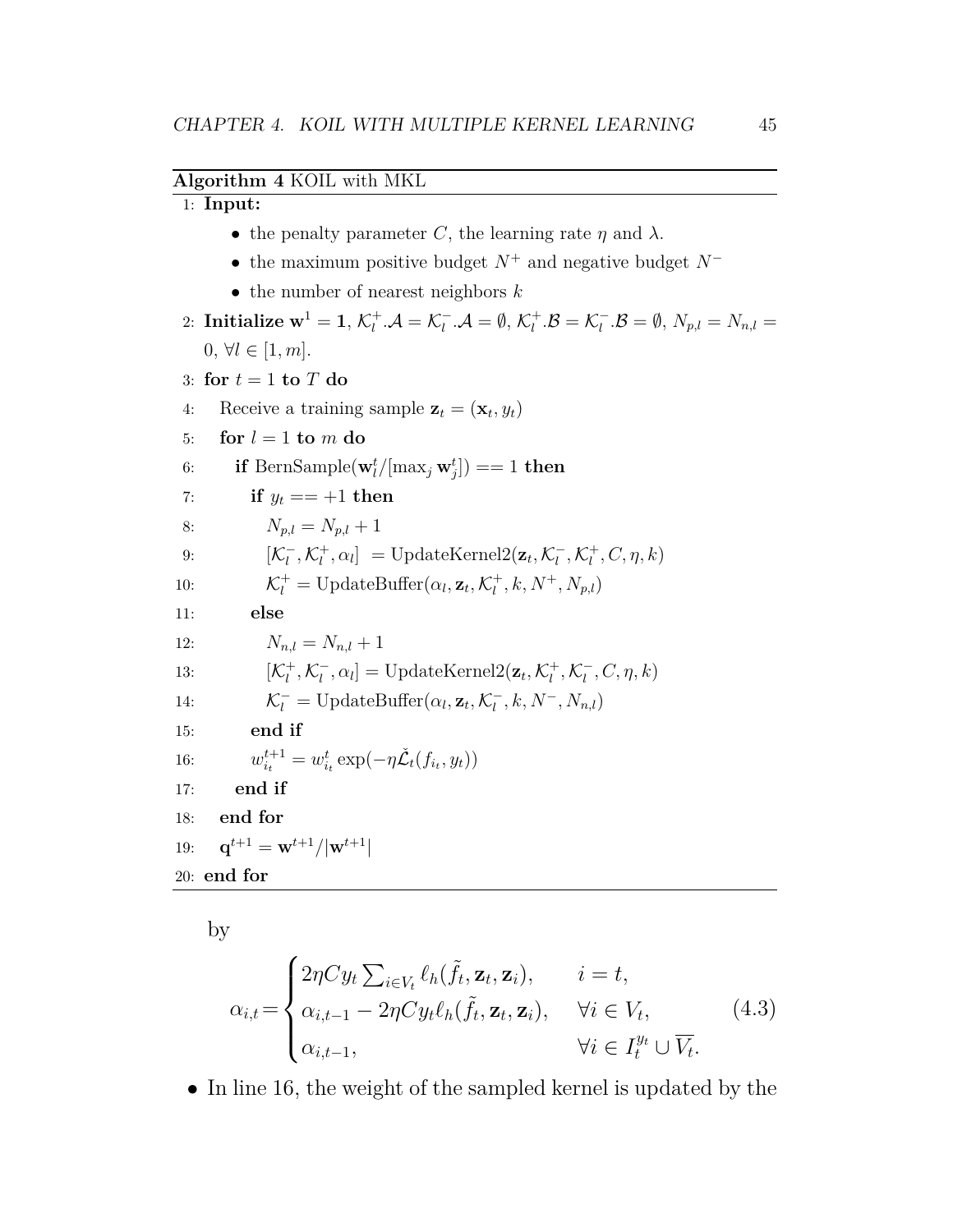**Algorithm 4** KOIL with MKL

```
1: Input:
     • the penalty parameter C, the learning rate η and λ.
     • the maximum positive budget N⁺ and negative budget N⁻
     • the number of nearest neighbors k
2: Initialize w¹ = 1, K_l⁺.A = K_l⁻.A = ∅, K_l⁺.B = K_l⁻.B = ∅, N_{p,l} = N_{n,l} = 0, ∀l ∈ [1, m].
3: for t = 1 to T do
4:   Receive a training sample z_t = (x_t, y_t)
5:   for l = 1 to m do
6:     if BernSample(w_l^t/[max_j w_j^t]) == 1 then
7:       if y_t == +1 then
8:         N_{p,l} = N_{p,l} + 1
9:         [K_l⁻, K_l⁺, α_l] = UpdateKernel2(z_t, K_l⁻, K_l⁺, C, η, k)
10:        K_l⁺ = UpdateBuffer(α_l, z_t, K_l⁺, k, N⁺, N_{p,l})
11:      else
12:        N_{n,l} = N_{n,l} + 1
13:        [K_l⁺, K_l⁻, α_l] = UpdateKernel2(z_t, K_l⁺, K_l⁻, C, η, k)
14:        K_l⁻ = UpdateBuffer(α_l, z_t, K_l⁻, k, N⁻, N_{n,l})
15:      end if
16:      w_{i_t}^{t+1} = w_{i_t}^t exp(−η Ľ_t(f_{i_t}, y_t))
17:    end if
18:  end for
19:  q^{t+1} = w^{t+1}/|w^{t+1}|
20: end for
```

by

$$\alpha_{i,t} = \begin{cases} 2\eta C y_t \sum_{i \in V_t} \ell_h(\tilde{f}_t, \mathbf{z}_t, \mathbf{z}_i), & i = t, \\ \alpha_{i,t-1} - 2\eta C y_t \ell_h(\tilde{f}_t, \mathbf{z}_t, \mathbf{z}_i), & \forall i \in V_t, \\ \alpha_{i,t-1}, & \forall i \in I_t^{y_t} \cup \overline{V_t}. \end{cases} \tag{4.3}$$

- In line 16, the weight of the sampled kernel is updated by the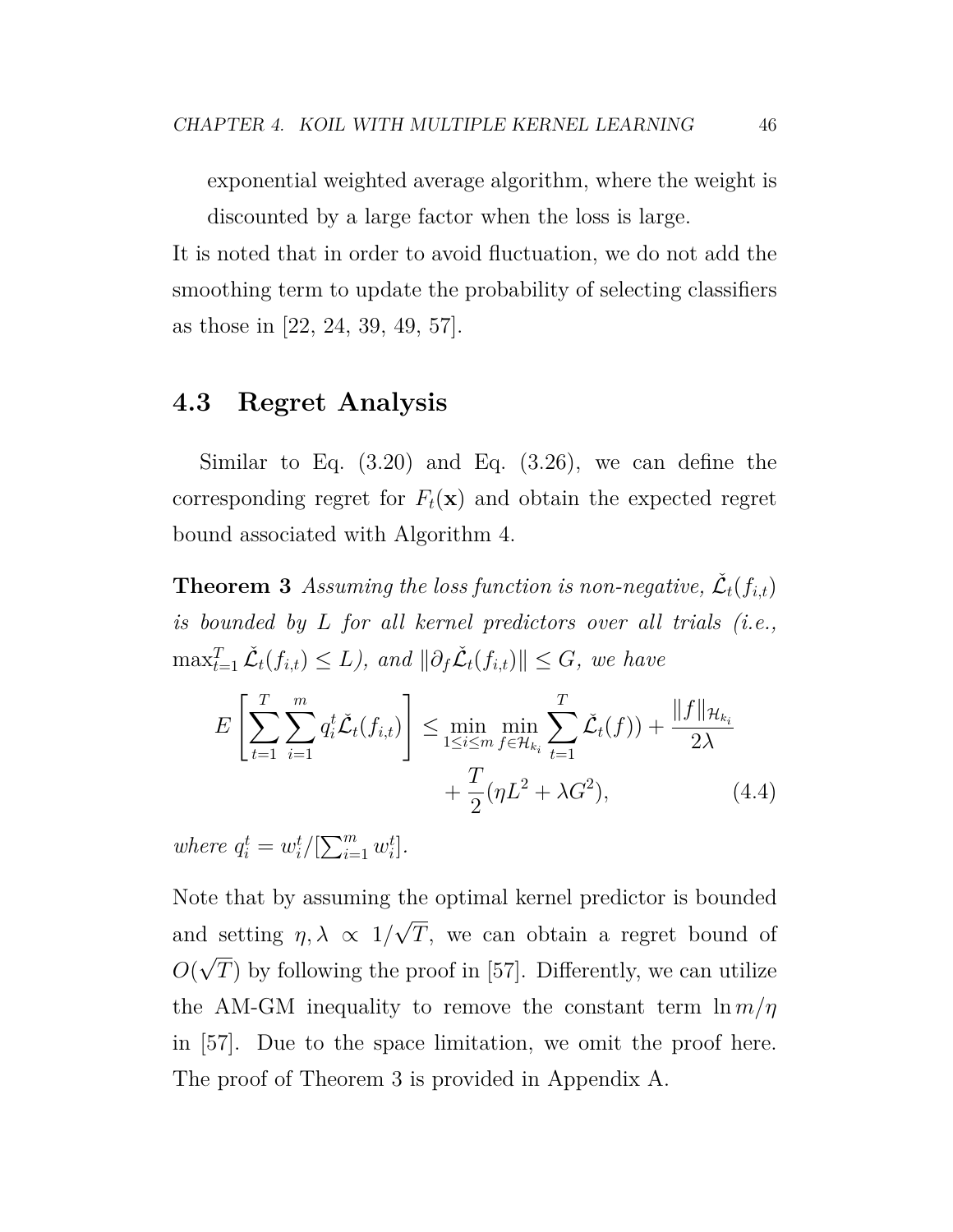exponential weighted average algorithm, where the weight is discounted by a large factor when the loss is large.

It is noted that in order to avoid fluctuation, we do not add the smoothing term to update the probability of selecting classifiers as those in [22, 24, 39, 49, 57].

## 4.3 Regret Analysis

Similar to Eq. (3.20) and Eq. (3.26), we can define the corresponding regret for $F_t(\mathbf{x})$ and obtain the expected regret bound associated with Algorithm 4.

**Theorem 3** *Assuming the loss function is non-negative, $\check{\mathcal{L}}_t(f_{i,t})$ is bounded by $L$ for all kernel predictors over all trials (i.e., $\max_{t=1}^{T} \check{\mathcal{L}}_t(f_{i,t}) \leq L$), and $\|\partial_f \check{\mathcal{L}}_t(f_{i,t})\| \leq G$, we have*

$$
E\left[\sum_{t=1}^{T}\sum_{i=1}^{m} q_i^t \check{\mathcal{L}}_t(f_{i,t})\right] \leq \min_{1\leq i\leq m} \min_{f\in\mathcal{H}_{k_i}} \sum_{t=1}^{T} \check{\mathcal{L}}_t(f)) + \frac{\|f\|_{\mathcal{H}_{k_i}}}{2\lambda} + \frac{T}{2}(\eta L^2 + \lambda G^2), \tag{4.4}
$$

*where $q_i^t = w_i^t / [\sum_{i=1}^{m} w_i^t]$.*

Note that by assuming the optimal kernel predictor is bounded and setting $\eta, \lambda \propto 1/\sqrt{T}$, we can obtain a regret bound of $O(\sqrt{T})$ by following the proof in [57]. Differently, we can utilize the AM-GM inequality to remove the constant term $\ln m/\eta$ in [57]. Due to the space limitation, we omit the proof here. The proof of Theorem 3 is provided in Appendix A.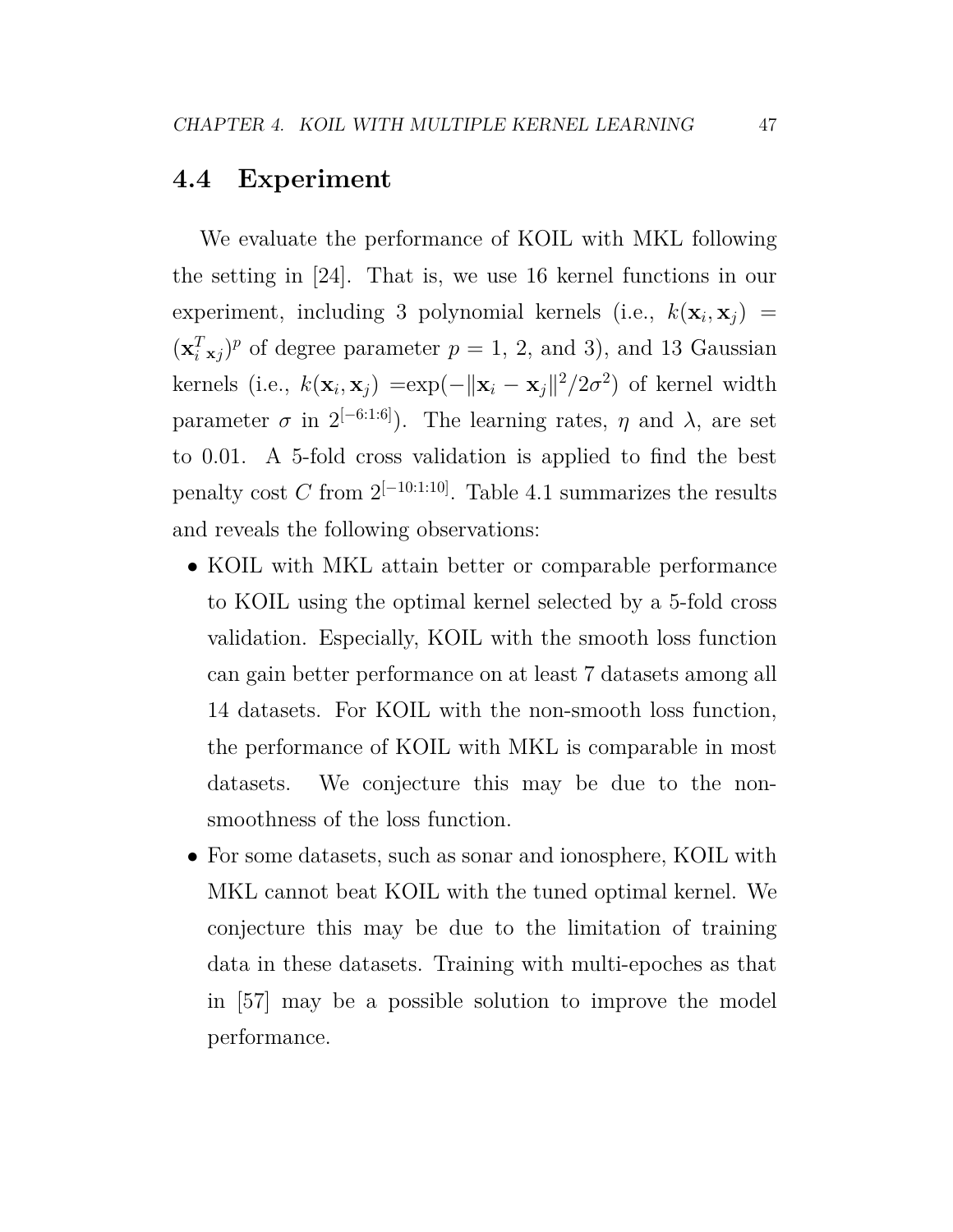## 4.4 Experiment

We evaluate the performance of KOIL with MKL following the setting in [24]. That is, we use 16 kernel functions in our experiment, including 3 polynomial kernels (i.e., $k(\mathbf{x}_i, \mathbf{x}_j) = (\mathbf{x}_i^T{}_{\mathbf{x}_j})^p$ of degree parameter $p = 1$, 2, and 3), and 13 Gaussian kernels (i.e., $k(\mathbf{x}_i, \mathbf{x}_j)$ $=\exp(-\|\mathbf{x}_i - \mathbf{x}_j\|^2/2\sigma^2)$ of kernel width parameter $\sigma$ in $2^{[-6:1:6]}$). The learning rates, $\eta$ and $\lambda$, are set to 0.01. A 5-fold cross validation is applied to find the best penalty cost $C$ from $2^{[-10:1:10]}$. Table 4.1 summarizes the results and reveals the following observations:

- KOIL with MKL attain better or comparable performance to KOIL using the optimal kernel selected by a 5-fold cross validation. Especially, KOIL with the smooth loss function can gain better performance on at least 7 datasets among all 14 datasets. For KOIL with the non-smooth loss function, the performance of KOIL with MKL is comparable in most datasets. We conjecture this may be due to the non-smoothness of the loss function.
- For some datasets, such as sonar and ionosphere, KOIL with MKL cannot beat KOIL with the tuned optimal kernel. We conjecture this may be due to the limitation of training data in these datasets. Training with multi-epoches as that in [57] may be a possible solution to improve the model performance.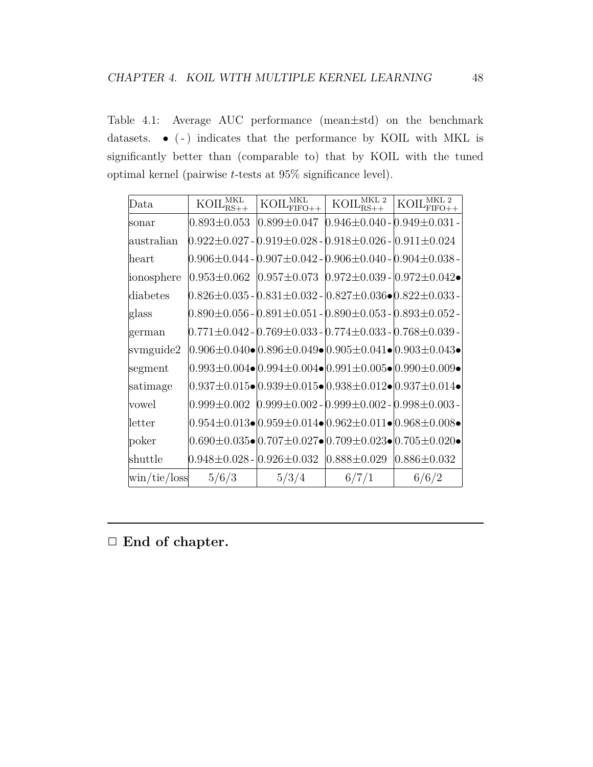Table 4.1: Average AUC performance (mean±std) on the benchmark datasets. • ( - ) indicates that the performance by KOIL with MKL is significantly better than (comparable to) that by KOIL with the tuned optimal kernel (pairwise $t$-tests at 95% significance level).

| Data | $\text{KOIL}_{\text{RS++}}^{\text{MKL}}$ | $\text{KOIL}_{\text{FIFO++}}^{\text{MKL}}$ | $\text{KOIL}_{\text{RS++}}^{\text{MKL 2}}$ | $\text{KOIL}_{\text{FIFO++}}^{\text{MKL 2}}$ |
|---|---|---|---|---|
| sonar | 0.893±0.053 | 0.899±0.047 | 0.946±0.040 - | 0.949±0.031 - |
| australian | 0.922±0.027 - | 0.919±0.028 - | 0.918±0.026 - | 0.911±0.024 |
| heart | 0.906±0.044 - | 0.907±0.042 - | 0.906±0.040 - | 0.904±0.038 - |
| ionosphere | 0.953±0.062 | 0.957±0.073 | 0.972±0.039 - | 0.972±0.042• |
| diabetes | 0.826±0.035 - | 0.831±0.032 - | 0.827±0.036• | 0.822±0.033 - |
| glass | 0.890±0.056 - | 0.891±0.051 - | 0.890±0.053 - | 0.893±0.052 - |
| german | 0.771±0.042 - | 0.769±0.033 - | 0.774±0.033 - | 0.768±0.039 - |
| svmguide2 | 0.906±0.040• | 0.896±0.049• | 0.905±0.041• | 0.903±0.043• |
| segment | 0.993±0.004• | 0.994±0.004• | 0.991±0.005• | 0.990±0.009• |
| satimage | 0.937±0.015• | 0.939±0.015• | 0.938±0.012• | 0.937±0.014• |
| vowel | 0.999±0.002 | 0.999±0.002 - | 0.999±0.002 - | 0.998±0.003 - |
| letter | 0.954±0.013• | 0.959±0.014• | 0.962±0.011• | 0.968±0.008• |
| poker | 0.690±0.035• | 0.707±0.027• | 0.709±0.023• | 0.705±0.020• |
| shuttle | 0.948±0.028 - | 0.926±0.032 | 0.888±0.029 | 0.886±0.032 |
| win/tie/loss | 5/6/3 | 5/3/4 | 6/7/1 | 6/6/2 |

---

□ **End of chapter.**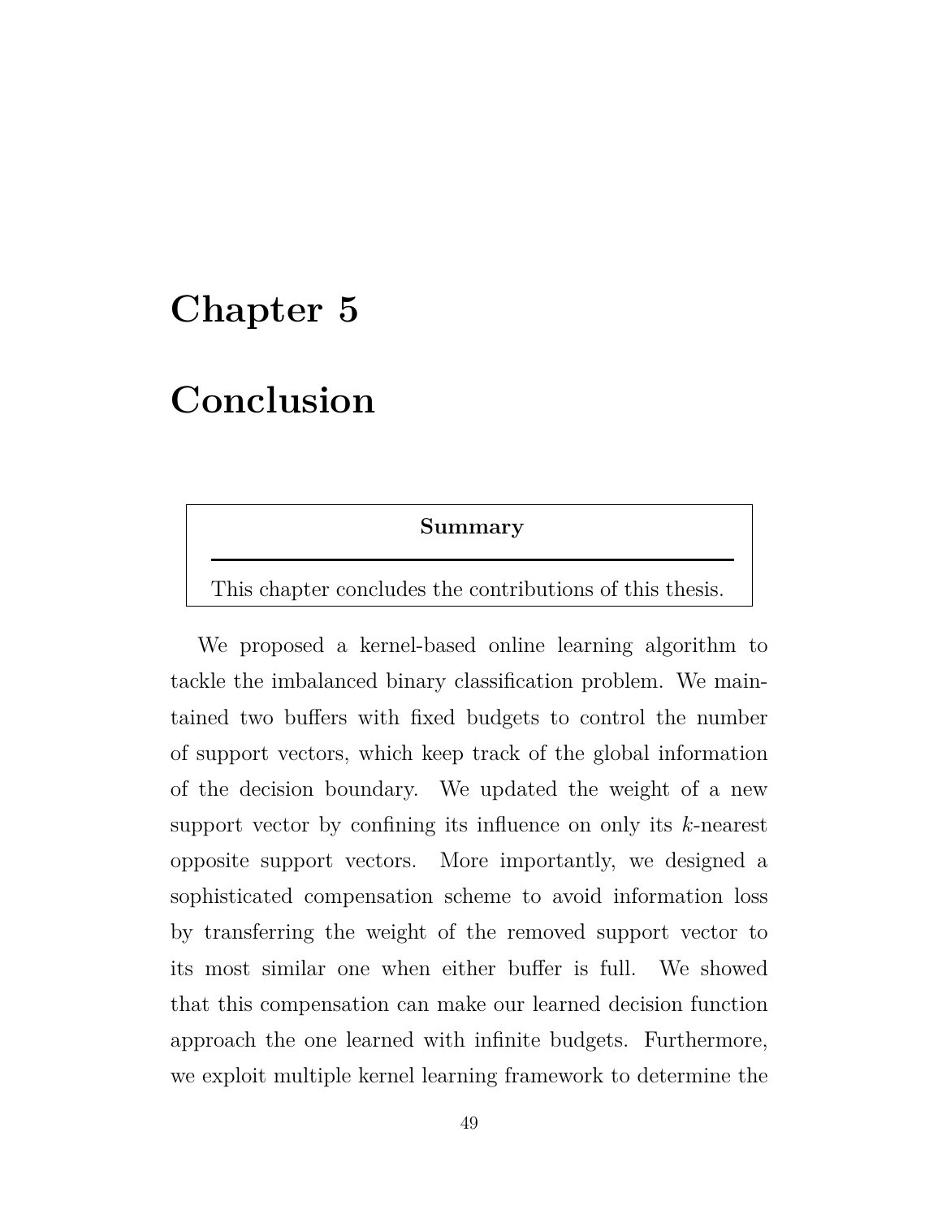# Chapter 5

# Conclusion

> **Summary**
>
> This chapter concludes the contributions of this thesis.

We proposed a kernel-based online learning algorithm to tackle the imbalanced binary classification problem. We maintained two buffers with fixed budgets to control the number of support vectors, which keep track of the global information of the decision boundary. We updated the weight of a new support vector by confining its influence on only its $k$-nearest opposite support vectors. More importantly, we designed a sophisticated compensation scheme to avoid information loss by transferring the weight of the removed support vector to its most similar one when either buffer is full. We showed that this compensation can make our learned decision function approach the one learned with infinite budgets. Furthermore, we exploit multiple kernel learning framework to determine the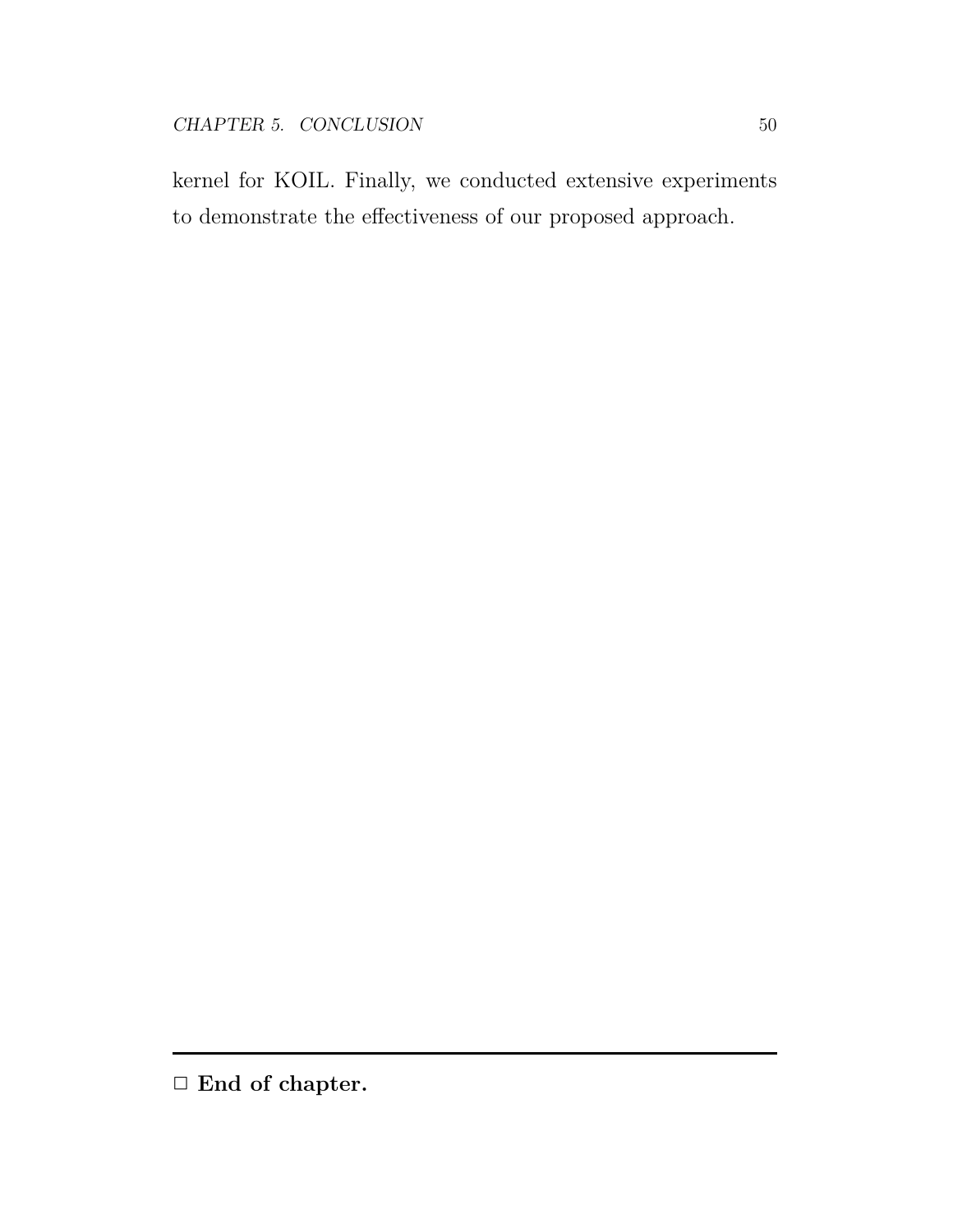kernel for KOIL. Finally, we conducted extensive experiments to demonstrate the effectiveness of our proposed approach.

---

□ **End of chapter.**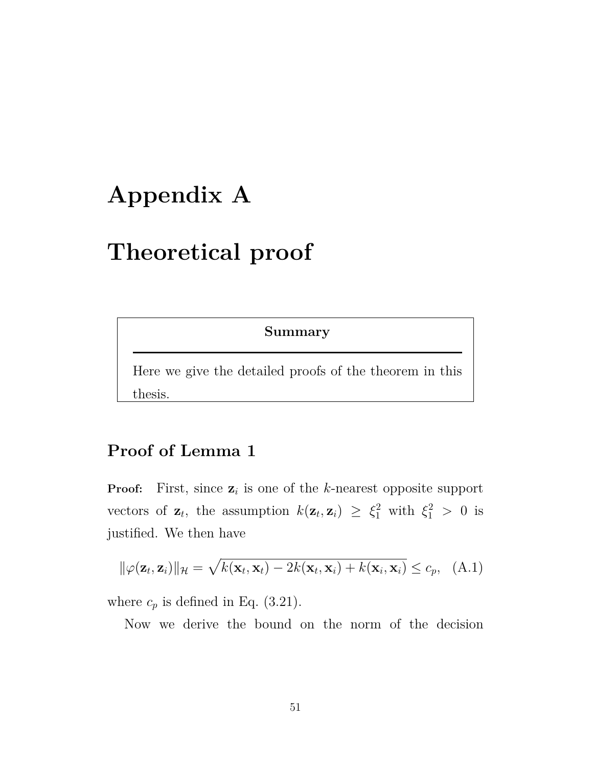# Appendix A

# Theoretical proof

**Summary**

Here we give the detailed proofs of the theorem in this thesis.

## Proof of Lemma 1

**Proof:** First, since $\mathbf{z}_i$ is one of the $k$-nearest opposite support vectors of $\mathbf{z}_t$, the assumption $k(\mathbf{z}_t, \mathbf{z}_i) \geq \xi_1^2$ with $\xi_1^2 > 0$ is justified. We then have

$$\|\varphi(\mathbf{z}_t, \mathbf{z}_i)\|_{\mathcal{H}} = \sqrt{k(\mathbf{x}_t, \mathbf{x}_t) - 2k(\mathbf{x}_t, \mathbf{x}_i) + k(\mathbf{x}_i, \mathbf{x}_i)} \leq c_p, \quad \text{(A.1)}$$

where $c_p$ is defined in Eq. (3.21).

Now we derive the bound on the norm of the decision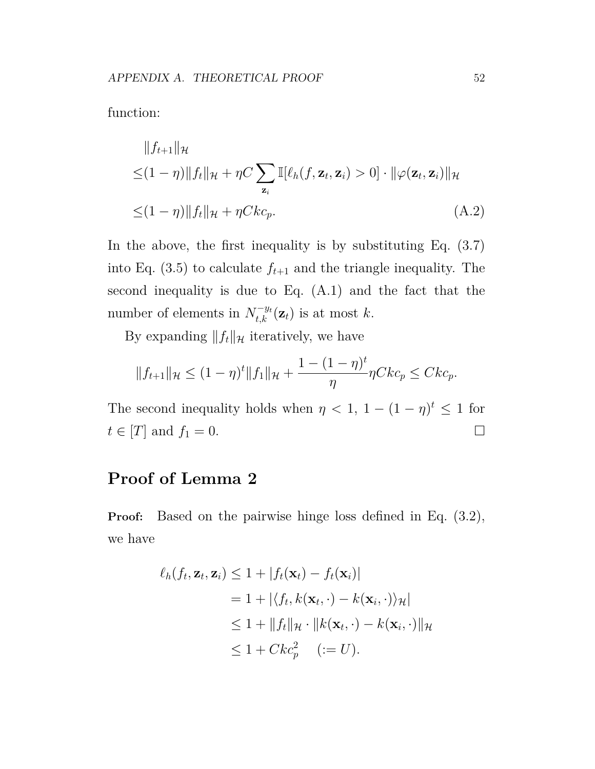function:

$$
\begin{aligned}
&\|f_{t+1}\|_{\mathcal{H}} \\
\leq &(1-\eta)\|f_t\|_{\mathcal{H}} + \eta C \sum_{\mathbf{z}_i} \mathbb{I}[\ell_h(f, \mathbf{z}_t, \mathbf{z}_i) > 0] \cdot \|\varphi(\mathbf{z}_t, \mathbf{z}_i)\|_{\mathcal{H}} \\
\leq &(1-\eta)\|f_t\|_{\mathcal{H}} + \eta C k c_p. \qquad \text{(A.2)}
\end{aligned}
$$

In the above, the first inequality is by substituting Eq. (3.7) into Eq. (3.5) to calculate $f_{t+1}$ and the triangle inequality. The second inequality is due to Eq. (A.1) and the fact that the number of elements in $N_{t,k}^{-y_t}(\mathbf{z}_t)$ is at most $k$.

By expanding $\|f_t\|_{\mathcal{H}}$ iteratively, we have

$$
\|f_{t+1}\|_{\mathcal{H}} \leq (1-\eta)^t \|f_1\|_{\mathcal{H}} + \frac{1-(1-\eta)^t}{\eta} \eta C k c_p \leq C k c_p.
$$

The second inequality holds when $\eta < 1$, $1-(1-\eta)^t \leq 1$ for $t \in [T]$ and $f_1 = 0$. □

## Proof of Lemma 2

**Proof:** Based on the pairwise hinge loss defined in Eq. (3.2), we have

$$
\begin{aligned}
\ell_h(f_t, \mathbf{z}_t, \mathbf{z}_i) &\leq 1 + |f_t(\mathbf{x}_t) - f_t(\mathbf{x}_i)| \\
&= 1 + |\langle f_t, k(\mathbf{x}_t, \cdot) - k(\mathbf{x}_i, \cdot)\rangle_{\mathcal{H}}| \\
&\leq 1 + \|f_t\|_{\mathcal{H}} \cdot \|k(\mathbf{x}_t, \cdot) - k(\mathbf{x}_i, \cdot)\|_{\mathcal{H}} \\
&\leq 1 + C k c_p^2 \quad (:= U).
\end{aligned}
$$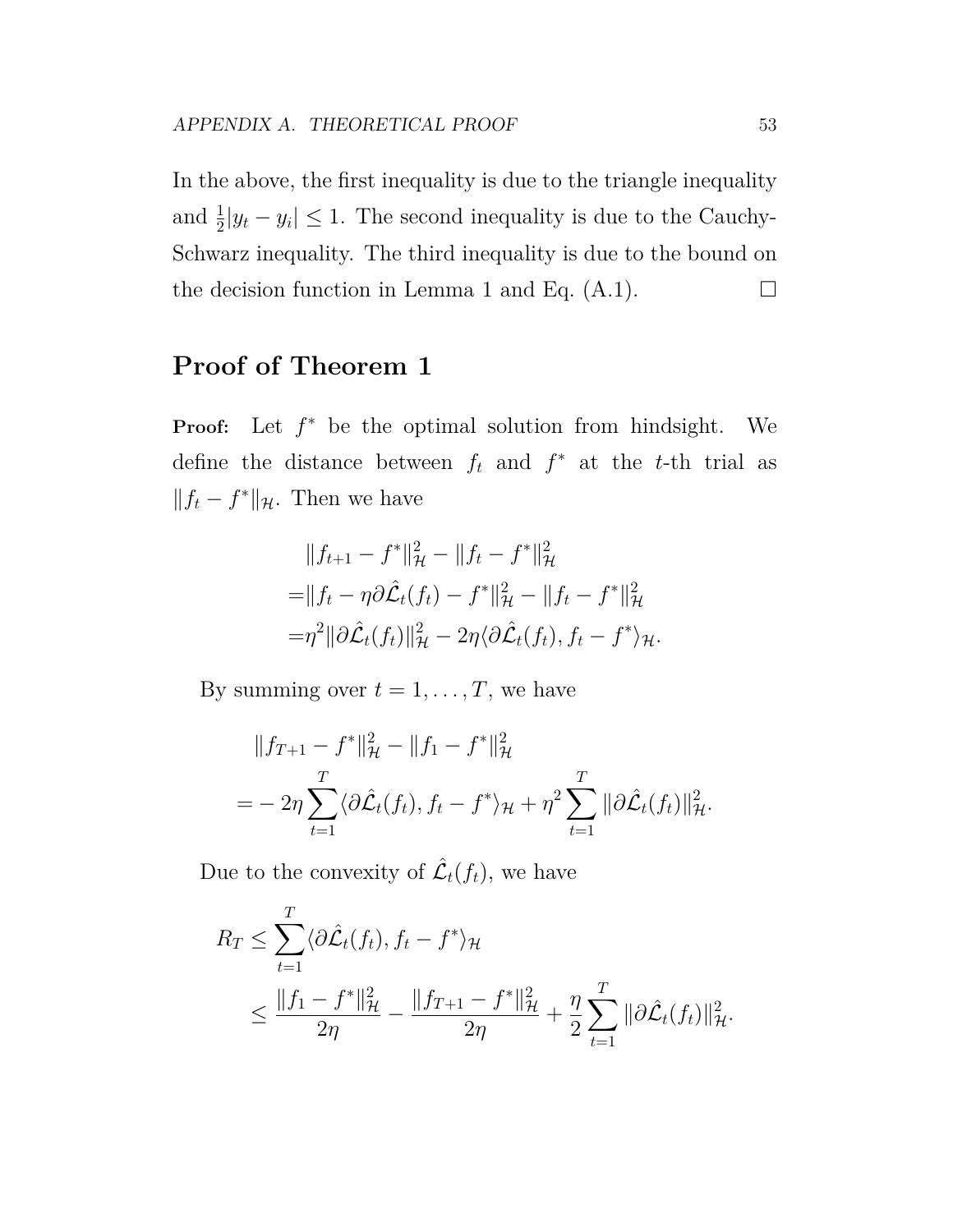In the above, the first inequality is due to the triangle inequality and $\frac{1}{2}|y_t - y_i| \leq 1$. The second inequality is due to the Cauchy-Schwarz inequality. The third inequality is due to the bound on the decision function in Lemma 1 and Eq. (A.1). □

## Proof of Theorem 1

**Proof:** Let $f^*$ be the optimal solution from hindsight. We define the distance between $f_t$ and $f^*$ at the $t$-th trial as $\|f_t - f^*\|_{\mathcal{H}}$. Then we have

$$
\begin{aligned}
&\|f_{t+1} - f^*\|_{\mathcal{H}}^2 - \|f_t - f^*\|_{\mathcal{H}}^2 \\
=&\|f_t - \eta \partial \hat{\mathcal{L}}_t(f_t) - f^*\|_{\mathcal{H}}^2 - \|f_t - f^*\|_{\mathcal{H}}^2 \\
=&\eta^2 \|\partial \hat{\mathcal{L}}_t(f_t)\|_{\mathcal{H}}^2 - 2\eta \langle \partial \hat{\mathcal{L}}_t(f_t), f_t - f^* \rangle_{\mathcal{H}}.
\end{aligned}
$$

By summing over $t = 1, \ldots, T$, we have

$$
\begin{aligned}
&\|f_{T+1} - f^*\|_{\mathcal{H}}^2 - \|f_1 - f^*\|_{\mathcal{H}}^2 \\
=&-2\eta \sum_{t=1}^{T} \langle \partial \hat{\mathcal{L}}_t(f_t), f_t - f^* \rangle_{\mathcal{H}} + \eta^2 \sum_{t=1}^{T} \|\partial \hat{\mathcal{L}}_t(f_t)\|_{\mathcal{H}}^2.
\end{aligned}
$$

Due to the convexity of $\hat{\mathcal{L}}_t(f_t)$, we have

$$
\begin{aligned}
R_T \leq& \sum_{t=1}^{T} \langle \partial \hat{\mathcal{L}}_t(f_t), f_t - f^* \rangle_{\mathcal{H}} \\
\leq& \frac{\|f_1 - f^*\|_{\mathcal{H}}^2}{2\eta} - \frac{\|f_{T+1} - f^*\|_{\mathcal{H}}^2}{2\eta} + \frac{\eta}{2} \sum_{t=1}^{T} \|\partial \hat{\mathcal{L}}_t(f_t)\|_{\mathcal{H}}^2.
\end{aligned}
$$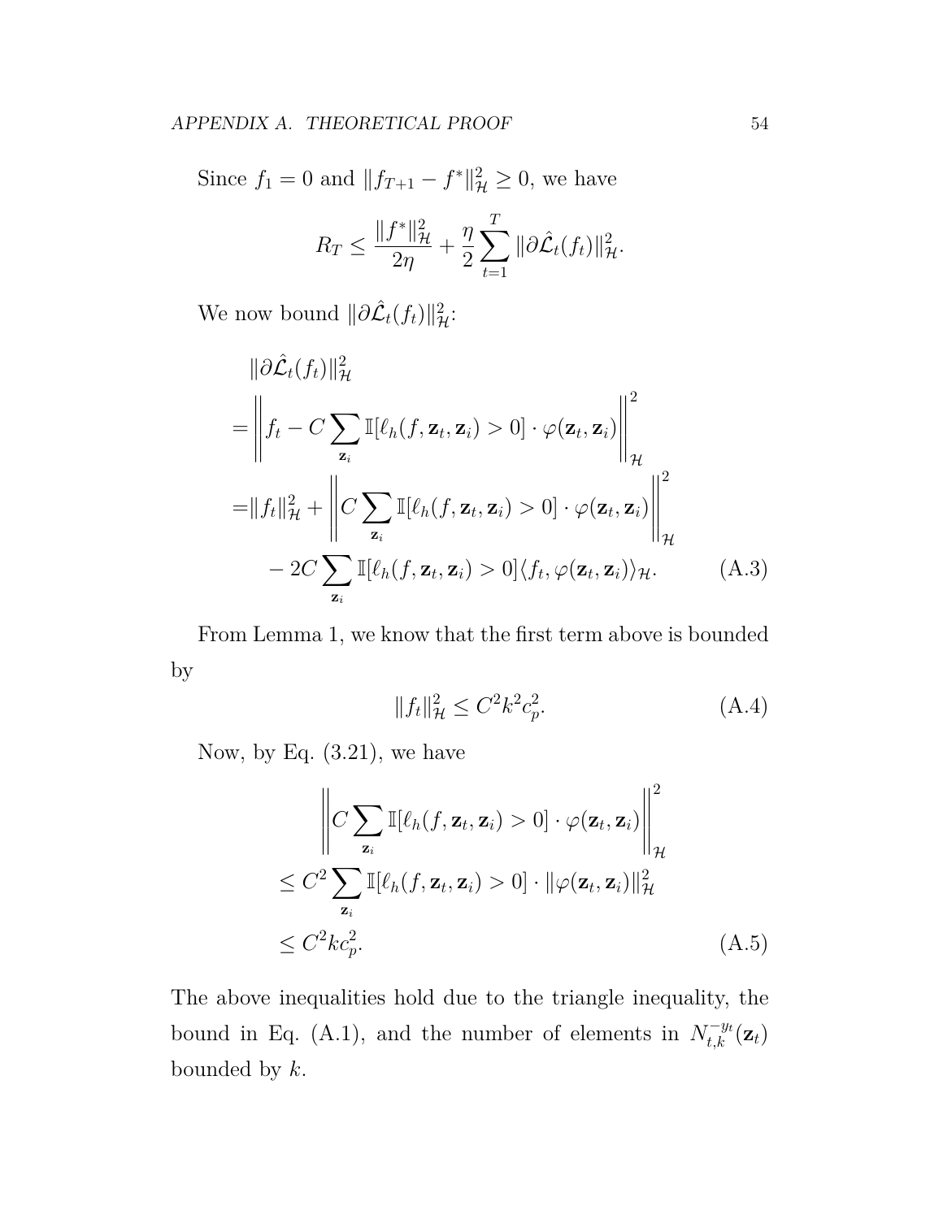Since $f_1 = 0$ and $\|f_{T+1} - f^*\|_{\mathcal{H}}^2 \geq 0$, we have

$$R_T \leq \frac{\|f^*\|_{\mathcal{H}}^2}{2\eta} + \frac{\eta}{2} \sum_{t=1}^{T} \|\partial \hat{\mathcal{L}}_t(f_t)\|_{\mathcal{H}}^2.$$

We now bound $\|\partial \hat{\mathcal{L}}_t(f_t)\|_{\mathcal{H}}^2$:

$$\begin{aligned}
&\|\partial \hat{\mathcal{L}}_t(f_t)\|_{\mathcal{H}}^2 \\
=&\left\| f_t - C \sum_{\mathbf{z}_i} \mathbb{I}[\ell_h(f, \mathbf{z}_t, \mathbf{z}_i) > 0] \cdot \varphi(\mathbf{z}_t, \mathbf{z}_i) \right\|_{\mathcal{H}}^2 \\
=&\|f_t\|_{\mathcal{H}}^2 + \left\| C \sum_{\mathbf{z}_i} \mathbb{I}[\ell_h(f, \mathbf{z}_t, \mathbf{z}_i) > 0] \cdot \varphi(\mathbf{z}_t, \mathbf{z}_i) \right\|_{\mathcal{H}}^2 \\
&- 2C \sum_{\mathbf{z}_i} \mathbb{I}[\ell_h(f, \mathbf{z}_t, \mathbf{z}_i) > 0] \langle f_t, \varphi(\mathbf{z}_t, \mathbf{z}_i) \rangle_{\mathcal{H}}. \qquad \text{(A.3)}
\end{aligned}$$

From Lemma 1, we know that the first term above is bounded by

$$\|f_t\|_{\mathcal{H}}^2 \leq C^2 k^2 c_p^2. \qquad \text{(A.4)}$$

Now, by Eq. (3.21), we have

$$\begin{aligned}
&\left\| C \sum_{\mathbf{z}_i} \mathbb{I}[\ell_h(f, \mathbf{z}_t, \mathbf{z}_i) > 0] \cdot \varphi(\mathbf{z}_t, \mathbf{z}_i) \right\|_{\mathcal{H}}^2 \\
\leq& C^2 \sum_{\mathbf{z}_i} \mathbb{I}[\ell_h(f, \mathbf{z}_t, \mathbf{z}_i) > 0] \cdot \|\varphi(\mathbf{z}_t, \mathbf{z}_i)\|_{\mathcal{H}}^2 \\
\leq& C^2 k c_p^2. \qquad \text{(A.5)}
\end{aligned}$$

The above inequalities hold due to the triangle inequality, the bound in Eq. (A.1), and the number of elements in $N_{t,k}^{-y_t}(\mathbf{z}_t)$ bounded by $k$.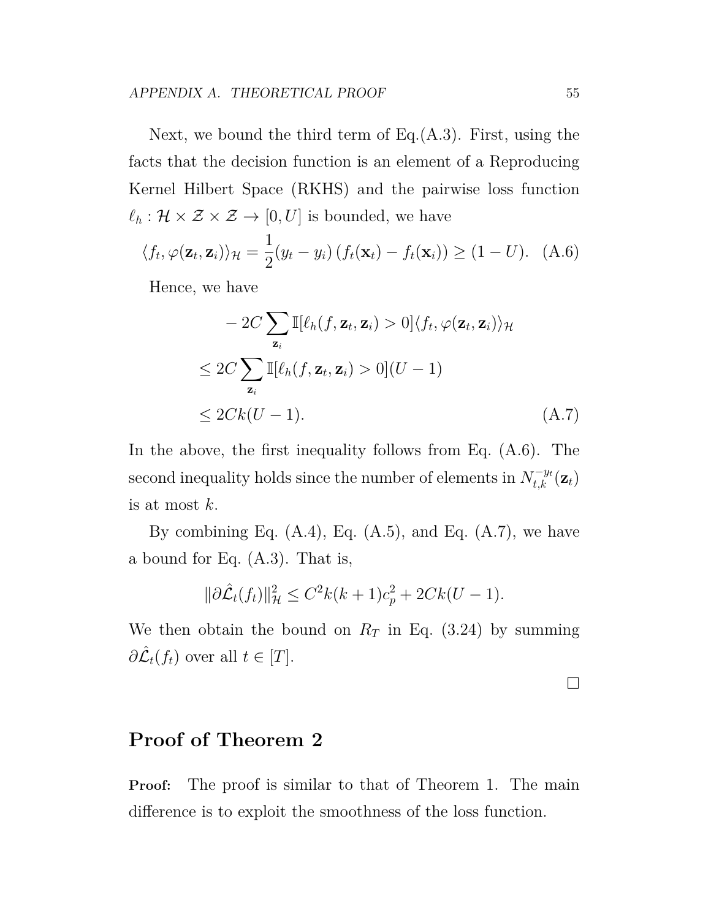Next, we bound the third term of Eq.(A.3). First, using the facts that the decision function is an element of a Reproducing Kernel Hilbert Space (RKHS) and the pairwise loss function $\ell_h : \mathcal{H} \times \mathcal{Z} \times \mathcal{Z} \to [0, U]$ is bounded, we have

$$\langle f_t, \varphi(\mathbf{z}_t, \mathbf{z}_i) \rangle_{\mathcal{H}} = \frac{1}{2}(y_t - y_i)\left(f_t(\mathbf{x}_t) - f_t(\mathbf{x}_i)\right) \geq (1 - U). \quad \text{(A.6)}$$

Hence, we have

$$\begin{aligned}
& -2C \sum_{\mathbf{z}_i} \mathbb{I}[\ell_h(f, \mathbf{z}_t, \mathbf{z}_i) > 0] \langle f_t, \varphi(\mathbf{z}_t, \mathbf{z}_i) \rangle_{\mathcal{H}} \\
\leq\ & 2C \sum_{\mathbf{z}_i} \mathbb{I}[\ell_h(f, \mathbf{z}_t, \mathbf{z}_i) > 0](U - 1) \\
\leq\ & 2Ck(U - 1). \qquad \text{(A.7)}
\end{aligned}$$

In the above, the first inequality follows from Eq. (A.6). The second inequality holds since the number of elements in $N_{t,k}^{-y_t}(\mathbf{z}_t)$ is at most $k$.

By combining Eq. (A.4), Eq. (A.5), and Eq. (A.7), we have a bound for Eq. (A.3). That is,

$$\|\partial \hat{\mathcal{L}}_t(f_t)\|_{\mathcal{H}}^2 \leq C^2 k(k+1)c_p^2 + 2Ck(U - 1).$$

We then obtain the bound on $R_T$ in Eq. (3.24) by summing $\partial \hat{\mathcal{L}}_t(f_t)$ over all $t \in [T]$.

□

## Proof of Theorem 2

**Proof:** The proof is similar to that of Theorem 1. The main difference is to exploit the smoothness of the loss function.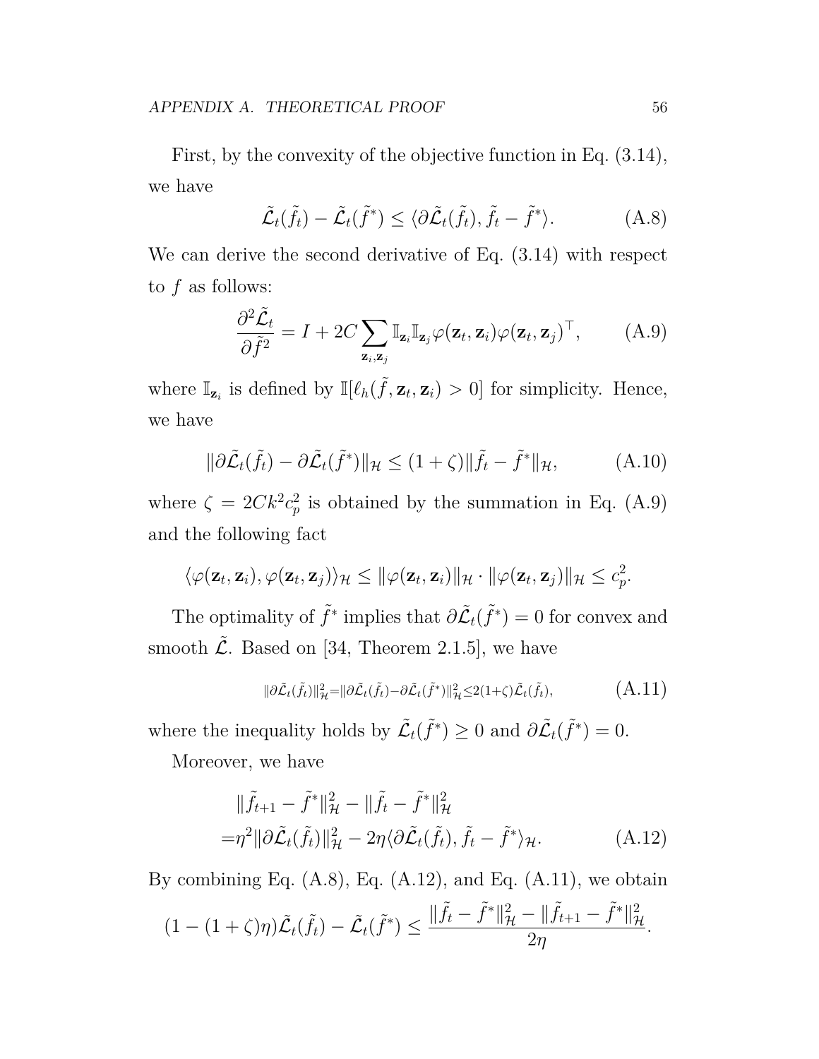First, by the convexity of the objective function in Eq. (3.14), we have

$$\tilde{\mathcal{L}}_t(\tilde{f}_t) - \tilde{\mathcal{L}}_t(\tilde{f}^*) \leq \langle \partial \tilde{\mathcal{L}}_t(\tilde{f}_t), \tilde{f}_t - \tilde{f}^* \rangle. \tag{A.8}$$

We can derive the second derivative of Eq. (3.14) with respect to $f$ as follows:

$$\frac{\partial^2 \tilde{\mathcal{L}}_t}{\partial \tilde{f}^2} = I + 2C \sum_{\mathbf{z}_i, \mathbf{z}_j} \mathbb{I}_{\mathbf{z}_i} \mathbb{I}_{\mathbf{z}_j} \varphi(\mathbf{z}_t, \mathbf{z}_i) \varphi(\mathbf{z}_t, \mathbf{z}_j)^\top, \tag{A.9}$$

where $\mathbb{I}_{\mathbf{z}_i}$ is defined by $\mathbb{I}[\ell_h(\tilde{f}, \mathbf{z}_t, \mathbf{z}_i) > 0]$ for simplicity. Hence, we have

$$\|\partial \tilde{\mathcal{L}}_t(\tilde{f}_t) - \partial \tilde{\mathcal{L}}_t(\tilde{f}^*)\|_{\mathcal{H}} \leq (1 + \zeta) \|\tilde{f}_t - \tilde{f}^*\|_{\mathcal{H}}, \tag{A.10}$$

where $\zeta = 2Ck^2 c_p^2$ is obtained by the summation in Eq. (A.9) and the following fact

$$\langle \varphi(\mathbf{z}_t, \mathbf{z}_i), \varphi(\mathbf{z}_t, \mathbf{z}_j) \rangle_{\mathcal{H}} \leq \|\varphi(\mathbf{z}_t, \mathbf{z}_i)\|_{\mathcal{H}} \cdot \|\varphi(\mathbf{z}_t, \mathbf{z}_j)\|_{\mathcal{H}} \leq c_p^2.$$

The optimality of $\tilde{f}^*$ implies that $\partial \tilde{\mathcal{L}}_t(\tilde{f}^*) = 0$ for convex and smooth $\tilde{\mathcal{L}}$. Based on [34, Theorem 2.1.5], we have

$$\|\partial \tilde{\mathcal{L}}_t(\tilde{f}_t)\|_{\mathcal{H}}^2 = \|\partial \tilde{\mathcal{L}}_t(\tilde{f}_t) - \partial \tilde{\mathcal{L}}_t(\tilde{f}^*)\|_{\mathcal{H}}^2 \leq 2(1+\zeta) \tilde{\mathcal{L}}_t(\tilde{f}_t), \tag{A.11}$$

where the inequality holds by $\tilde{\mathcal{L}}_t(\tilde{f}^*) \geq 0$ and $\partial \tilde{\mathcal{L}}_t(\tilde{f}^*) = 0$.

Moreover, we have

$$\begin{aligned}
&\|\tilde{f}_{t+1} - \tilde{f}^*\|_{\mathcal{H}}^2 - \|\tilde{f}_t - \tilde{f}^*\|_{\mathcal{H}}^2 \\
=&\eta^2 \|\partial \tilde{\mathcal{L}}_t(\tilde{f}_t)\|_{\mathcal{H}}^2 - 2\eta \langle \partial \tilde{\mathcal{L}}_t(\tilde{f}_t), \tilde{f}_t - \tilde{f}^* \rangle_{\mathcal{H}}.
\end{aligned} \tag{A.12}$$

By combining Eq. (A.8), Eq. (A.12), and Eq. (A.11), we obtain

$$(1 - (1+\zeta)\eta) \tilde{\mathcal{L}}_t(\tilde{f}_t) - \tilde{\mathcal{L}}_t(\tilde{f}^*) \leq \frac{\|\tilde{f}_t - \tilde{f}^*\|_{\mathcal{H}}^2 - \|\tilde{f}_{t+1} - \tilde{f}^*\|_{\mathcal{H}}^2}{2\eta}.$$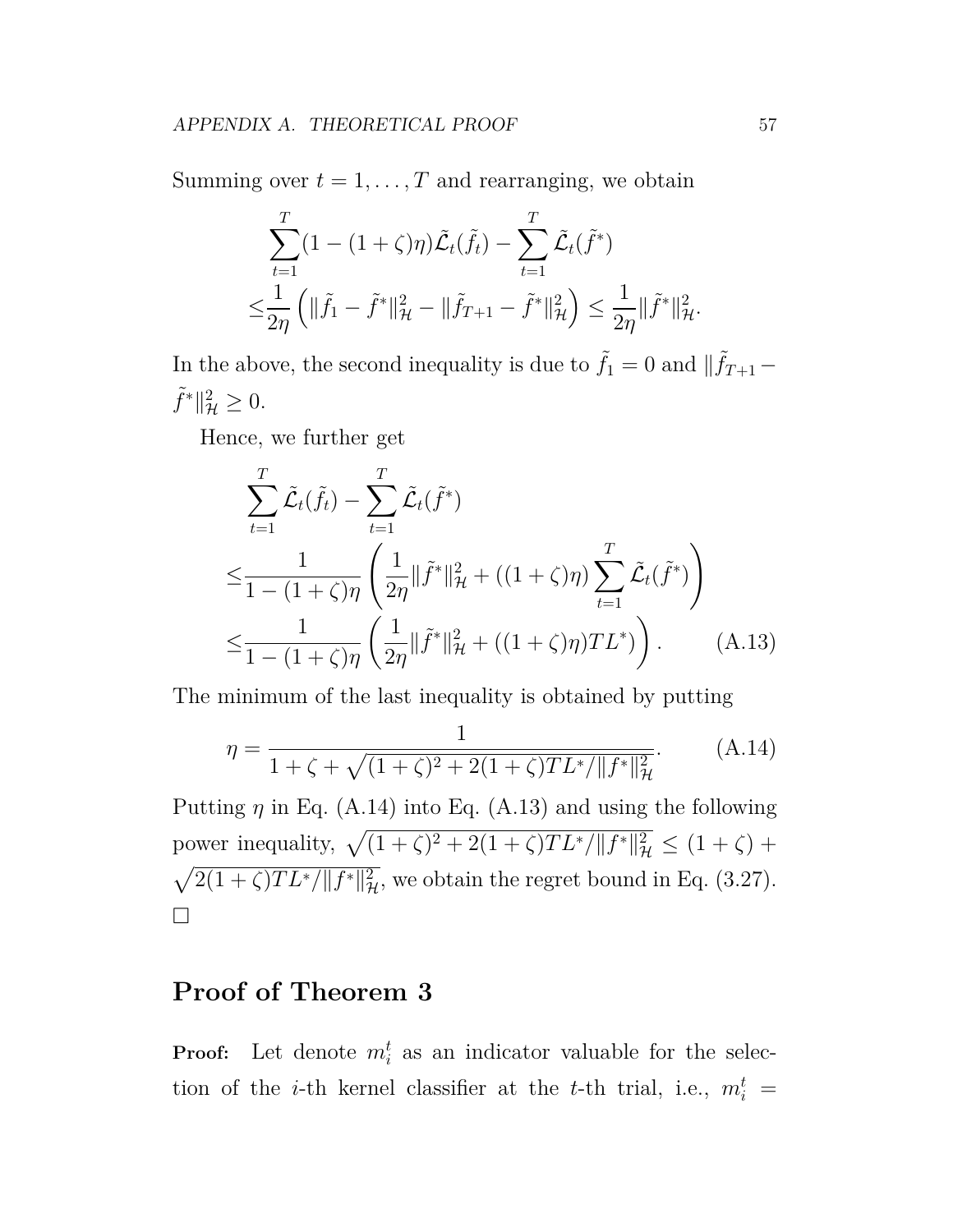Summing over $t = 1, \ldots, T$ and rearranging, we obtain

$$
\begin{aligned}
&\sum_{t=1}^{T}(1-(1+\zeta)\eta)\tilde{\mathcal{L}}_t(\tilde{f}_t) - \sum_{t=1}^{T}\tilde{\mathcal{L}}_t(\tilde{f}^*) \\
\leq &\frac{1}{2\eta}\left(\|\tilde{f}_1 - \tilde{f}^*\|_{\mathcal{H}}^2 - \|\tilde{f}_{T+1} - \tilde{f}^*\|_{\mathcal{H}}^2\right) \leq \frac{1}{2\eta}\|\tilde{f}^*\|_{\mathcal{H}}^2.
\end{aligned}
$$

In the above, the second inequality is due to $\tilde{f}_1 = 0$ and $\|\tilde{f}_{T+1} - \tilde{f}^*\|_{\mathcal{H}}^2 \geq 0$.

Hence, we further get

$$
\begin{aligned}
&\sum_{t=1}^{T}\tilde{\mathcal{L}}_t(\tilde{f}_t) - \sum_{t=1}^{T}\tilde{\mathcal{L}}_t(\tilde{f}^*) \\
\leq &\frac{1}{1-(1+\zeta)\eta}\left(\frac{1}{2\eta}\|\tilde{f}^*\|_{\mathcal{H}}^2 + ((1+\zeta)\eta)\sum_{t=1}^{T}\tilde{\mathcal{L}}_t(\tilde{f}^*)\right) \\
\leq &\frac{1}{1-(1+\zeta)\eta}\left(\frac{1}{2\eta}\|\tilde{f}^*\|_{\mathcal{H}}^2 + ((1+\zeta)\eta)TL^*\right). \qquad \text{(A.13)}
\end{aligned}
$$

The minimum of the last inequality is obtained by putting

$$
\eta = \frac{1}{1+\zeta+\sqrt{(1+\zeta)^2 + 2(1+\zeta)TL^*/\|f^*\|_{\mathcal{H}}^2}}. \qquad \text{(A.14)}
$$

Putting $\eta$ in Eq. (A.14) into Eq. (A.13) and using the following power inequality, $\sqrt{(1+\zeta)^2 + 2(1+\zeta)TL^*/\|f^*\|_{\mathcal{H}}^2} \leq (1+\zeta) + \sqrt{2(1+\zeta)TL^*/\|f^*\|_{\mathcal{H}}^2}$, we obtain the regret bound in Eq. (3.27). □

## Proof of Theorem 3

**Proof:** Let denote $m_i^t$ as an indicator valuable for the selection of the $i$-th kernel classifier at the $t$-th trial, i.e., $m_i^t =$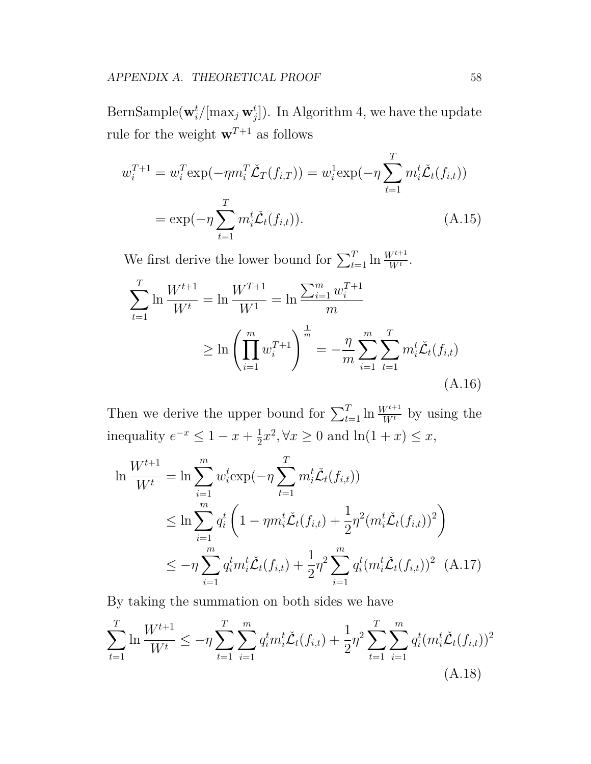BernSample($\mathbf{w}_i^t/[\max_j \mathbf{w}_j^t]$). In Algorithm 4, we have the update rule for the weight $\mathbf{w}^{T+1}$ as follows

$$
\begin{aligned}
w_i^{T+1} &= w_i^T \exp(-\eta m_i^T \check{\mathcal{L}}_T(f_{i,T})) = w_i^1 \exp(-\eta \sum_{t=1}^{T} m_i^t \check{\mathcal{L}}_t(f_{i,t})) \\
&= \exp(-\eta \sum_{t=1}^{T} m_i^t \check{\mathcal{L}}_t(f_{i,t})). \qquad \text{(A.15)}
\end{aligned}
$$

We first derive the lower bound for $\sum_{t=1}^{T} \ln \frac{W^{t+1}}{W^t}$.

$$
\begin{aligned}
\sum_{t=1}^{T} \ln \frac{W^{t+1}}{W^t} &= \ln \frac{W^{T+1}}{W^1} = \ln \frac{\sum_{i=1}^{m} w_i^{T+1}}{m} \\
&\geq \ln \left( \prod_{i=1}^{m} w_i^{T+1} \right)^{\frac{1}{m}} = -\frac{\eta}{m} \sum_{i=1}^{m} \sum_{t=1}^{T} m_i^t \check{\mathcal{L}}_t(f_{i,t}) \qquad \text{(A.16)}
\end{aligned}
$$

Then we derive the upper bound for $\sum_{t=1}^{T} \ln \frac{W^{t+1}}{W^t}$ by using the inequality $e^{-x} \leq 1 - x + \frac{1}{2}x^2, \forall x \geq 0$ and $\ln(1+x) \leq x$,

$$
\begin{aligned}
\ln \frac{W^{t+1}}{W^t} &= \ln \sum_{i=1}^{m} w_i^t \exp(-\eta \sum_{t=1}^{T} m_i^t \check{\mathcal{L}}_t(f_{i,t})) \\
&\leq \ln \sum_{i=1}^{m} q_i^t \left( 1 - \eta m_i^t \check{\mathcal{L}}_t(f_{i,t}) + \frac{1}{2}\eta^2 (m_i^t \check{\mathcal{L}}_t(f_{i,t}))^2 \right) \\
&\leq -\eta \sum_{i=1}^{m} q_i^t m_i^t \check{\mathcal{L}}_t(f_{i,t}) + \frac{1}{2}\eta^2 \sum_{i=1}^{m} q_i^t (m_i^t \check{\mathcal{L}}_t(f_{i,t}))^2 \quad \text{(A.17)}
\end{aligned}
$$

By taking the summation on both sides we have

$$
\sum_{t=1}^{T} \ln \frac{W^{t+1}}{W^t} \leq -\eta \sum_{t=1}^{T} \sum_{i=1}^{m} q_i^t m_i^t \check{\mathcal{L}}_t(f_{i,t}) + \frac{1}{2}\eta^2 \sum_{t=1}^{T} \sum_{i=1}^{m} q_i^t (m_i^t \check{\mathcal{L}}_t(f_{i,t}))^2 \qquad \text{(A.18)}
$$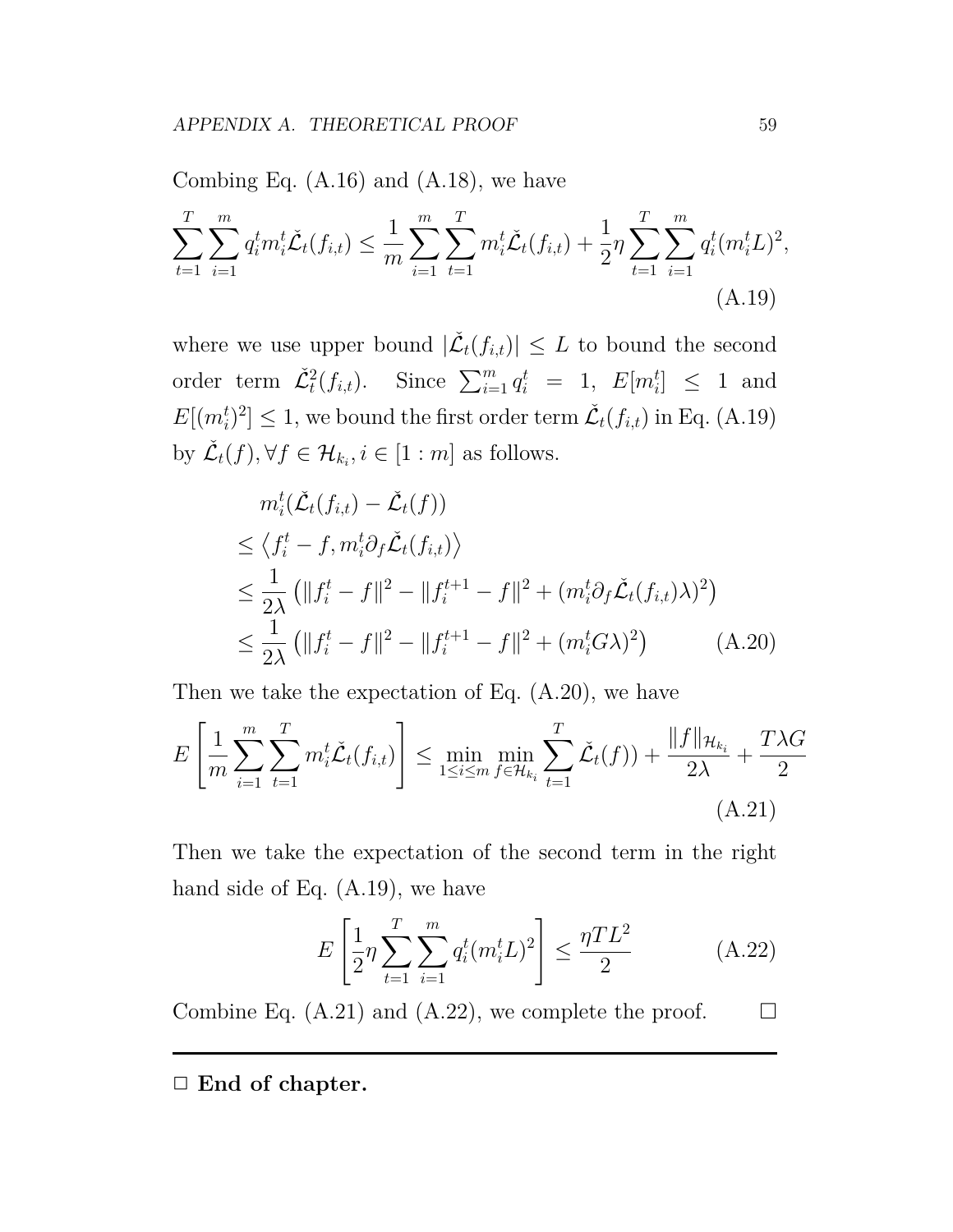Combing Eq. (A.16) and (A.18), we have

$$\sum_{t=1}^{T}\sum_{i=1}^{m} q_i^t m_i^t \check{\mathcal{L}}_t(f_{i,t}) \leq \frac{1}{m}\sum_{i=1}^{m}\sum_{t=1}^{T} m_i^t \check{\mathcal{L}}_t(f_{i,t}) + \frac{1}{2}\eta \sum_{t=1}^{T}\sum_{i=1}^{m} q_i^t (m_i^t L)^2, \tag{A.19}$$

where we use upper bound $|\check{\mathcal{L}}_t(f_{i,t})| \leq L$ to bound the second order term $\check{\mathcal{L}}_t^2(f_{i,t})$. Since $\sum_{i=1}^{m} q_i^t = 1$, $E[m_i^t] \leq 1$ and $E[(m_i^t)^2] \leq 1$, we bound the first order term $\check{\mathcal{L}}_t(f_{i,t})$ in Eq. (A.19) by $\check{\mathcal{L}}_t(f), \forall f \in \mathcal{H}_{k_i}, i \in [1:m]$ as follows.

$$\begin{aligned}
& m_i^t(\check{\mathcal{L}}_t(f_{i,t}) - \check{\mathcal{L}}_t(f)) \\
\leq & \left\langle f_i^t - f, m_i^t \partial_f \check{\mathcal{L}}_t(f_{i,t}) \right\rangle \\
\leq & \frac{1}{2\lambda}\left(\|f_i^t - f\|^2 - \|f_i^{t+1} - f\|^2 + (m_i^t \partial_f \check{\mathcal{L}}_t(f_{i,t})\lambda)^2\right) \\
\leq & \frac{1}{2\lambda}\left(\|f_i^t - f\|^2 - \|f_i^{t+1} - f\|^2 + (m_i^t G \lambda)^2\right)
\end{aligned} \tag{A.20}$$

Then we take the expectation of Eq. (A.20), we have

$$E\left[\frac{1}{m}\sum_{i=1}^{m}\sum_{t=1}^{T} m_i^t \check{\mathcal{L}}_t(f_{i,t})\right] \leq \min_{1\leq i\leq m}\min_{f\in\mathcal{H}_{k_i}} \sum_{t=1}^{T} \check{\mathcal{L}}_t(f)) + \frac{\|f\|_{\mathcal{H}_{k_i}}}{2\lambda} + \frac{T\lambda G}{2} \tag{A.21}$$

Then we take the expectation of the second term in the right hand side of Eq. (A.19), we have

$$E\left[\frac{1}{2}\eta\sum_{t=1}^{T}\sum_{i=1}^{m} q_i^t (m_i^t L)^2\right] \leq \frac{\eta T L^2}{2} \tag{A.22}$$

Combine Eq. (A.21) and (A.22), we complete the proof. □

---

□ **End of chapter.**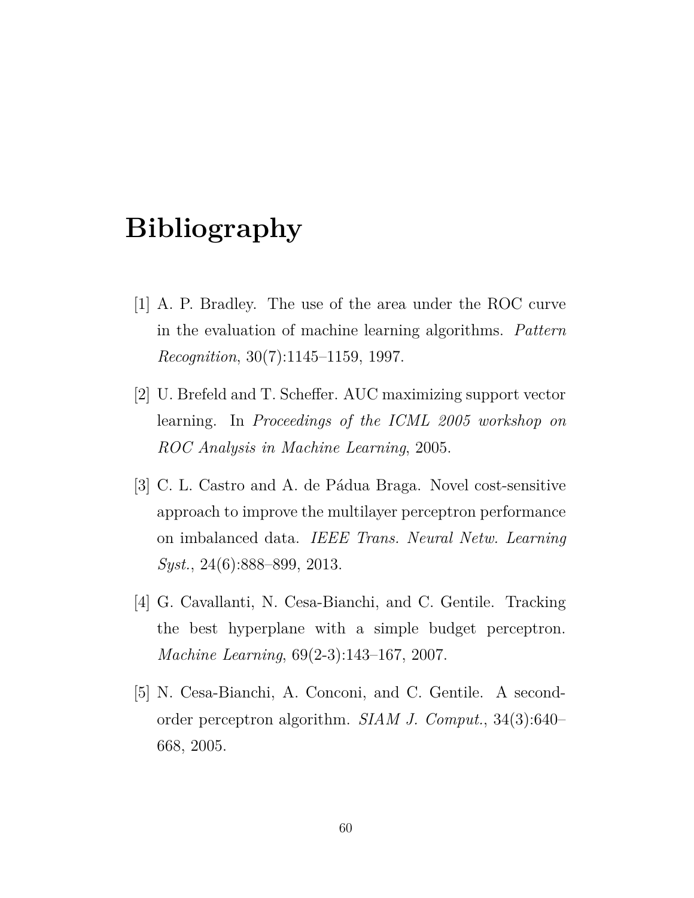# Bibliography

[1] A. P. Bradley. The use of the area under the ROC curve in the evaluation of machine learning algorithms. *Pattern Recognition*, 30(7):1145–1159, 1997.

[2] U. Brefeld and T. Scheffer. AUC maximizing support vector learning. In *Proceedings of the ICML 2005 workshop on ROC Analysis in Machine Learning*, 2005.

[3] C. L. Castro and A. de Pádua Braga. Novel cost-sensitive approach to improve the multilayer perceptron performance on imbalanced data. *IEEE Trans. Neural Netw. Learning Syst.*, 24(6):888–899, 2013.

[4] G. Cavallanti, N. Cesa-Bianchi, and C. Gentile. Tracking the best hyperplane with a simple budget perceptron. *Machine Learning*, 69(2-3):143–167, 2007.

[5] N. Cesa-Bianchi, A. Conconi, and C. Gentile. A second-order perceptron algorithm. *SIAM J. Comput.*, 34(3):640–668, 2005.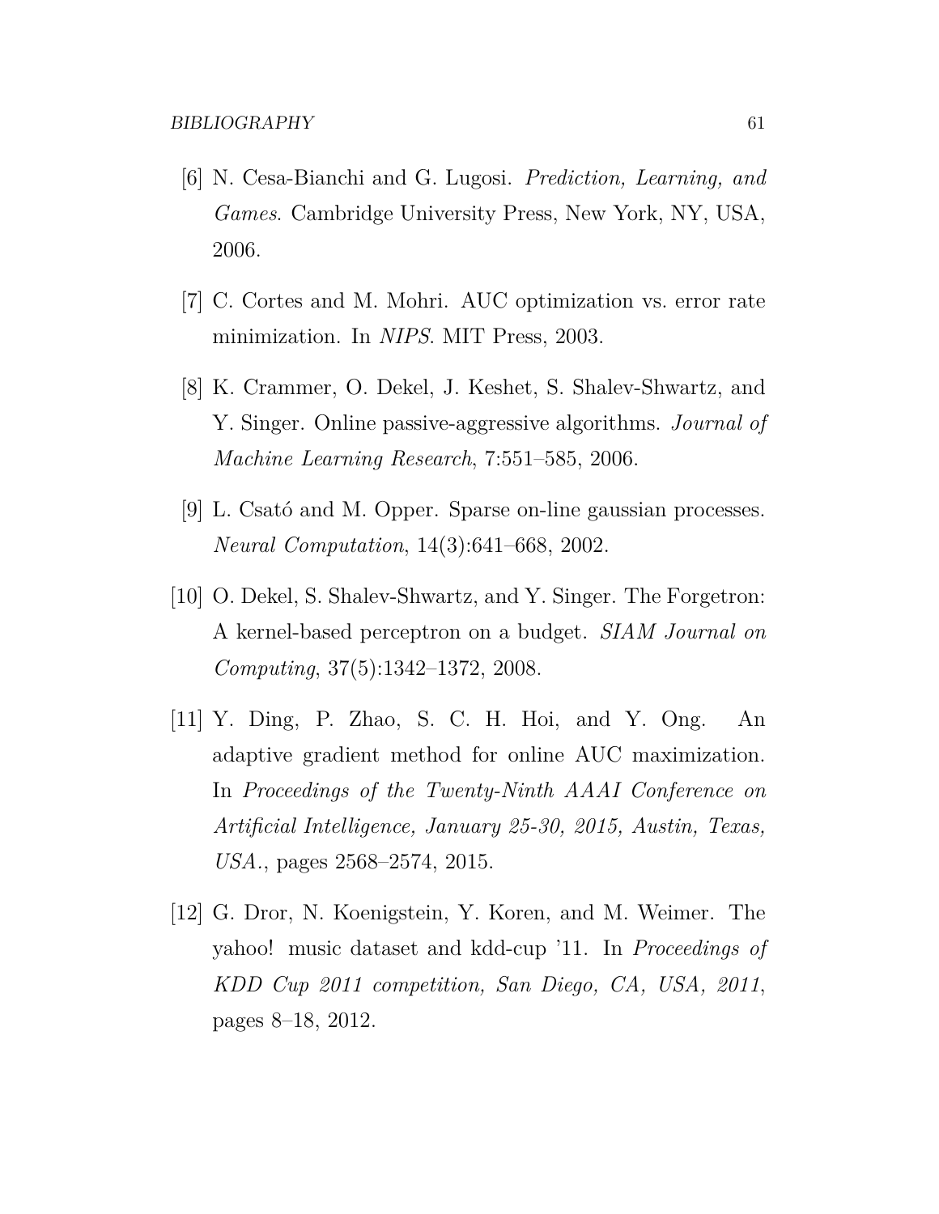[6] N. Cesa-Bianchi and G. Lugosi. *Prediction, Learning, and Games*. Cambridge University Press, New York, NY, USA, 2006.

[7] C. Cortes and M. Mohri. AUC optimization vs. error rate minimization. In *NIPS*. MIT Press, 2003.

[8] K. Crammer, O. Dekel, J. Keshet, S. Shalev-Shwartz, and Y. Singer. Online passive-aggressive algorithms. *Journal of Machine Learning Research*, 7:551–585, 2006.

[9] L. Csató and M. Opper. Sparse on-line gaussian processes. *Neural Computation*, 14(3):641–668, 2002.

[10] O. Dekel, S. Shalev-Shwartz, and Y. Singer. The Forgetron: A kernel-based perceptron on a budget. *SIAM Journal on Computing*, 37(5):1342–1372, 2008.

[11] Y. Ding, P. Zhao, S. C. H. Hoi, and Y. Ong. An adaptive gradient method for online AUC maximization. In *Proceedings of the Twenty-Ninth AAAI Conference on Artificial Intelligence, January 25-30, 2015, Austin, Texas, USA.*, pages 2568–2574, 2015.

[12] G. Dror, N. Koenigstein, Y. Koren, and M. Weimer. The yahoo! music dataset and kdd-cup '11. In *Proceedings of KDD Cup 2011 competition, San Diego, CA, USA, 2011*, pages 8–18, 2012.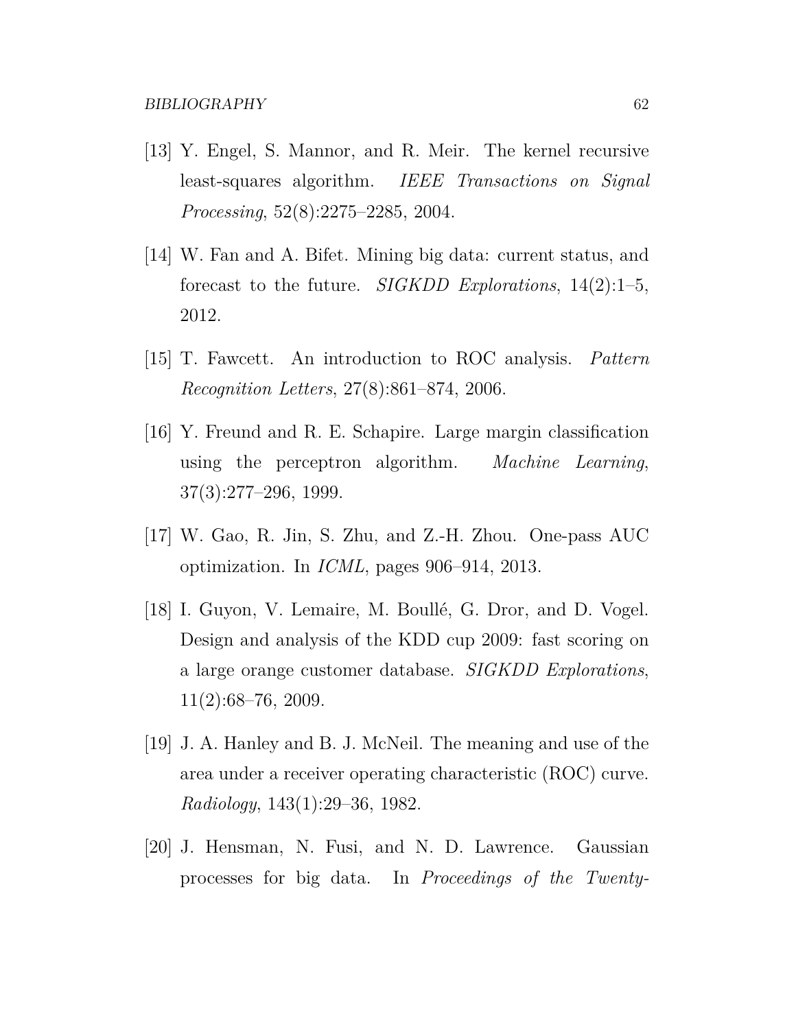[13] Y. Engel, S. Mannor, and R. Meir. The kernel recursive least-squares algorithm. *IEEE Transactions on Signal Processing*, 52(8):2275–2285, 2004.

[14] W. Fan and A. Bifet. Mining big data: current status, and forecast to the future. *SIGKDD Explorations*, 14(2):1–5, 2012.

[15] T. Fawcett. An introduction to ROC analysis. *Pattern Recognition Letters*, 27(8):861–874, 2006.

[16] Y. Freund and R. E. Schapire. Large margin classification using the perceptron algorithm. *Machine Learning*, 37(3):277–296, 1999.

[17] W. Gao, R. Jin, S. Zhu, and Z.-H. Zhou. One-pass AUC optimization. In *ICML*, pages 906–914, 2013.

[18] I. Guyon, V. Lemaire, M. Boullé, G. Dror, and D. Vogel. Design and analysis of the KDD cup 2009: fast scoring on a large orange customer database. *SIGKDD Explorations*, 11(2):68–76, 2009.

[19] J. A. Hanley and B. J. McNeil. The meaning and use of the area under a receiver operating characteristic (ROC) curve. *Radiology*, 143(1):29–36, 1982.

[20] J. Hensman, N. Fusi, and N. D. Lawrence. Gaussian processes for big data. In *Proceedings of the Twenty-*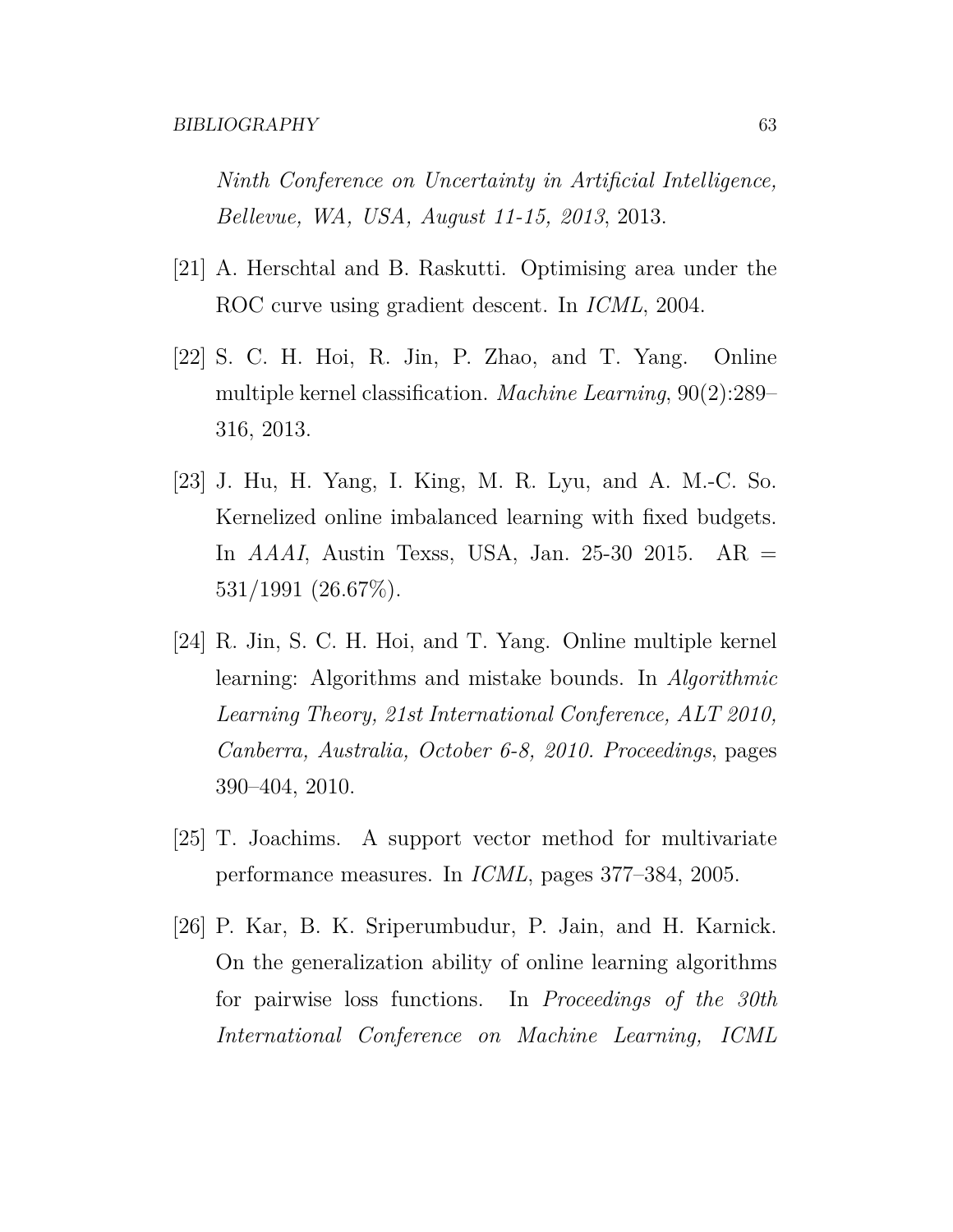*Ninth Conference on Uncertainty in Artificial Intelligence, Bellevue, WA, USA, August 11-15, 2013*, 2013.

[21] A. Herschtal and B. Raskutti. Optimising area under the ROC curve using gradient descent. In *ICML*, 2004.

[22] S. C. H. Hoi, R. Jin, P. Zhao, and T. Yang. Online multiple kernel classification. *Machine Learning*, 90(2):289–316, 2013.

[23] J. Hu, H. Yang, I. King, M. R. Lyu, and A. M.-C. So. Kernelized online imbalanced learning with fixed budgets. In *AAAI*, Austin Texss, USA, Jan. 25-30 2015. AR = 531/1991 (26.67%).

[24] R. Jin, S. C. H. Hoi, and T. Yang. Online multiple kernel learning: Algorithms and mistake bounds. In *Algorithmic Learning Theory, 21st International Conference, ALT 2010, Canberra, Australia, October 6-8, 2010. Proceedings*, pages 390–404, 2010.

[25] T. Joachims. A support vector method for multivariate performance measures. In *ICML*, pages 377–384, 2005.

[26] P. Kar, B. K. Sriperumbudur, P. Jain, and H. Karnick. On the generalization ability of online learning algorithms for pairwise loss functions. In *Proceedings of the 30th International Conference on Machine Learning, ICML*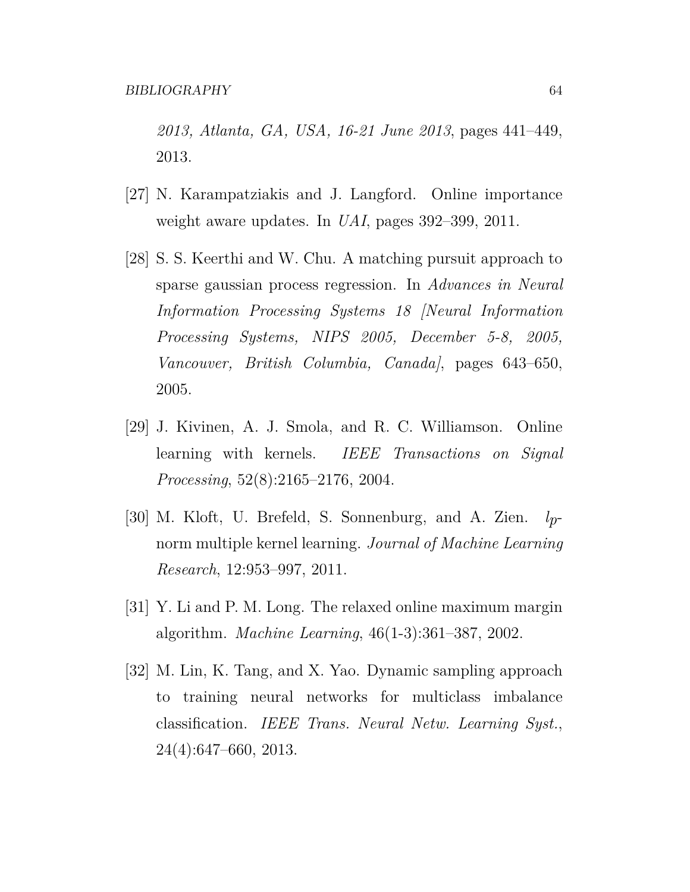*2013, Atlanta, GA, USA, 16-21 June 2013*, pages 441–449, 2013.

[27] N. Karampatziakis and J. Langford. Online importance weight aware updates. In *UAI*, pages 392–399, 2011.

[28] S. S. Keerthi and W. Chu. A matching pursuit approach to sparse gaussian process regression. In *Advances in Neural Information Processing Systems 18 [Neural Information Processing Systems, NIPS 2005, December 5-8, 2005, Vancouver, British Columbia, Canada]*, pages 643–650, 2005.

[29] J. Kivinen, A. J. Smola, and R. C. Williamson. Online learning with kernels. *IEEE Transactions on Signal Processing*, 52(8):2165–2176, 2004.

[30] M. Kloft, U. Brefeld, S. Sonnenburg, and A. Zien. $l_p$-norm multiple kernel learning. *Journal of Machine Learning Research*, 12:953–997, 2011.

[31] Y. Li and P. M. Long. The relaxed online maximum margin algorithm. *Machine Learning*, 46(1-3):361–387, 2002.

[32] M. Lin, K. Tang, and X. Yao. Dynamic sampling approach to training neural networks for multiclass imbalance classification. *IEEE Trans. Neural Netw. Learning Syst.*, 24(4):647–660, 2013.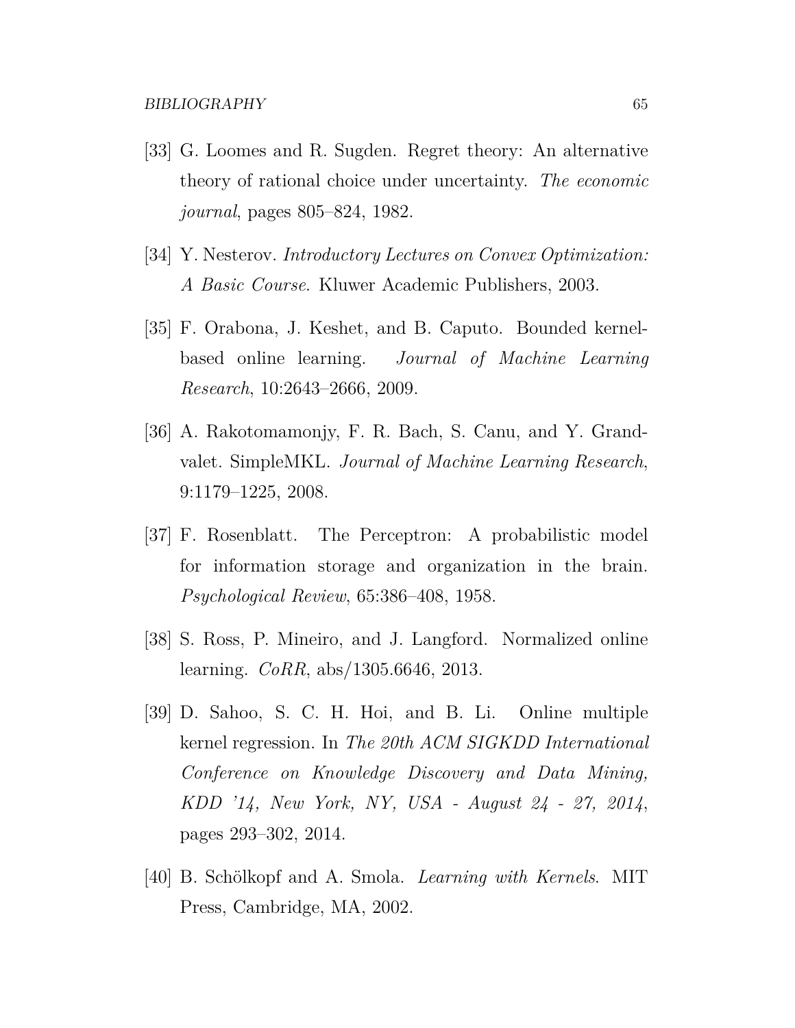[33] G. Loomes and R. Sugden. Regret theory: An alternative theory of rational choice under uncertainty. *The economic journal*, pages 805–824, 1982.

[34] Y. Nesterov. *Introductory Lectures on Convex Optimization: A Basic Course*. Kluwer Academic Publishers, 2003.

[35] F. Orabona, J. Keshet, and B. Caputo. Bounded kernel-based online learning. *Journal of Machine Learning Research*, 10:2643–2666, 2009.

[36] A. Rakotomamonjy, F. R. Bach, S. Canu, and Y. Grandvalet. SimpleMKL. *Journal of Machine Learning Research*, 9:1179–1225, 2008.

[37] F. Rosenblatt. The Perceptron: A probabilistic model for information storage and organization in the brain. *Psychological Review*, 65:386–408, 1958.

[38] S. Ross, P. Mineiro, and J. Langford. Normalized online learning. *CoRR*, abs/1305.6646, 2013.

[39] D. Sahoo, S. C. H. Hoi, and B. Li. Online multiple kernel regression. In *The 20th ACM SIGKDD International Conference on Knowledge Discovery and Data Mining, KDD '14, New York, NY, USA - August 24 - 27, 2014*, pages 293–302, 2014.

[40] B. Schölkopf and A. Smola. *Learning with Kernels*. MIT Press, Cambridge, MA, 2002.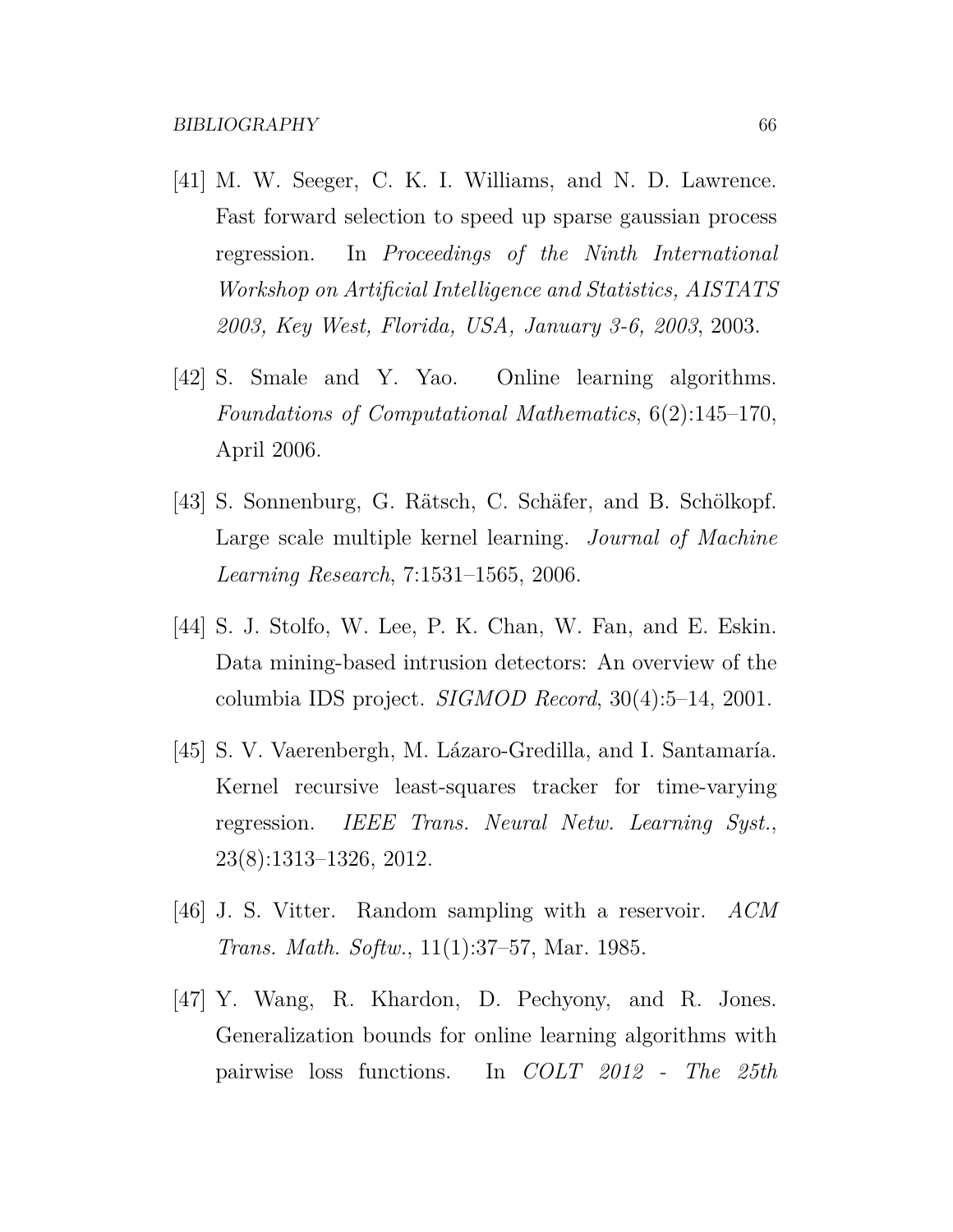[41] M. W. Seeger, C. K. I. Williams, and N. D. Lawrence. Fast forward selection to speed up sparse gaussian process regression. In *Proceedings of the Ninth International Workshop on Artificial Intelligence and Statistics, AISTATS 2003, Key West, Florida, USA, January 3-6, 2003*, 2003.

[42] S. Smale and Y. Yao. Online learning algorithms. *Foundations of Computational Mathematics*, 6(2):145–170, April 2006.

[43] S. Sonnenburg, G. Rätsch, C. Schäfer, and B. Schölkopf. Large scale multiple kernel learning. *Journal of Machine Learning Research*, 7:1531–1565, 2006.

[44] S. J. Stolfo, W. Lee, P. K. Chan, W. Fan, and E. Eskin. Data mining-based intrusion detectors: An overview of the columbia IDS project. *SIGMOD Record*, 30(4):5–14, 2001.

[45] S. V. Vaerenbergh, M. Lázaro-Gredilla, and I. Santamaría. Kernel recursive least-squares tracker for time-varying regression. *IEEE Trans. Neural Netw. Learning Syst.*, 23(8):1313–1326, 2012.

[46] J. S. Vitter. Random sampling with a reservoir. *ACM Trans. Math. Softw.*, 11(1):37–57, Mar. 1985.

[47] Y. Wang, R. Khardon, D. Pechyony, and R. Jones. Generalization bounds for online learning algorithms with pairwise loss functions. In *COLT 2012 - The 25th*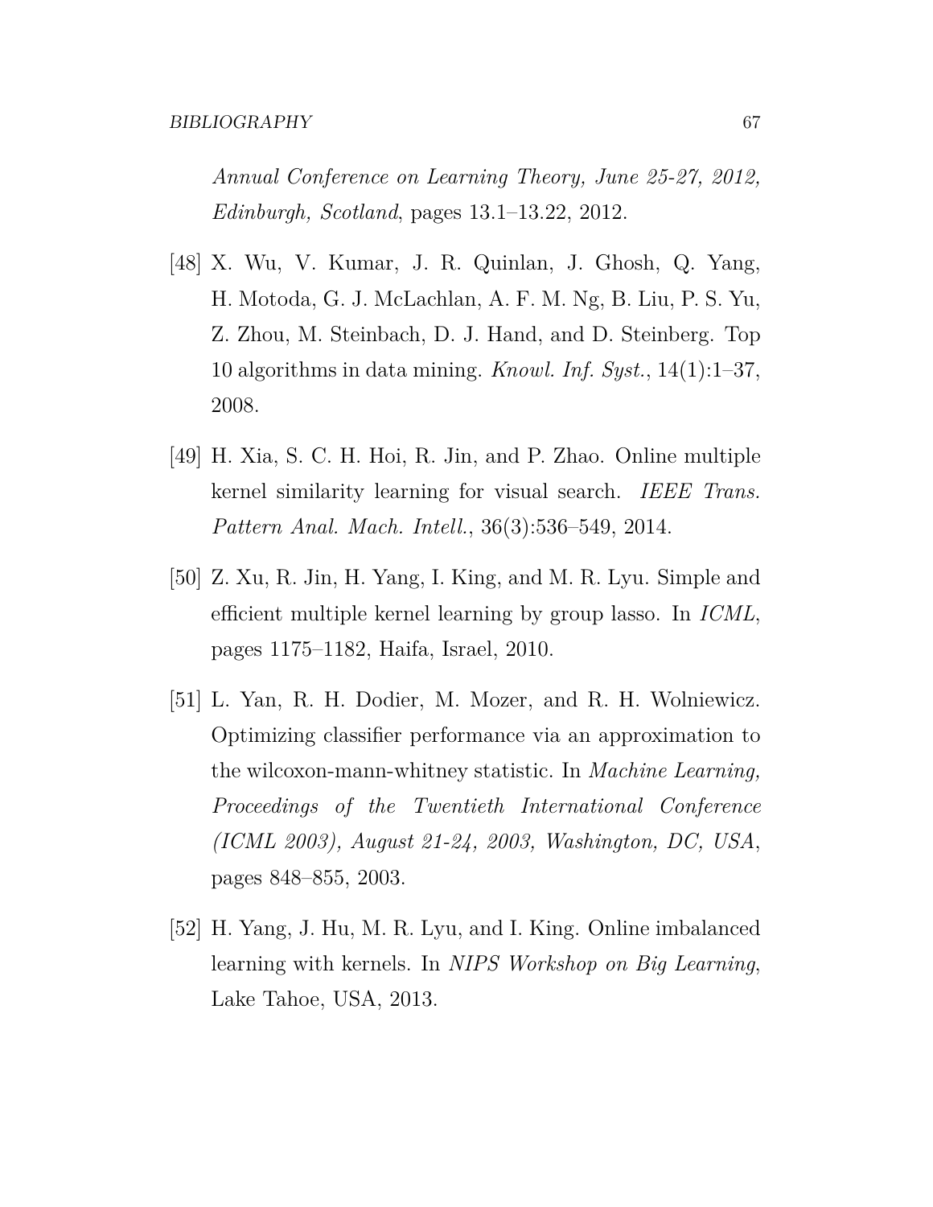*Annual Conference on Learning Theory, June 25-27, 2012, Edinburgh, Scotland*, pages 13.1–13.22, 2012.

[48] X. Wu, V. Kumar, J. R. Quinlan, J. Ghosh, Q. Yang, H. Motoda, G. J. McLachlan, A. F. M. Ng, B. Liu, P. S. Yu, Z. Zhou, M. Steinbach, D. J. Hand, and D. Steinberg. Top 10 algorithms in data mining. *Knowl. Inf. Syst.*, 14(1):1–37, 2008.

[49] H. Xia, S. C. H. Hoi, R. Jin, and P. Zhao. Online multiple kernel similarity learning for visual search. *IEEE Trans. Pattern Anal. Mach. Intell.*, 36(3):536–549, 2014.

[50] Z. Xu, R. Jin, H. Yang, I. King, and M. R. Lyu. Simple and efficient multiple kernel learning by group lasso. In *ICML*, pages 1175–1182, Haifa, Israel, 2010.

[51] L. Yan, R. H. Dodier, M. Mozer, and R. H. Wolniewicz. Optimizing classifier performance via an approximation to the wilcoxon-mann-whitney statistic. In *Machine Learning, Proceedings of the Twentieth International Conference (ICML 2003), August 21-24, 2003, Washington, DC, USA*, pages 848–855, 2003.

[52] H. Yang, J. Hu, M. R. Lyu, and I. King. Online imbalanced learning with kernels. In *NIPS Workshop on Big Learning*, Lake Tahoe, USA, 2013.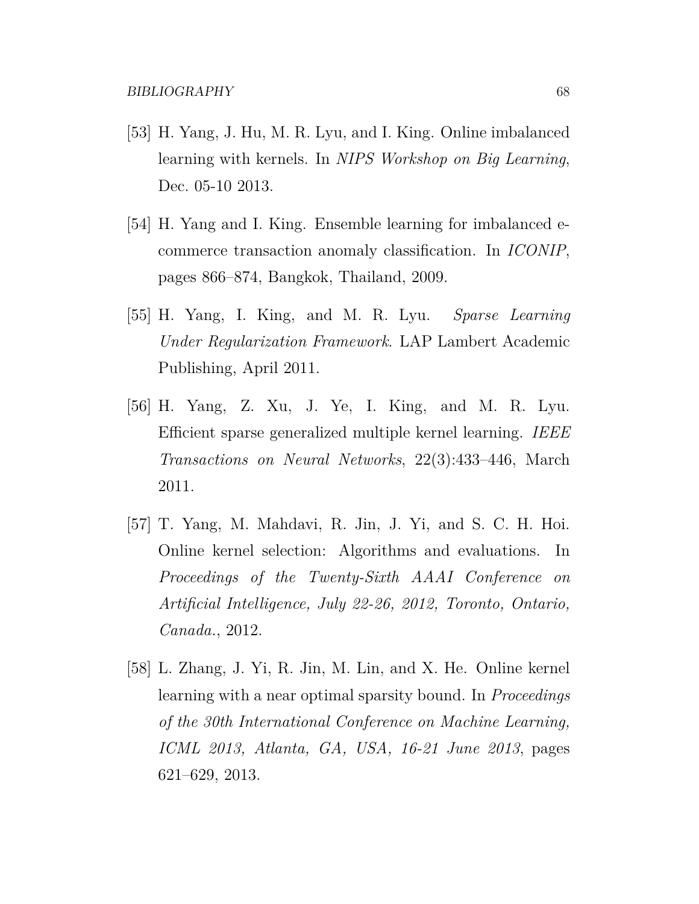[53] H. Yang, J. Hu, M. R. Lyu, and I. King. Online imbalanced learning with kernels. In *NIPS Workshop on Big Learning*, Dec. 05-10 2013.

[54] H. Yang and I. King. Ensemble learning for imbalanced e-commerce transaction anomaly classification. In *ICONIP*, pages 866–874, Bangkok, Thailand, 2009.

[55] H. Yang, I. King, and M. R. Lyu. *Sparse Learning Under Regularization Framework*. LAP Lambert Academic Publishing, April 2011.

[56] H. Yang, Z. Xu, J. Ye, I. King, and M. R. Lyu. Efficient sparse generalized multiple kernel learning. *IEEE Transactions on Neural Networks*, 22(3):433–446, March 2011.

[57] T. Yang, M. Mahdavi, R. Jin, J. Yi, and S. C. H. Hoi. Online kernel selection: Algorithms and evaluations. In *Proceedings of the Twenty-Sixth AAAI Conference on Artificial Intelligence, July 22-26, 2012, Toronto, Ontario, Canada.*, 2012.

[58] L. Zhang, J. Yi, R. Jin, M. Lin, and X. He. Online kernel learning with a near optimal sparsity bound. In *Proceedings of the 30th International Conference on Machine Learning, ICML 2013, Atlanta, GA, USA, 16-21 June 2013*, pages 621–629, 2013.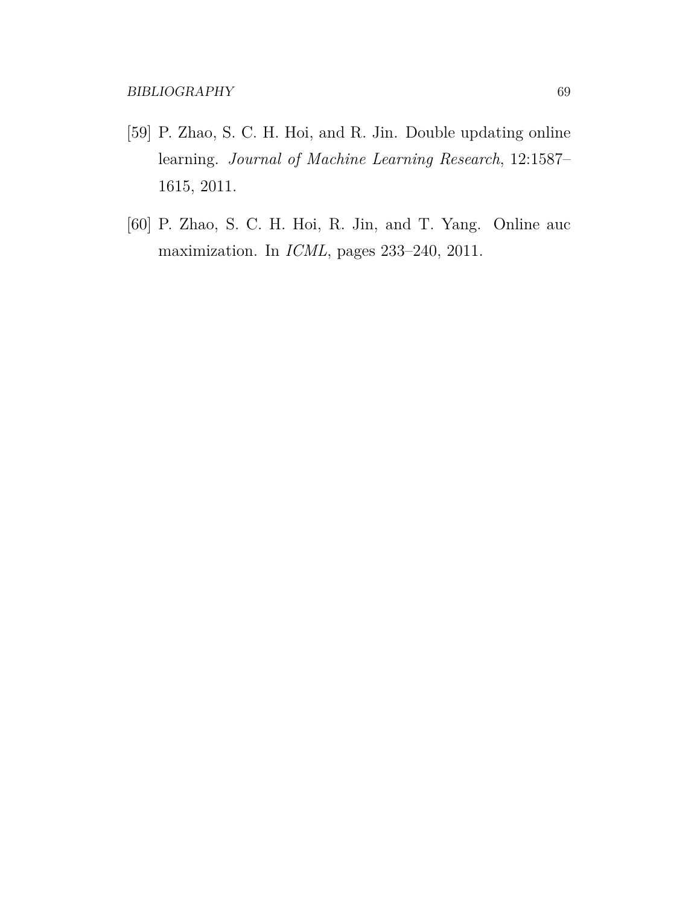[59] P. Zhao, S. C. H. Hoi, and R. Jin. Double updating online learning. *Journal of Machine Learning Research*, 12:1587–1615, 2011.

[60] P. Zhao, S. C. H. Hoi, R. Jin, and T. Yang. Online auc maximization. In *ICML*, pages 233–240, 2011.